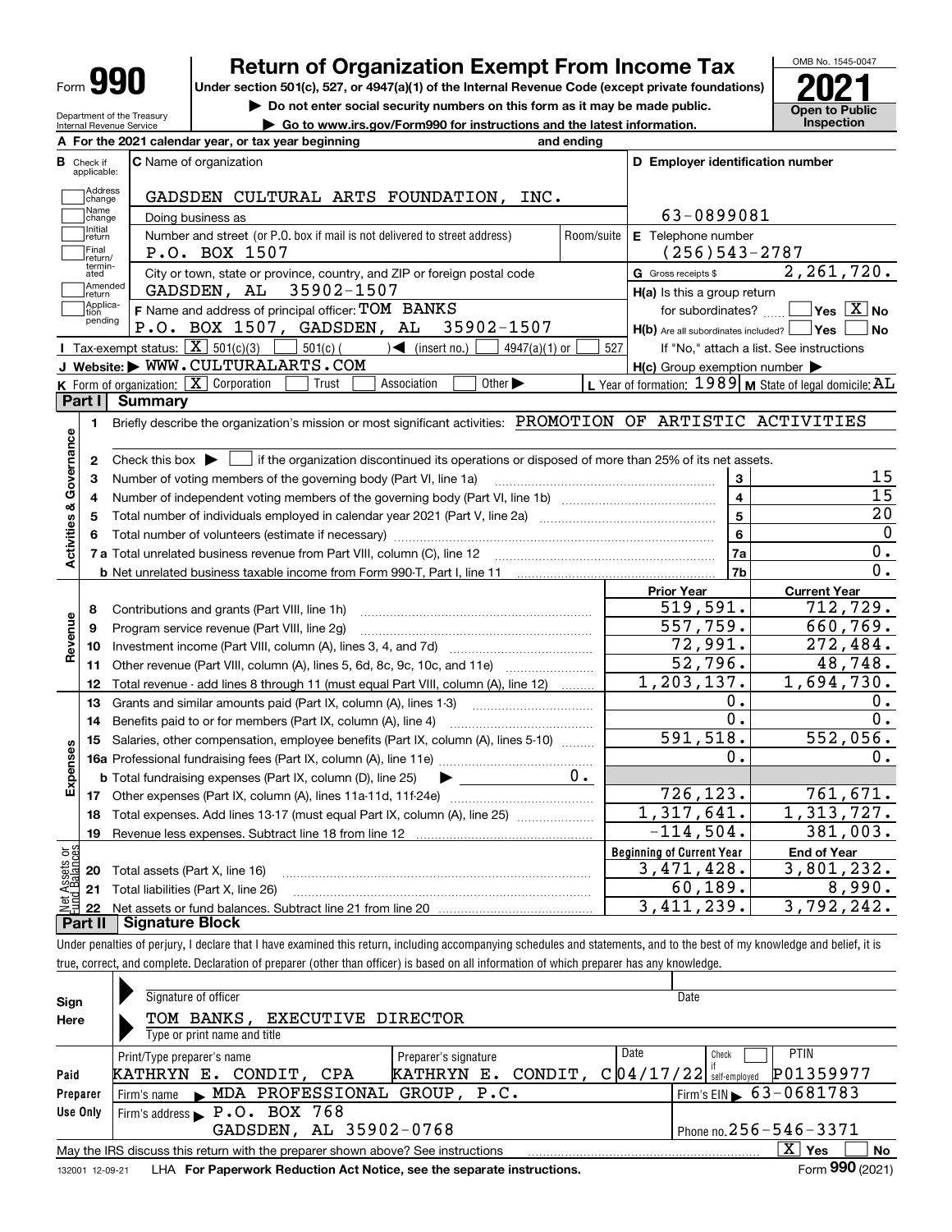# Form 990 — Return of Organization Exempt From Income Tax

**Under section 501(c), 527, or 4947(a)(1) of the Internal Revenue Code (except private foundations)**

▶ Do not enter social security numbers on this form as it may be made public.

▶ Go to www.irs.gov/Form990 for instructions and the latest information.

OMB No. 1545-0047

**2021**

**Open to Public Inspection**

Department of the Treasury
Internal Revenue Service

**A** For the 2021 calendar year, or tax year beginning and ending

**B** Check if applicable: Address change, Name change, Initial return, Final return/terminated, Amended return, Application pending

**C** Name of organization: GADSDEN CULTURAL ARTS FOUNDATION, INC.

Doing business as

Number and street (or P.O. box if mail is not delivered to street address): P.O. BOX 1507 — Room/suite

City or town, state or province, country, and ZIP or foreign postal code: GADSDEN, AL 35902-1507

**D** Employer identification number: 63-0899081

**E** Telephone number: (256)543-2787

**G** Gross receipts $ 2,261,720.

**F** Name and address of principal officer: TOM BANKS, P.O. BOX 1507, GADSDEN, AL 35902-1507

**H(a)** Is this a group return for subordinates? ☐ Yes ☒ No

**H(b)** Are all subordinates included? ☐ Yes ☐ No — If "No," attach a list. See instructions

**H(c)** Group exemption number ▶

**I** Tax-exempt status: ☒ 501(c)(3) ☐ 501(c) ( ) ◀ (insert no.) ☐ 4947(a)(1) or ☐ 527

**J** Website: ▶ WWW.CULTURALARTS.COM

**K** Form of organization: ☒ Corporation ☐ Trust ☐ Association ☐ Other ▶

**L** Year of formation: 1989 **M** State of legal domicile: AL

## Part I Summary

**Activities & Governance**

1. Briefly describe the organization's mission or most significant activities: PROMOTION OF ARTISTIC ACTIVITIES
2. Check this box ▶ ☐ if the organization discontinued its operations or disposed of more than 25% of its net assets.

| | | Line | |
|---|---|---|---|
| 3 | Number of voting members of the governing body (Part VI, line 1a) | 3 | 15 |
| 4 | Number of independent voting members of the governing body (Part VI, line 1b) | 4 | 15 |
| 5 | Total number of individuals employed in calendar year 2021 (Part V, line 2a) | 5 | 20 |
| 6 | Total number of volunteers (estimate if necessary) | 6 | 0 |
| 7a | Total unrelated business revenue from Part VIII, column (C), line 12 | 7a | 0. |
| b | Net unrelated business taxable income from Form 990-T, Part I, line 11 | 7b | 0. |

| | | Prior Year | Current Year |
|---|---|---|---|
| **Revenue** | | | |
| 8 | Contributions and grants (Part VIII, line 1h) | 519,591. | 712,729. |
| 9 | Program service revenue (Part VIII, line 2g) | 557,759. | 660,769. |
| 10 | Investment income (Part VIII, column (A), lines 3, 4, and 7d) | 72,991. | 272,484. |
| 11 | Other revenue (Part VIII, column (A), lines 5, 6d, 8c, 9c, 10c, and 11e) | 52,796. | 48,748. |
| 12 | Total revenue - add lines 8 through 11 (must equal Part VIII, column (A), line 12) | 1,203,137. | 1,694,730. |
| **Expenses** | | | |
| 13 | Grants and similar amounts paid (Part IX, column (A), lines 1-3) | 0. | 0. |
| 14 | Benefits paid to or for members (Part IX, column (A), line 4) | 0. | 0. |
| 15 | Salaries, other compensation, employee benefits (Part IX, column (A), lines 5-10) | 591,518. | 552,056. |
| 16a | Professional fundraising fees (Part IX, column (A), line 11e) | 0. | 0. |
| b | Total fundraising expenses (Part IX, column (D), line 25) ▶ 0. | | |
| 17 | Other expenses (Part IX, column (A), lines 11a-11d, 11f-24e) | 726,123. | 761,671. |
| 18 | Total expenses. Add lines 13-17 (must equal Part IX, column (A), line 25) | 1,317,641. | 1,313,727. |
| 19 | Revenue less expenses. Subtract line 18 from line 12 | -114,504. | 381,003. |

| **Net Assets or Fund Balances** | | Beginning of Current Year | End of Year |
|---|---|---|---|
| 20 | Total assets (Part X, line 16) | 3,471,428. | 3,801,232. |
| 21 | Total liabilities (Part X, line 26) | 60,189. | 8,990. |
| 22 | Net assets or fund balances. Subtract line 21 from line 20 | 3,411,239. | 3,792,242. |

## Part II Signature Block

Under penalties of perjury, I declare that I have examined this return, including accompanying schedules and statements, and to the best of my knowledge and belief, it is true, correct, and complete. Declaration of preparer (other than officer) is based on all information of which preparer has any knowledge.

**Sign Here**

Signature of officer — Date

TOM BANKS, EXECUTIVE DIRECTOR
Type or print name and title

**Paid Preparer Use Only**

| Print/Type preparer's name | Preparer's signature | Date | Check ☐ if self-employed | PTIN |
|---|---|---|---|---|
| KATHRYN E. CONDIT, CPA | KATHRYN E. CONDIT, C | 04/17/22 | | P01359977 |

Firm's name ▶ MDA PROFESSIONAL GROUP, P.C. — Firm's EIN ▶ 63-0681783

Firm's address ▶ P.O. BOX 768, GADSDEN, AL 35902-0768 — Phone no. 256-546-3371

May the IRS discuss this return with the preparer shown above? See instructions ☒ Yes ☐ No

132001 12-09-21 LHA **For Paperwork Reduction Act Notice, see the separate instructions.** Form **990** (2021)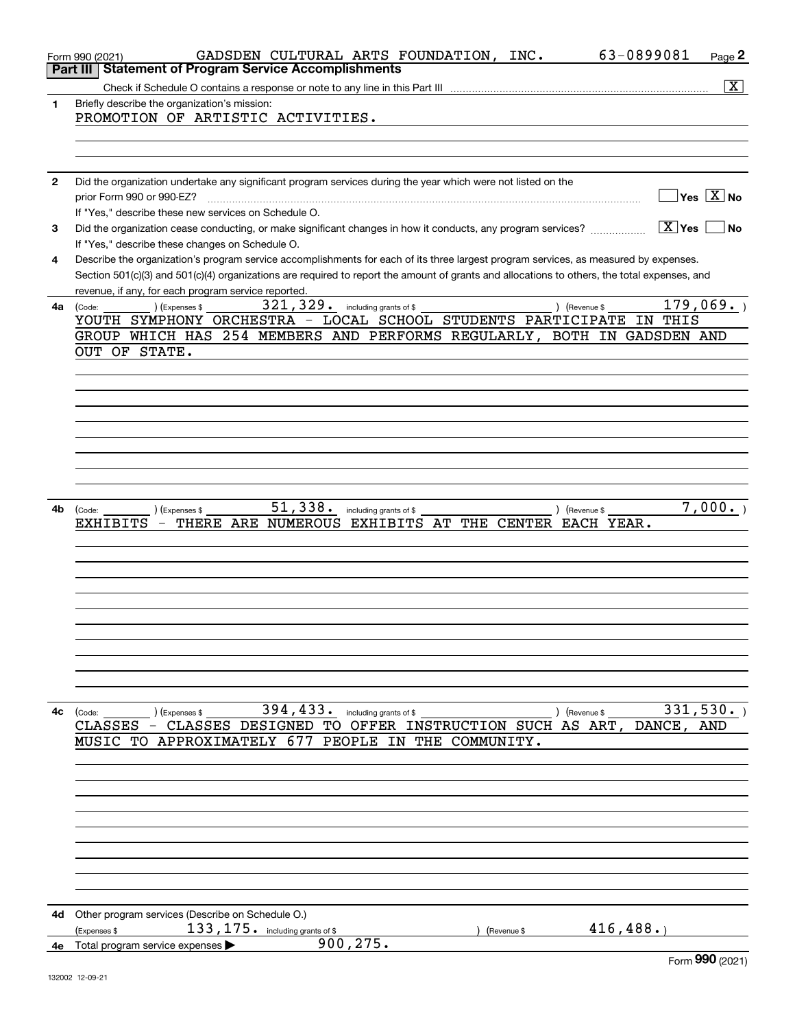Form 990 (2021) GADSDEN CULTURAL ARTS FOUNDATION, INC. 63-0899081 Page 2

## Part III Statement of Program Service Accomplishments

Check if Schedule O contains a response or note to any line in this Part III .......... [X]

**1** Briefly describe the organization's mission:

PROMOTION OF ARTISTIC ACTIVITIES.

**2** Did the organization undertake any significant program services during the year which were not listed on the prior Form 990 or 990-EZ? .......... [ ] Yes [X] No

If "Yes," describe these new services on Schedule O.

**3** Did the organization cease conducting, or make significant changes in how it conducts, any program services? .......... [X] Yes [ ] No

If "Yes," describe these changes on Schedule O.

**4** Describe the organization's program service accomplishments for each of its three largest program services, as measured by expenses. Section 501(c)(3) and 501(c)(4) organizations are required to report the amount of grants and allocations to others, the total expenses, and revenue, if any, for each program service reported.

**4a** (Code: ) (Expenses $ 321,329. including grants of $ ) (Revenue $ 179,069. )

YOUTH SYMPHONY ORCHESTRA - LOCAL SCHOOL STUDENTS PARTICIPATE IN THIS GROUP WHICH HAS 254 MEMBERS AND PERFORMS REGULARLY, BOTH IN GADSDEN AND OUT OF STATE.

**4b** (Code: ) (Expenses $ 51,338. including grants of $ ) (Revenue $ 7,000. )

EXHIBITS - THERE ARE NUMEROUS EXHIBITS AT THE CENTER EACH YEAR.

**4c** (Code: ) (Expenses $ 394,433. including grants of $ ) (Revenue $ 331,530. )

CLASSES - CLASSES DESIGNED TO OFFER INSTRUCTION SUCH AS ART, DANCE, AND MUSIC TO APPROXIMATELY 677 PEOPLE IN THE COMMUNITY.

**4d** Other program services (Describe on Schedule O.)

(Expenses $ 133,175. including grants of $ ) (Revenue $ 416,488.)

**4e** Total program service expenses ▶ 900,275.

Form **990** (2021)

132002 12-09-21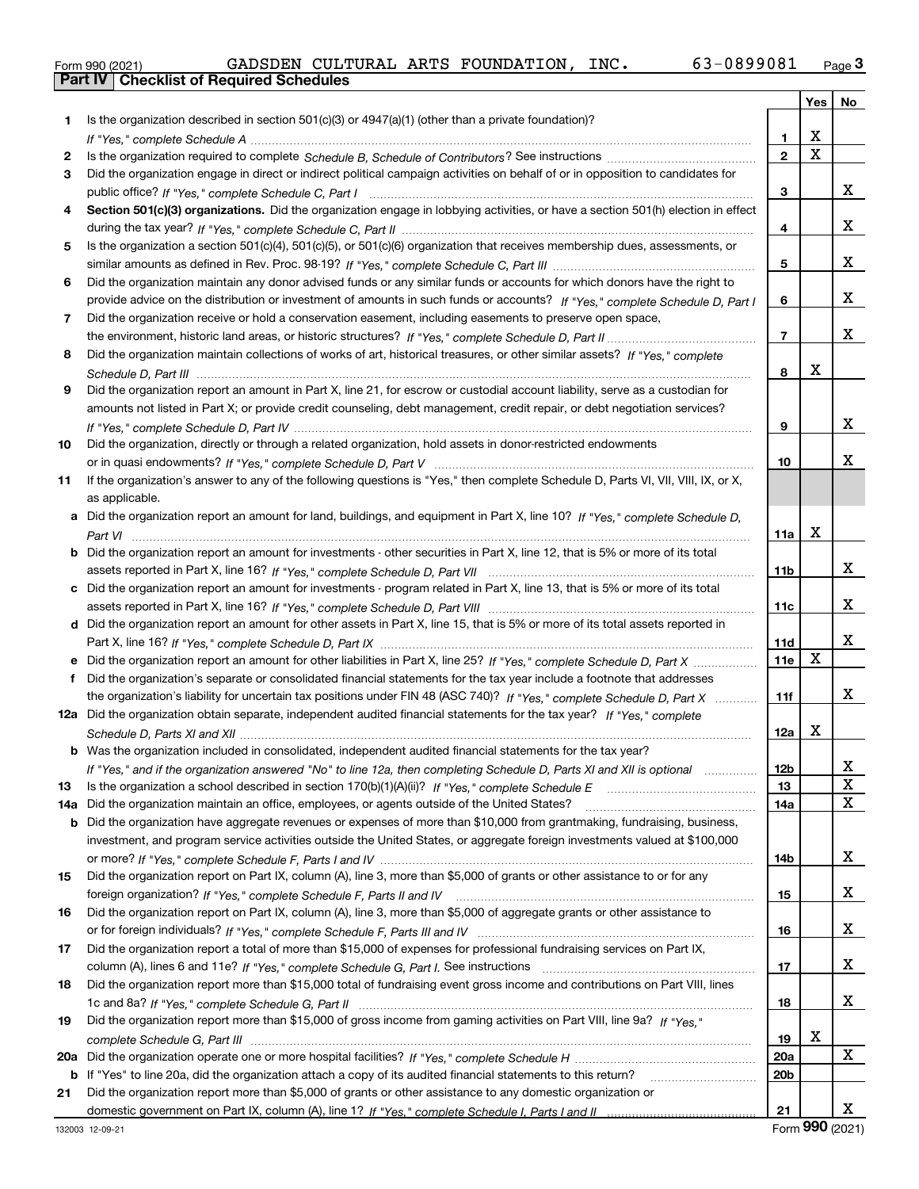Form 990 (2021) GADSDEN CULTURAL ARTS FOUNDATION, INC. 63-0899081 Page 3

## Part IV Checklist of Required Schedules

| | | | Yes | No |
|---|---|---|---|---|
| 1 | Is the organization described in section 501(c)(3) or 4947(a)(1) (other than a private foundation)? *If "Yes," complete Schedule A* | 1 | X | |
| 2 | Is the organization required to complete *Schedule B, Schedule of Contributors*? See instructions | 2 | X | |
| 3 | Did the organization engage in direct or indirect political campaign activities on behalf of or in opposition to candidates for public office? *If "Yes," complete Schedule C, Part I* | 3 | | X |
| 4 | **Section 501(c)(3) organizations.** Did the organization engage in lobbying activities, or have a section 501(h) election in effect during the tax year? *If "Yes," complete Schedule C, Part II* | 4 | | X |
| 5 | Is the organization a section 501(c)(4), 501(c)(5), or 501(c)(6) organization that receives membership dues, assessments, or similar amounts as defined in Rev. Proc. 98-19? *If "Yes," complete Schedule C, Part III* | 5 | | X |
| 6 | Did the organization maintain any donor advised funds or any similar funds or accounts for which donors have the right to provide advice on the distribution or investment of amounts in such funds or accounts? *If "Yes," complete Schedule D, Part I* | 6 | | X |
| 7 | Did the organization receive or hold a conservation easement, including easements to preserve open space, the environment, historic land areas, or historic structures? *If "Yes," complete Schedule D, Part II* | 7 | | X |
| 8 | Did the organization maintain collections of works of art, historical treasures, or other similar assets? *If "Yes," complete Schedule D, Part III* | 8 | X | |
| 9 | Did the organization report an amount in Part X, line 21, for escrow or custodial account liability, serve as a custodian for amounts not listed in Part X; or provide credit counseling, debt management, credit repair, or debt negotiation services? *If "Yes," complete Schedule D, Part IV* | 9 | | X |
| 10 | Did the organization, directly or through a related organization, hold assets in donor-restricted endowments or in quasi endowments? *If "Yes," complete Schedule D, Part V* | 10 | | X |
| 11 | If the organization's answer to any of the following questions is "Yes," then complete Schedule D, Parts VI, VII, VIII, IX, or X, as applicable. | | | |
| a | Did the organization report an amount for land, buildings, and equipment in Part X, line 10? *If "Yes," complete Schedule D, Part VI* | 11a | X | |
| b | Did the organization report an amount for investments - other securities in Part X, line 12, that is 5% or more of its total assets reported in Part X, line 16? *If "Yes," complete Schedule D, Part VII* | 11b | | X |
| c | Did the organization report an amount for investments - program related in Part X, line 13, that is 5% or more of its total assets reported in Part X, line 16? *If "Yes," complete Schedule D, Part VIII* | 11c | | X |
| d | Did the organization report an amount for other assets in Part X, line 15, that is 5% or more of its total assets reported in Part X, line 16? *If "Yes," complete Schedule D, Part IX* | 11d | | X |
| e | Did the organization report an amount for other liabilities in Part X, line 25? *If "Yes," complete Schedule D, Part X* | 11e | X | |
| f | Did the organization's separate or consolidated financial statements for the tax year include a footnote that addresses the organization's liability for uncertain tax positions under FIN 48 (ASC 740)? *If "Yes," complete Schedule D, Part X* | 11f | | X |
| 12a | Did the organization obtain separate, independent audited financial statements for the tax year? *If "Yes," complete Schedule D, Parts XI and XII* | 12a | X | |
| b | Was the organization included in consolidated, independent audited financial statements for the tax year? *If "Yes," and if the organization answered "No" to line 12a, then completing Schedule D, Parts XI and XII is optional* | 12b | | X |
| 13 | Is the organization a school described in section 170(b)(1)(A)(ii)? *If "Yes," complete Schedule E* | 13 | | X |
| 14a | Did the organization maintain an office, employees, or agents outside of the United States? | 14a | | X |
| b | Did the organization have aggregate revenues or expenses of more than $10,000 from grantmaking, fundraising, business, investment, and program service activities outside the United States, or aggregate foreign investments valued at $100,000 or more? *If "Yes," complete Schedule F, Parts I and IV* | 14b | | X |
| 15 | Did the organization report on Part IX, column (A), line 3, more than $5,000 of grants or other assistance to or for any foreign organization? *If "Yes," complete Schedule F, Parts II and IV* | 15 | | X |
| 16 | Did the organization report on Part IX, column (A), line 3, more than $5,000 of aggregate grants or other assistance to or for foreign individuals? *If "Yes," complete Schedule F, Parts III and IV* | 16 | | X |
| 17 | Did the organization report a total of more than $15,000 of expenses for professional fundraising services on Part IX, column (A), lines 6 and 11e? *If "Yes," complete Schedule G, Part I.* See instructions | 17 | | X |
| 18 | Did the organization report more than $15,000 total of fundraising event gross income and contributions on Part VIII, lines 1c and 8a? *If "Yes," complete Schedule G, Part II* | 18 | | X |
| 19 | Did the organization report more than $15,000 of gross income from gaming activities on Part VIII, line 9a? *If "Yes," complete Schedule G, Part III* | 19 | X | |
| 20a | Did the organization operate one or more hospital facilities? *If "Yes," complete Schedule H* | 20a | | X |
| b | If "Yes" to line 20a, did the organization attach a copy of its audited financial statements to this return? | 20b | | |
| 21 | Did the organization report more than $5,000 of grants or other assistance to any domestic organization or domestic government on Part IX, column (A), line 1? *If "Yes," complete Schedule I, Parts I and II* | 21 | | X |

132003 12-09-21 Form **990** (2021)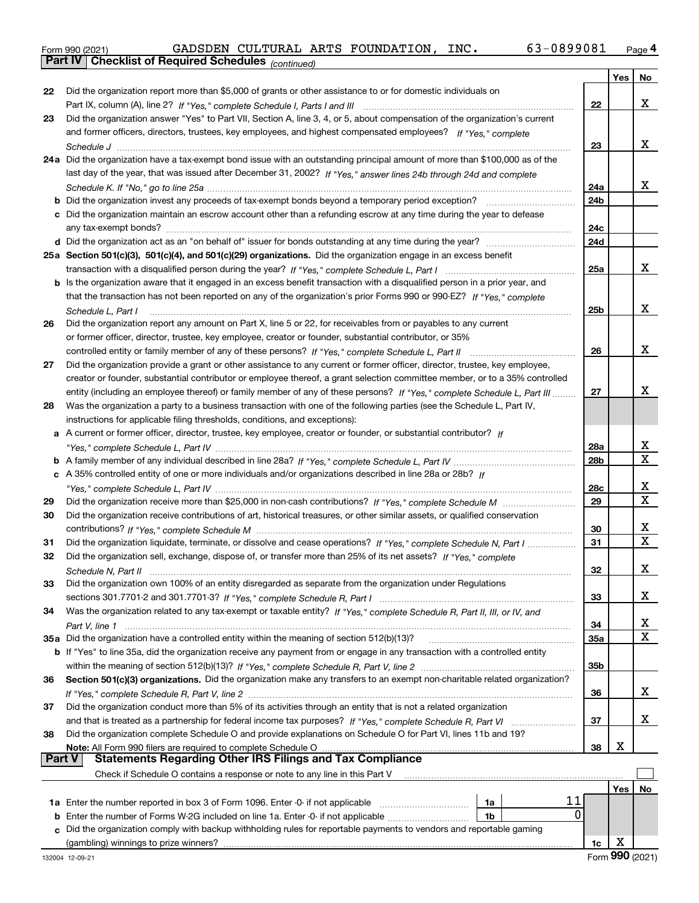Form 990 (2021) GADSDEN CULTURAL ARTS FOUNDATION, INC. 63-0899081 Page 4

## Part IV Checklist of Required Schedules *(continued)*

| | | | Yes | No |
|---|---|---|---|---|
| 22 | Did the organization report more than $5,000 of grants or other assistance to or for domestic individuals on Part IX, column (A), line 2? *If "Yes," complete Schedule I, Parts I and III* | 22 | | X |
| 23 | Did the organization answer "Yes" to Part VII, Section A, line 3, 4, or 5, about compensation of the organization's current and former officers, directors, trustees, key employees, and highest compensated employees? *If "Yes," complete Schedule J* | 23 | | X |
| 24a | Did the organization have a tax-exempt bond issue with an outstanding principal amount of more than $100,000 as of the last day of the year, that was issued after December 31, 2002? *If "Yes," answer lines 24b through 24d and complete Schedule K. If "No," go to line 25a* | 24a | | X |
| b | Did the organization invest any proceeds of tax-exempt bonds beyond a temporary period exception? | 24b | | |
| c | Did the organization maintain an escrow account other than a refunding escrow at any time during the year to defease any tax-exempt bonds? | 24c | | |
| d | Did the organization act as an "on behalf of" issuer for bonds outstanding at any time during the year? | 24d | | |
| 25a | **Section 501(c)(3), 501(c)(4), and 501(c)(29) organizations.** Did the organization engage in an excess benefit transaction with a disqualified person during the year? *If "Yes," complete Schedule L, Part I* | 25a | | X |
| b | Is the organization aware that it engaged in an excess benefit transaction with a disqualified person in a prior year, and that the transaction has not been reported on any of the organization's prior Forms 990 or 990-EZ? *If "Yes," complete Schedule L, Part I* | 25b | | X |
| 26 | Did the organization report any amount on Part X, line 5 or 22, for receivables from or payables to any current or former officer, director, trustee, key employee, creator or founder, substantial contributor, or 35% controlled entity or family member of any of these persons? *If "Yes," complete Schedule L, Part II* | 26 | | X |
| 27 | Did the organization provide a grant or other assistance to any current or former officer, director, trustee, key employee, creator or founder, substantial contributor or employee thereof, a grant selection committee member, or to a 35% controlled entity (including an employee thereof) or family member of any of these persons? *If "Yes," complete Schedule L, Part III* | 27 | | X |
| 28 | Was the organization a party to a business transaction with one of the following parties (see the Schedule L, Part IV, instructions for applicable filing thresholds, conditions, and exceptions): | | | |
| a | A current or former officer, director, trustee, key employee, creator or founder, or substantial contributor? *If "Yes," complete Schedule L, Part IV* | 28a | | X |
| b | A family member of any individual described in line 28a? *If "Yes," complete Schedule L, Part IV* | 28b | | X |
| c | A 35% controlled entity of one or more individuals and/or organizations described in line 28a or 28b? *If "Yes," complete Schedule L, Part IV* | 28c | | X |
| 29 | Did the organization receive more than $25,000 in non-cash contributions? *If "Yes," complete Schedule M* | 29 | | X |
| 30 | Did the organization receive contributions of art, historical treasures, or other similar assets, or qualified conservation contributions? *If "Yes," complete Schedule M* | 30 | | X |
| 31 | Did the organization liquidate, terminate, or dissolve and cease operations? *If "Yes," complete Schedule N, Part I* | 31 | | X |
| 32 | Did the organization sell, exchange, dispose of, or transfer more than 25% of its net assets? *If "Yes," complete Schedule N, Part II* | 32 | | X |
| 33 | Did the organization own 100% of an entity disregarded as separate from the organization under Regulations sections 301.7701-2 and 301.7701-3? *If "Yes," complete Schedule R, Part I* | 33 | | X |
| 34 | Was the organization related to any tax-exempt or taxable entity? *If "Yes," complete Schedule R, Part II, III, or IV, and Part V, line 1* | 34 | | X |
| 35a | Did the organization have a controlled entity within the meaning of section 512(b)(13)? | 35a | | X |
| b | If "Yes" to line 35a, did the organization receive any payment from or engage in any transaction with a controlled entity within the meaning of section 512(b)(13)? *If "Yes," complete Schedule R, Part V, line 2* | 35b | | |
| 36 | **Section 501(c)(3) organizations.** Did the organization make any transfers to an exempt non-charitable related organization? *If "Yes," complete Schedule R, Part V, line 2* | 36 | | X |
| 37 | Did the organization conduct more than 5% of its activities through an entity that is not a related organization and that is treated as a partnership for federal income tax purposes? *If "Yes," complete Schedule R, Part VI* | 37 | | X |
| 38 | Did the organization complete Schedule O and provide explanations on Schedule O for Part VI, lines 11b and 19? **Note:** All Form 990 filers are required to complete Schedule O | 38 | X | |

## Part V Statements Regarding Other IRS Filings and Tax Compliance

Check if Schedule O contains a response or note to any line in this Part V ☐

| | | | | Yes | No |
|---|---|---|---|---|---|
| 1a | Enter the number reported in box 3 of Form 1096. Enter -0- if not applicable | 1a | 11 | | |
| b | Enter the number of Forms W-2G included on line 1a. Enter -0- if not applicable | 1b | 0 | | |
| c | Did the organization comply with backup withholding rules for reportable payments to vendors and reportable gaming (gambling) winnings to prize winners? | | 1c | X | |

132004 12-09-21 Form **990** (2021)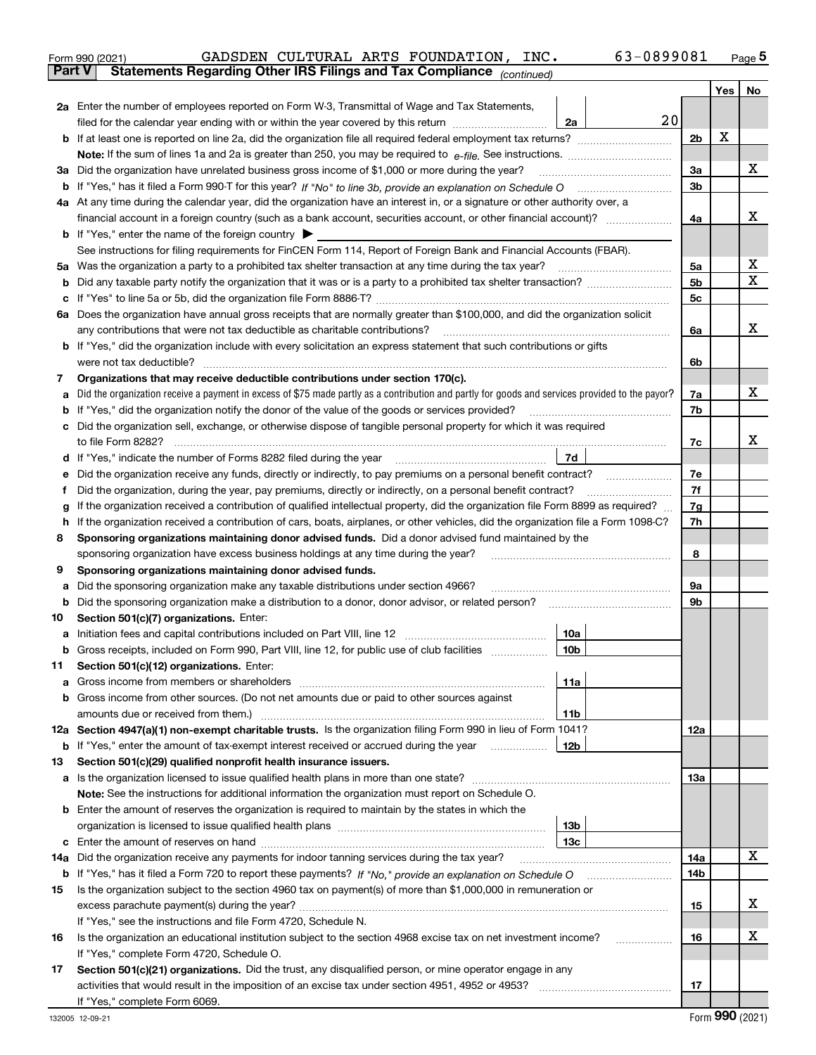Form 990 (2021) GADSDEN CULTURAL ARTS FOUNDATION, INC. 63-0899081 Page **5**

**Part V** **Statements Regarding Other IRS Filings and Tax Compliance** *(continued)*

| | | | | | Yes | No |
|---|---|---|---|---|---|---|
| **2a** | Enter the number of employees reported on Form W-3, Transmittal of Wage and Tax Statements, filed for the calendar year ending with or within the year covered by this return | 2a | 20 | | | |
| **b** | If at least one is reported on line 2a, did the organization file all required federal employment tax returns? | | | 2b | X | |
| | **Note:** If the sum of lines 1a and 2a is greater than 250, you may be required to *e-file.* See instructions. | | | | | |
| **3a** | Did the organization have unrelated business gross income of $1,000 or more during the year? | | | 3a | | X |
| **b** | If "Yes," has it filed a Form 990-T for this year? *If "No" to line 3b, provide an explanation on Schedule O* | | | 3b | | |
| **4a** | At any time during the calendar year, did the organization have an interest in, or a signature or other authority over, a financial account in a foreign country (such as a bank account, securities account, or other financial account)? | | | 4a | | X |
| **b** | If "Yes," enter the name of the foreign country ▶ | | | | | |
| | See instructions for filing requirements for FinCEN Form 114, Report of Foreign Bank and Financial Accounts (FBAR). | | | | | |
| **5a** | Was the organization a party to a prohibited tax shelter transaction at any time during the tax year? | | | 5a | | X |
| **b** | Did any taxable party notify the organization that it was or is a party to a prohibited tax shelter transaction? | | | 5b | | X |
| **c** | If "Yes" to line 5a or 5b, did the organization file Form 8886-T? | | | 5c | | |
| **6a** | Does the organization have annual gross receipts that are normally greater than $100,000, and did the organization solicit any contributions that were not tax deductible as charitable contributions? | | | 6a | | X |
| **b** | If "Yes," did the organization include with every solicitation an express statement that such contributions or gifts were not tax deductible? | | | 6b | | |
| **7** | **Organizations that may receive deductible contributions under section 170(c).** | | | | | |
| **a** | Did the organization receive a payment in excess of $75 made partly as a contribution and partly for goods and services provided to the payor? | | | 7a | | X |
| **b** | If "Yes," did the organization notify the donor of the value of the goods or services provided? | | | 7b | | |
| **c** | Did the organization sell, exchange, or otherwise dispose of tangible personal property for which it was required to file Form 8282? | | | 7c | | X |
| **d** | If "Yes," indicate the number of Forms 8282 filed during the year | 7d | | | | |
| **e** | Did the organization receive any funds, directly or indirectly, to pay premiums on a personal benefit contract? | | | 7e | | |
| **f** | Did the organization, during the year, pay premiums, directly or indirectly, on a personal benefit contract? | | | 7f | | |
| **g** | If the organization received a contribution of qualified intellectual property, did the organization file Form 8899 as required? | | | 7g | | |
| **h** | If the organization received a contribution of cars, boats, airplanes, or other vehicles, did the organization file a Form 1098-C? | | | 7h | | |
| **8** | **Sponsoring organizations maintaining donor advised funds.** Did a donor advised fund maintained by the sponsoring organization have excess business holdings at any time during the year? | | | 8 | | |
| **9** | **Sponsoring organizations maintaining donor advised funds.** | | | | | |
| **a** | Did the sponsoring organization make any taxable distributions under section 4966? | | | 9a | | |
| **b** | Did the sponsoring organization make a distribution to a donor, donor advisor, or related person? | | | 9b | | |
| **10** | **Section 501(c)(7) organizations.** Enter: | | | | | |
| **a** | Initiation fees and capital contributions included on Part VIII, line 12 | 10a | | | | |
| **b** | Gross receipts, included on Form 990, Part VIII, line 12, for public use of club facilities | 10b | | | | |
| **11** | **Section 501(c)(12) organizations.** Enter: | | | | | |
| **a** | Gross income from members or shareholders | 11a | | | | |
| **b** | Gross income from other sources. (Do not net amounts due or paid to other sources against amounts due or received from them.) | 11b | | | | |
| **12a** | **Section 4947(a)(1) non-exempt charitable trusts.** Is the organization filing Form 990 in lieu of Form 1041? | | | 12a | | |
| **b** | If "Yes," enter the amount of tax-exempt interest received or accrued during the year | 12b | | | | |
| **13** | **Section 501(c)(29) qualified nonprofit health insurance issuers.** | | | | | |
| **a** | Is the organization licensed to issue qualified health plans in more than one state? | | | 13a | | |
| | **Note:** See the instructions for additional information the organization must report on Schedule O. | | | | | |
| **b** | Enter the amount of reserves the organization is required to maintain by the states in which the organization is licensed to issue qualified health plans | 13b | | | | |
| **c** | Enter the amount of reserves on hand | 13c | | | | |
| **14a** | Did the organization receive any payments for indoor tanning services during the tax year? | | | 14a | | X |
| **b** | If "Yes," has it filed a Form 720 to report these payments? *If "No," provide an explanation on Schedule O* | | | 14b | | |
| **15** | Is the organization subject to the section 4960 tax on payment(s) of more than $1,000,000 in remuneration or excess parachute payment(s) during the year? | | | 15 | | X |
| | If "Yes," see the instructions and file Form 4720, Schedule N. | | | | | |
| **16** | Is the organization an educational institution subject to the section 4968 excise tax on net investment income? | | | 16 | | X |
| | If "Yes," complete Form 4720, Schedule O. | | | | | |
| **17** | **Section 501(c)(21) organizations.** Did the trust, any disqualified person, or mine operator engage in any activities that would result in the imposition of an excise tax under section 4951, 4952 or 4953? | | | 17 | | |
| | If "Yes," complete Form 6069. | | | | | |

132005 12-09-21 Form **990** (2021)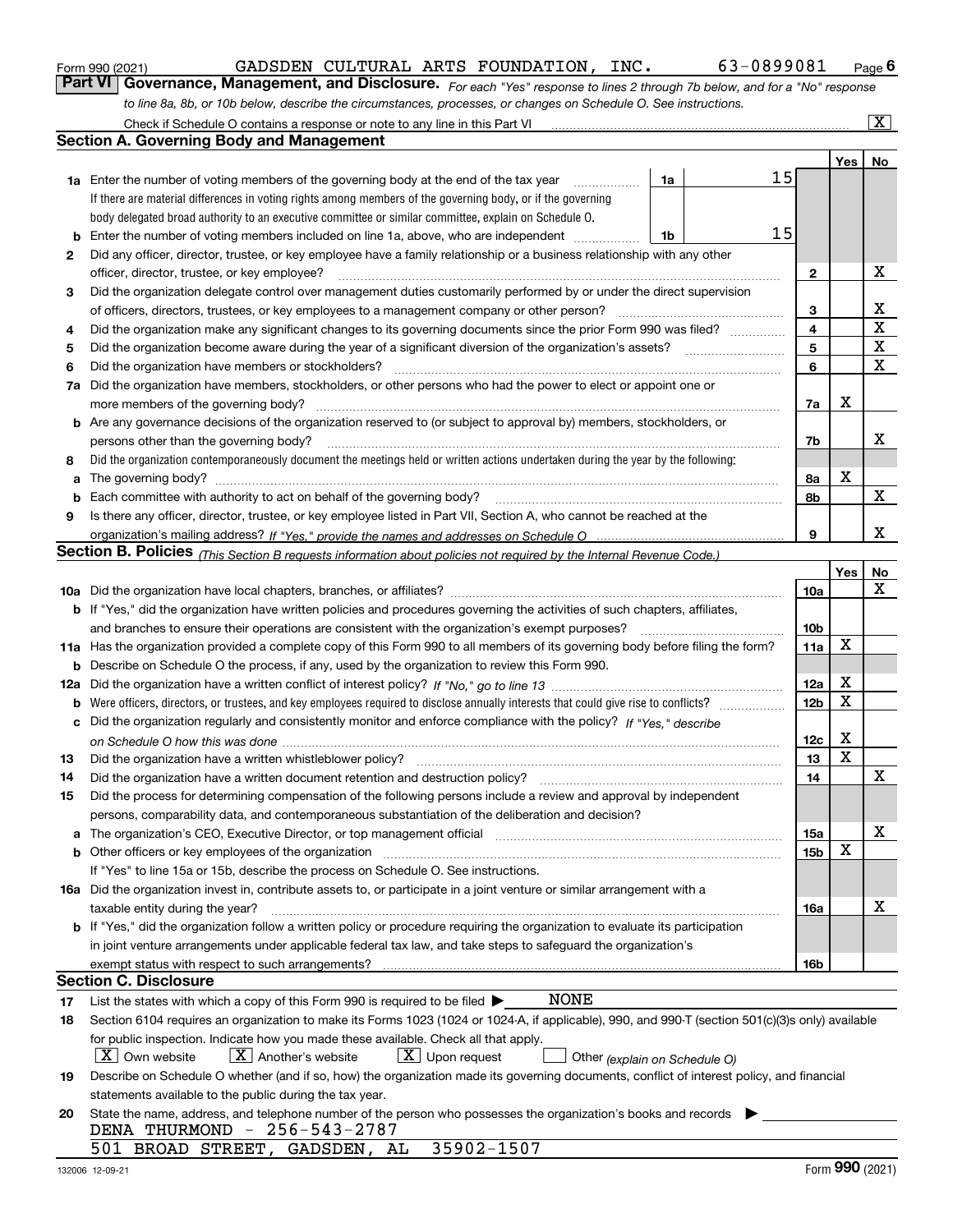Form 990 (2021) GADSDEN CULTURAL ARTS FOUNDATION, INC. 63-0899081 Page 6

## Part VI Governance, Management, and Disclosure.

*For each "Yes" response to lines 2 through 7b below, and for a "No" response to line 8a, 8b, or 10b below, describe the circumstances, processes, or changes on Schedule O. See instructions.*

Check if Schedule O contains a response or note to any line in this Part VI ..... [X]

### Section A. Governing Body and Management

| | | | Yes | No |
|---|---|---|---|---|
| **1a** | Enter the number of voting members of the governing body at the end of the tax year ..... **1a** 15<br>If there are material differences in voting rights among members of the governing body, or if the governing body delegated broad authority to an executive committee or similar committee, explain on Schedule O. | | | |
| **b** | Enter the number of voting members included on line 1a, above, who are independent ..... **1b** 15 | | | |
| **2** | Did any officer, director, trustee, or key employee have a family relationship or a business relationship with any other officer, director, trustee, or key employee? | 2 | | X |
| **3** | Did the organization delegate control over management duties customarily performed by or under the direct supervision of officers, directors, trustees, or key employees to a management company or other person? | 3 | | X |
| **4** | Did the organization make any significant changes to its governing documents since the prior Form 990 was filed? | 4 | | X |
| **5** | Did the organization become aware during the year of a significant diversion of the organization's assets? | 5 | | X |
| **6** | Did the organization have members or stockholders? | 6 | | X |
| **7a** | Did the organization have members, stockholders, or other persons who had the power to elect or appoint one or more members of the governing body? | 7a | X | |
| **b** | Are any governance decisions of the organization reserved to (or subject to approval by) members, stockholders, or persons other than the governing body? | 7b | | X |
| **8** | Did the organization contemporaneously document the meetings held or written actions undertaken during the year by the following: | | | |
| **a** | The governing body? | 8a | X | |
| **b** | Each committee with authority to act on behalf of the governing body? | 8b | | X |
| **9** | Is there any officer, director, trustee, or key employee listed in Part VII, Section A, who cannot be reached at the organization's mailing address? *If "Yes," provide the names and addresses on Schedule O* | 9 | | X |

### Section B. Policies *(This Section B requests information about policies not required by the Internal Revenue Code.)*

| | | | Yes | No |
|---|---|---|---|---|
| **10a** | Did the organization have local chapters, branches, or affiliates? | 10a | | X |
| **b** | If "Yes," did the organization have written policies and procedures governing the activities of such chapters, affiliates, and branches to ensure their operations are consistent with the organization's exempt purposes? | 10b | | |
| **11a** | Has the organization provided a complete copy of this Form 990 to all members of its governing body before filing the form? | 11a | X | |
| **b** | Describe on Schedule O the process, if any, used by the organization to review this Form 990. | | | |
| **12a** | Did the organization have a written conflict of interest policy? *If "No," go to line 13* | 12a | X | |
| **b** | Were officers, directors, or trustees, and key employees required to disclose annually interests that could give rise to conflicts? | 12b | X | |
| **c** | Did the organization regularly and consistently monitor and enforce compliance with the policy? *If "Yes," describe on Schedule O how this was done* | 12c | X | |
| **13** | Did the organization have a written whistleblower policy? | 13 | X | |
| **14** | Did the organization have a written document retention and destruction policy? | 14 | | X |
| **15** | Did the process for determining compensation of the following persons include a review and approval by independent persons, comparability data, and contemporaneous substantiation of the deliberation and decision? | | | |
| **a** | The organization's CEO, Executive Director, or top management official | 15a | | X |
| **b** | Other officers or key employees of the organization<br>If "Yes" to line 15a or 15b, describe the process on Schedule O. See instructions. | 15b | X | |
| **16a** | Did the organization invest in, contribute assets to, or participate in a joint venture or similar arrangement with a taxable entity during the year? | 16a | | X |
| **b** | If "Yes," did the organization follow a written policy or procedure requiring the organization to evaluate its participation in joint venture arrangements under applicable federal tax law, and take steps to safeguard the organization's exempt status with respect to such arrangements? | 16b | | |

### Section C. Disclosure

**17** List the states with which a copy of this Form 990 is required to be filed ▶ NONE

**18** Section 6104 requires an organization to make its Forms 1023 (1024 or 1024-A, if applicable), 990, and 990-T (section 501(c)(3)s only) available for public inspection. Indicate how you made these available. Check all that apply.

[X] Own website [X] Another's website [X] Upon request [ ] Other *(explain on Schedule O)*

**19** Describe on Schedule O whether (and if so, how) the organization made its governing documents, conflict of interest policy, and financial statements available to the public during the tax year.

**20** State the name, address, and telephone number of the person who possesses the organization's books and records ▶

DENA THURMOND - 256-543-2787
501 BROAD STREET, GADSDEN, AL 35902-1507

132006 12-09-21 Form 990 (2021)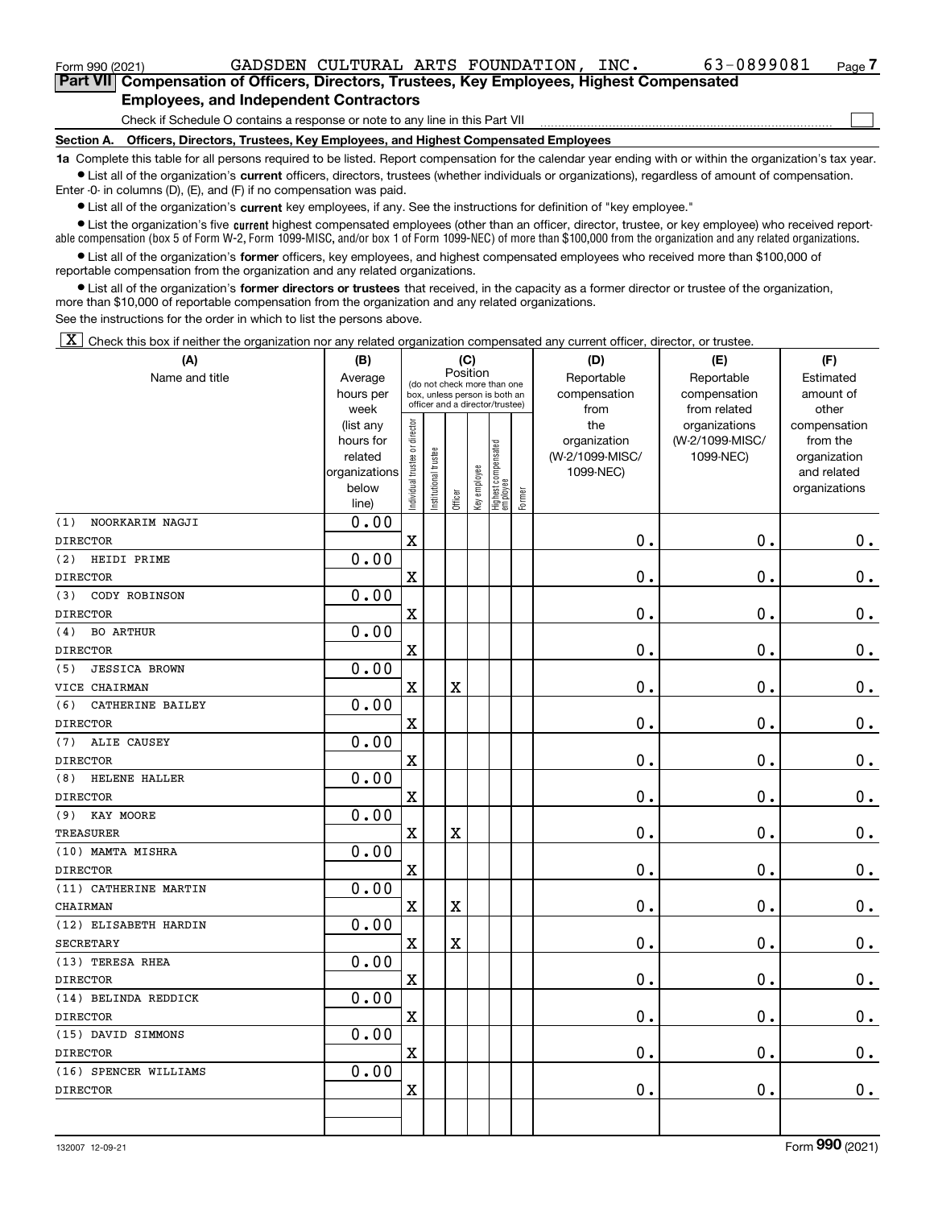Form 990 (2021) GADSDEN CULTURAL ARTS FOUNDATION, INC. 63-0899081 Page 7

## Part VII Compensation of Officers, Directors, Trustees, Key Employees, Highest Compensated Employees, and Independent Contractors

Check if Schedule O contains a response or note to any line in this Part VII

### Section A. Officers, Directors, Trustees, Key Employees, and Highest Compensated Employees

**1a** Complete this table for all persons required to be listed. Report compensation for the calendar year ending with or within the organization's tax year.

- List all of the organization's **current** officers, directors, trustees (whether individuals or organizations), regardless of amount of compensation. Enter -0- in columns (D), (E), and (F) if no compensation was paid.
- List all of the organization's **current** key employees, if any. See the instructions for definition of "key employee."
- List the organization's five **current** highest compensated employees (other than an officer, director, trustee, or key employee) who received reportable compensation (box 5 of Form W-2, Form 1099-MISC, and/or box 1 of Form 1099-NEC) of more than $100,000 from the organization and any related organizations.
- List all of the organization's **former** officers, key employees, and highest compensated employees who received more than $100,000 of reportable compensation from the organization and any related organizations.
- List all of the organization's **former directors or trustees** that received, in the capacity as a former director or trustee of the organization, more than $10,000 of reportable compensation from the organization and any related organizations.

See the instructions for the order in which to list the persons above.

[X] Check this box if neither the organization nor any related organization compensated any current officer, director, or trustee.

| (A) Name and title | (B) Average hours per week (list any hours for related organizations below line) | (C) Position: Individual trustee or director | Institutional trustee | Officer | Key employee | Highest compensated employee | Former | (D) Reportable compensation from the organization (W-2/1099-MISC/1099-NEC) | (E) Reportable compensation from related organizations (W-2/1099-MISC/1099-NEC) | (F) Estimated amount of other compensation from the organization and related organizations |
|---|---|---|---|---|---|---|---|---|---|---|
| (1) NOORKARIM NAGJI<br>DIRECTOR | 0.00 | X | | | | | | 0. | 0. | 0. |
| (2) HEIDI PRIME<br>DIRECTOR | 0.00 | X | | | | | | 0. | 0. | 0. |
| (3) CODY ROBINSON<br>DIRECTOR | 0.00 | X | | | | | | 0. | 0. | 0. |
| (4) BO ARTHUR<br>DIRECTOR | 0.00 | X | | | | | | 0. | 0. | 0. |
| (5) JESSICA BROWN<br>VICE CHAIRMAN | 0.00 | X | | X | | | | 0. | 0. | 0. |
| (6) CATHERINE BAILEY<br>DIRECTOR | 0.00 | X | | | | | | 0. | 0. | 0. |
| (7) ALIE CAUSEY<br>DIRECTOR | 0.00 | X | | | | | | 0. | 0. | 0. |
| (8) HELENE HALLER<br>DIRECTOR | 0.00 | X | | | | | | 0. | 0. | 0. |
| (9) KAY MOORE<br>TREASURER | 0.00 | X | | X | | | | 0. | 0. | 0. |
| (10) MAMTA MISHRA<br>DIRECTOR | 0.00 | X | | | | | | 0. | 0. | 0. |
| (11) CATHERINE MARTIN<br>CHAIRMAN | 0.00 | X | | X | | | | 0. | 0. | 0. |
| (12) ELISABETH HARDIN<br>SECRETARY | 0.00 | X | | X | | | | 0. | 0. | 0. |
| (13) TERESA RHEA<br>DIRECTOR | 0.00 | X | | | | | | 0. | 0. | 0. |
| (14) BELINDA REDDICK<br>DIRECTOR | 0.00 | X | | | | | | 0. | 0. | 0. |
| (15) DAVID SIMMONS<br>DIRECTOR | 0.00 | X | | | | | | 0. | 0. | 0. |
| (16) SPENCER WILLIAMS<br>DIRECTOR | 0.00 | X | | | | | | 0. | 0. | 0. |

132007 12-09-21 Form **990** (2021)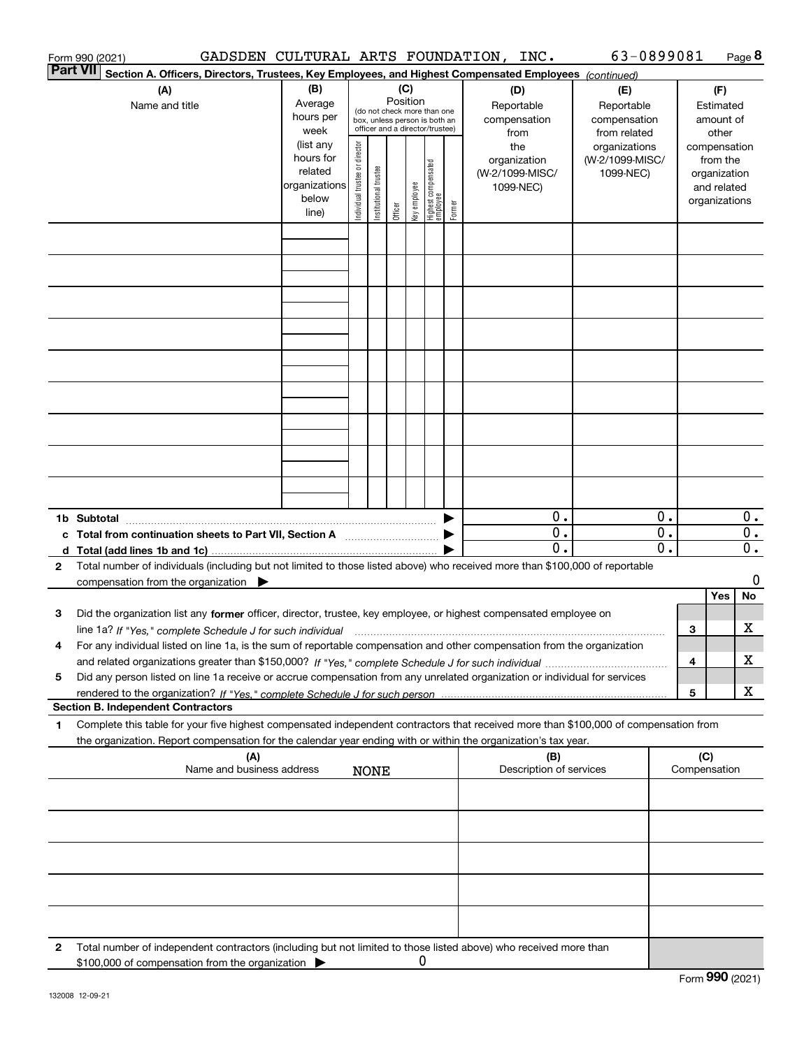Form 990 (2021) GADSDEN CULTURAL ARTS FOUNDATION, INC. 63-0899081 Page **8**

**Part VII** **Section A. Officers, Directors, Trustees, Key Employees, and Highest Compensated Employees** *(continued)*

| (A) Name and title | (B) Average hours per week (list any hours for related organizations below line) | (C) Position (do not check more than one box, unless person is both an officer and a director/trustee) | | | | | | (D) Reportable compensation from the organization (W-2/1099-MISC/ 1099-NEC) | (E) Reportable compensation from related organizations (W-2/1099-MISC/ 1099-NEC) | (F) Estimated amount of other compensation from the organization and related organizations |
|---|---|---|---|---|---|---|---|---|---|---|
| | | Individual trustee or director | Institutional trustee | Officer | Key employee | Highest compensated employee | Former | | | |
| | | | | | | | | | | |
| | | | | | | | | | | |
| | | | | | | | | | | |
| | | | | | | | | | | |
| | | | | | | | | | | |
| | | | | | | | | | | |
| | | | | | | | | | | |
| | | | | | | | | | | |
| | | | | | | | | | | |
| **1b Subtotal** | | | | | | | | 0. | 0. | 0. |
| **c Total from continuation sheets to Part VII, Section A** | | | | | | | | 0. | 0. | 0. |
| **d Total (add lines 1b and 1c)** | | | | | | | | 0. | 0. | 0. |

**2** Total number of individuals (including but not limited to those listed above) who received more than $100,000 of reportable compensation from the organization ▶ 0

| | | | Yes | No |
|---|---|---|---|---|
| **3** | Did the organization list any **former** officer, director, trustee, key employee, or highest compensated employee on line 1a? *If "Yes," complete Schedule J for such individual* | 3 | | X |
| **4** | For any individual listed on line 1a, is the sum of reportable compensation and other compensation from the organization and related organizations greater than $150,000? *If "Yes," complete Schedule J for such individual* | 4 | | X |
| **5** | Did any person listed on line 1a receive or accrue compensation from any unrelated organization or individual for services rendered to the organization? *If "Yes," complete Schedule J for such person* | 5 | | X |

**Section B. Independent Contractors**

**1** Complete this table for your five highest compensated independent contractors that received more than $100,000 of compensation from the organization. Report compensation for the calendar year ending with or within the organization's tax year.

| (A) Name and business address | (B) Description of services | (C) Compensation |
|---|---|---|
| NONE | | |
| | | |
| | | |
| | | |
| | | |
| | | |

**2** Total number of independent contractors (including but not limited to those listed above) who received more than $100,000 of compensation from the organization ▶ 0

Form **990** (2021)

132008 12-09-21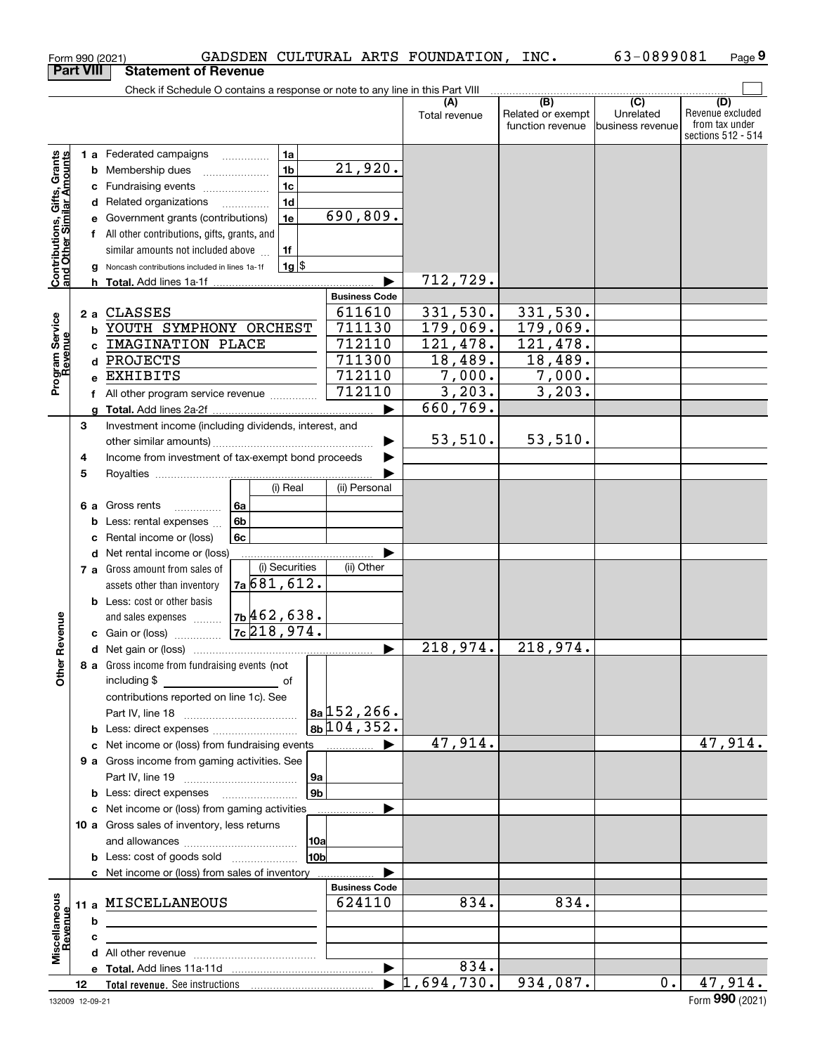Form 990 (2021) GADSDEN CULTURAL ARTS FOUNDATION, INC. 63-0899081 Page **9**

**Part VIII Statement of Revenue**

Check if Schedule O contains a response or note to any line in this Part VIII ☐

| | | | | (A) Total revenue | (B) Related or exempt function revenue | (C) Unrelated business revenue | (D) Revenue excluded from tax under sections 512 - 514 |
|---|---|---|---|---|---|---|---|
| **Contributions, Gifts, Grants and Other Similar Amounts** | 1 a Federated campaigns | 1a | | | | | |
| | b Membership dues | 1b | 21,920. | | | | |
| | c Fundraising events | 1c | | | | | |
| | d Related organizations | 1d | | | | | |
| | e Government grants (contributions) | 1e | 690,809. | | | | |
| | f All other contributions, gifts, grants, and similar amounts not included above | 1f | | | | | |
| | g Noncash contributions included in lines 1a-1f | 1g $ | | | | | |
| | h **Total.** Add lines 1a-1f | | ▶ | 712,729. | | | |
| | | | **Business Code** | | | | |
| **Program Service Revenue** | 2 a CLASSES | | 611610 | 331,530. | 331,530. | | |
| | b YOUTH SYMPHONY ORCHEST | | 711130 | 179,069. | 179,069. | | |
| | c IMAGINATION PLACE | | 712110 | 121,478. | 121,478. | | |
| | d PROJECTS | | 711300 | 18,489. | 18,489. | | |
| | e EXHIBITS | | 712110 | 7,000. | 7,000. | | |
| | f All other program service revenue | | 712110 | 3,203. | 3,203. | | |
| | g **Total.** Add lines 2a-2f | | ▶ | 660,769. | | | |
| **Other Revenue** | 3 Investment income (including dividends, interest, and other similar amounts) | | ▶ | 53,510. | 53,510. | | |
| | 4 Income from investment of tax-exempt bond proceeds | | ▶ | | | | |
| | 5 Royalties | | ▶ | | | | |
| | | (i) Real | (ii) Personal | | | | |
| | 6 a Gross rents 6a | | | | | | |
| | b Less: rental expenses 6b | | | | | | |
| | c Rental income or (loss) 6c | | | | | | |
| | d Net rental income or (loss) | | ▶ | | | | |
| | | (i) Securities | (ii) Other | | | | |
| | 7 a Gross amount from sales of assets other than inventory 7a | 681,612. | | | | | |
| | b Less: cost or other basis and sales expenses 7b | 462,638. | | | | | |
| | c Gain or (loss) 7c | 218,974. | | | | | |
| | d Net gain or (loss) | | ▶ | 218,974. | 218,974. | | |
| | 8 a Gross income from fundraising events (not including $ ____ of contributions reported on line 1c). See Part IV, line 18 | 8a | 152,266. | | | | |
| | b Less: direct expenses | 8b | 104,352. | | | | |
| | c Net income or (loss) from fundraising events | | ▶ | 47,914. | | | 47,914. |
| | 9 a Gross income from gaming activities. See Part IV, line 19 | 9a | | | | | |
| | b Less: direct expenses | 9b | | | | | |
| | c Net income or (loss) from gaming activities | | ▶ | | | | |
| | 10 a Gross sales of inventory, less returns and allowances | 10a | | | | | |
| | b Less: cost of goods sold | 10b | | | | | |
| | c Net income or (loss) from sales of inventory | | ▶ | | | | |
| | | | **Business Code** | | | | |
| **Miscellaneous Revenue** | 11 a MISCELLANEOUS | | 624110 | 834. | 834. | | |
| | b | | | | | | |
| | c | | | | | | |
| | d All other revenue | | | | | | |
| | e **Total.** Add lines 11a-11d | | ▶ | 834. | | | |
| | 12 **Total revenue.** See instructions | | ▶ | 1,694,730. | 934,087. | 0. | 47,914. |

132009 12-09-21 Form **990** (2021)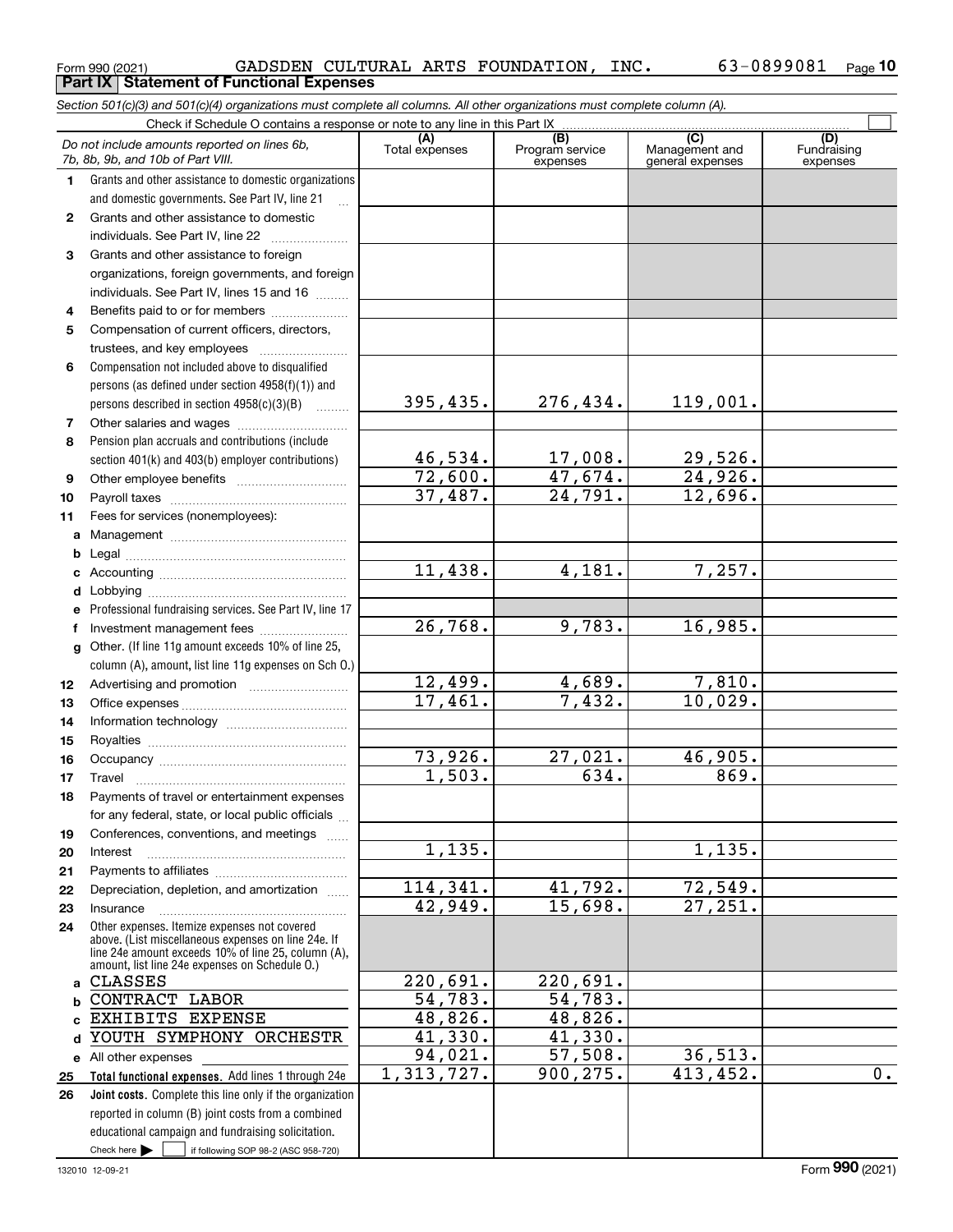Form 990 (2021) GADSDEN CULTURAL ARTS FOUNDATION, INC. 63-0899081 Page 10

**Part IX Statement of Functional Expenses**

*Section 501(c)(3) and 501(c)(4) organizations must complete all columns. All other organizations must complete column (A).*

Check if Schedule O contains a response or note to any line in this Part IX ☐

| | *Do not include amounts reported on lines 6b, 7b, 8b, 9b, and 10b of Part VIII.* | (A) Total expenses | (B) Program service expenses | (C) Management and general expenses | (D) Fundraising expenses |
|---|---|---|---|---|---|
| 1 | Grants and other assistance to domestic organizations and domestic governments. See Part IV, line 21 | | | | |
| 2 | Grants and other assistance to domestic individuals. See Part IV, line 22 | | | | |
| 3 | Grants and other assistance to foreign organizations, foreign governments, and foreign individuals. See Part IV, lines 15 and 16 | | | | |
| 4 | Benefits paid to or for members | | | | |
| 5 | Compensation of current officers, directors, trustees, and key employees | | | | |
| 6 | Compensation not included above to disqualified persons (as defined under section 4958(f)(1)) and persons described in section 4958(c)(3)(B) | 395,435. | 276,434. | 119,001. | |
| 7 | Other salaries and wages | | | | |
| 8 | Pension plan accruals and contributions (include section 401(k) and 403(b) employer contributions) | 46,534. | 17,008. | 29,526. | |
| 9 | Other employee benefits | 72,600. | 47,674. | 24,926. | |
| 10 | Payroll taxes | 37,487. | 24,791. | 12,696. | |
| 11 | Fees for services (nonemployees): | | | | |
| a | Management | | | | |
| b | Legal | | | | |
| c | Accounting | 11,438. | 4,181. | 7,257. | |
| d | Lobbying | | | | |
| e | Professional fundraising services. See Part IV, line 17 | | | | |
| f | Investment management fees | 26,768. | 9,783. | 16,985. | |
| g | Other. (If line 11g amount exceeds 10% of line 25, column (A), amount, list line 11g expenses on Sch O.) | | | | |
| 12 | Advertising and promotion | 12,499. | 4,689. | 7,810. | |
| 13 | Office expenses | 17,461. | 7,432. | 10,029. | |
| 14 | Information technology | | | | |
| 15 | Royalties | | | | |
| 16 | Occupancy | 73,926. | 27,021. | 46,905. | |
| 17 | Travel | 1,503. | 634. | 869. | |
| 18 | Payments of travel or entertainment expenses for any federal, state, or local public officials | | | | |
| 19 | Conferences, conventions, and meetings | | | | |
| 20 | Interest | 1,135. | | 1,135. | |
| 21 | Payments to affiliates | | | | |
| 22 | Depreciation, depletion, and amortization | 114,341. | 41,792. | 72,549. | |
| 23 | Insurance | 42,949. | 15,698. | 27,251. | |
| 24 | Other expenses. Itemize expenses not covered above. (List miscellaneous expenses on line 24e. If line 24e amount exceeds 10% of line 25, column (A), amount, list line 24e expenses on Schedule O.) | | | | |
| a | CLASSES | 220,691. | 220,691. | | |
| b | CONTRACT LABOR | 54,783. | 54,783. | | |
| c | EXHIBITS EXPENSE | 48,826. | 48,826. | | |
| d | YOUTH SYMPHONY ORCHESTR | 41,330. | 41,330. | | |
| e | All other expenses | 94,021. | 57,508. | 36,513. | |
| 25 | **Total functional expenses.** Add lines 1 through 24e | 1,313,727. | 900,275. | 413,452. | 0. |
| 26 | **Joint costs.** Complete this line only if the organization reported in column (B) joint costs from a combined educational campaign and fundraising solicitation. Check here ☐ if following SOP 98-2 (ASC 958-720) | | | | |

132010 12-09-21 Form **990** (2021)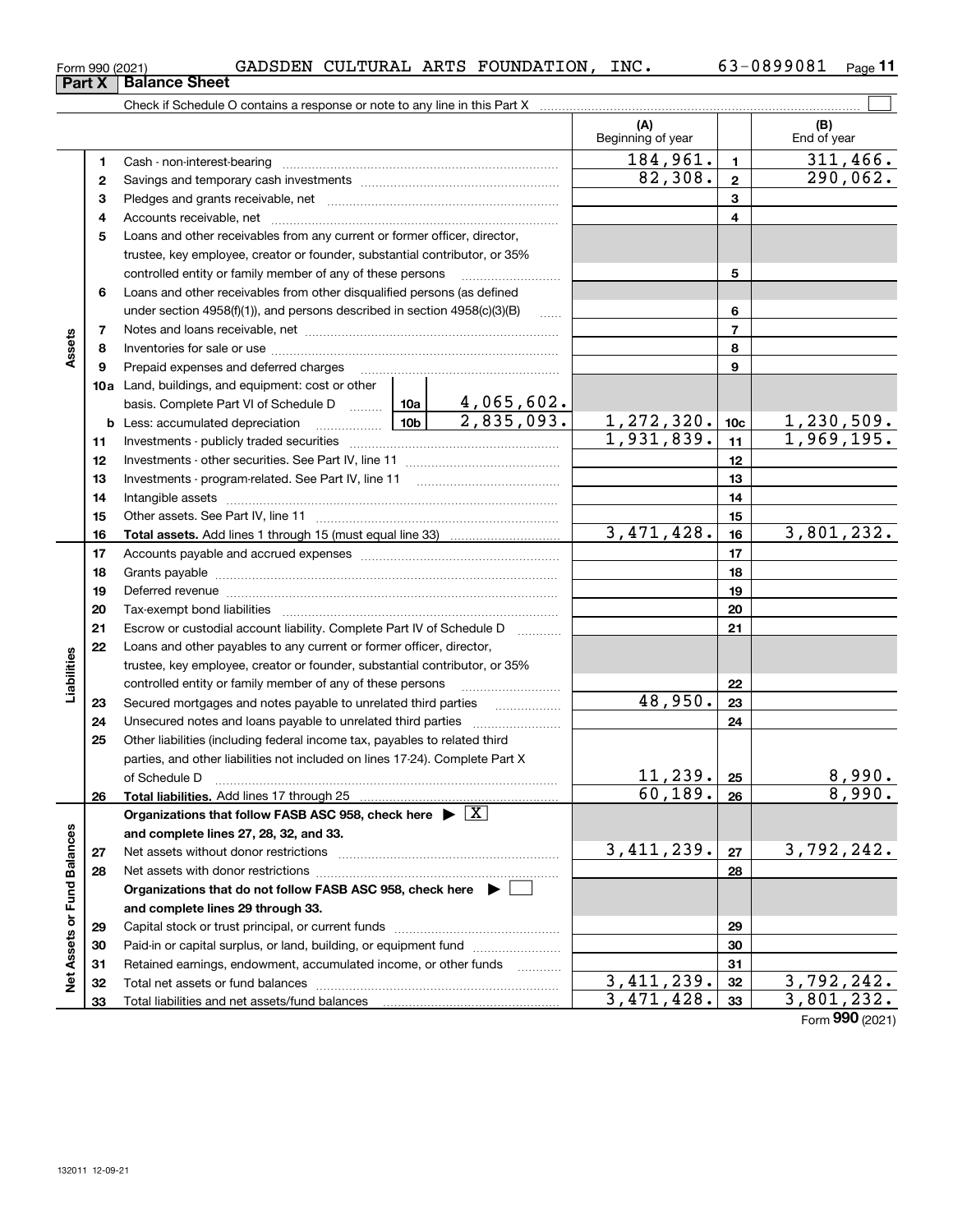Form 990 (2021) GADSDEN CULTURAL ARTS FOUNDATION, INC. 63-0899081

## Part X Balance Sheet

Check if Schedule O contains a response or note to any line in this Part X

| | | | | (A) Beginning of year | | (B) End of year |
|---|---|---|---|---|---|---|
| **Assets** | 1 | Cash - non-interest-bearing | | 184,961. | 1 | 311,466. |
| | 2 | Savings and temporary cash investments | | 82,308. | 2 | 290,062. |
| | 3 | Pledges and grants receivable, net | | | 3 | |
| | 4 | Accounts receivable, net | | | 4 | |
| | 5 | Loans and other receivables from any current or former officer, director, trustee, key employee, creator or founder, substantial contributor, or 35% controlled entity or family member of any of these persons | | | 5 | |
| | 6 | Loans and other receivables from other disqualified persons (as defined under section 4958(f)(1)), and persons described in section 4958(c)(3)(B) | | | 6 | |
| | 7 | Notes and loans receivable, net | | | 7 | |
| | 8 | Inventories for sale or use | | | 8 | |
| | 9 | Prepaid expenses and deferred charges | | | 9 | |
| | 10a | Land, buildings, and equipment: cost or other basis. Complete Part VI of Schedule D | 10a 4,065,602. | | | |
| | b | Less: accumulated depreciation | 10b 2,835,093. | 1,272,320. | 10c | 1,230,509. |
| | 11 | Investments - publicly traded securities | | 1,931,839. | 11 | 1,969,195. |
| | 12 | Investments - other securities. See Part IV, line 11 | | | 12 | |
| | 13 | Investments - program-related. See Part IV, line 11 | | | 13 | |
| | 14 | Intangible assets | | | 14 | |
| | 15 | Other assets. See Part IV, line 11 | | | 15 | |
| | 16 | **Total assets.** Add lines 1 through 15 (must equal line 33) | | 3,471,428. | 16 | 3,801,232. |
| **Liabilities** | 17 | Accounts payable and accrued expenses | | | 17 | |
| | 18 | Grants payable | | | 18 | |
| | 19 | Deferred revenue | | | 19 | |
| | 20 | Tax-exempt bond liabilities | | | 20 | |
| | 21 | Escrow or custodial account liability. Complete Part IV of Schedule D | | | 21 | |
| | 22 | Loans and other payables to any current or former officer, director, trustee, key employee, creator or founder, substantial contributor, or 35% controlled entity or family member of any of these persons | | | 22 | |
| | 23 | Secured mortgages and notes payable to unrelated third parties | | 48,950. | 23 | |
| | 24 | Unsecured notes and loans payable to unrelated third parties | | | 24 | |
| | 25 | Other liabilities (including federal income tax, payables to related third parties, and other liabilities not included on lines 17-24). Complete Part X of Schedule D | | 11,239. | 25 | 8,990. |
| | 26 | **Total liabilities.** Add lines 17 through 25 | | 60,189. | 26 | 8,990. |
| **Net Assets or Fund Balances** | | **Organizations that follow FASB ASC 958, check here ▶ [X] and complete lines 27, 28, 32, and 33.** | | | | |
| | 27 | Net assets without donor restrictions | | 3,411,239. | 27 | 3,792,242. |
| | 28 | Net assets with donor restrictions | | | 28 | |
| | | **Organizations that do not follow FASB ASC 958, check here ▶ [ ] and complete lines 29 through 33.** | | | | |
| | 29 | Capital stock or trust principal, or current funds | | | 29 | |
| | 30 | Paid-in or capital surplus, or land, building, or equipment fund | | | 30 | |
| | 31 | Retained earnings, endowment, accumulated income, or other funds | | | 31 | |
| | 32 | Total net assets or fund balances | | 3,411,239. | 32 | 3,792,242. |
| | 33 | Total liabilities and net assets/fund balances | | 3,471,428. | 33 | 3,801,232. |

Form **990** (2021)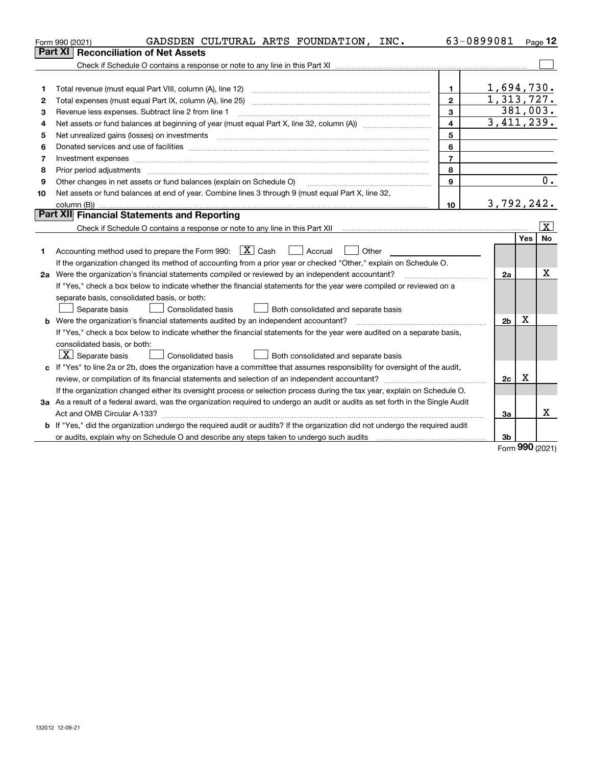Form 990 (2021) GADSDEN CULTURAL ARTS FOUNDATION, INC. 63-0899081 Page 12

## Part XI Reconciliation of Net Assets

Check if Schedule O contains a response or note to any line in this Part XI ☐

| | | | |
|---|---|---|---|
| 1 | Total revenue (must equal Part VIII, column (A), line 12) | 1 | 1,694,730. |
| 2 | Total expenses (must equal Part IX, column (A), line 25) | 2 | 1,313,727. |
| 3 | Revenue less expenses. Subtract line 2 from line 1 | 3 | 381,003. |
| 4 | Net assets or fund balances at beginning of year (must equal Part X, line 32, column (A)) | 4 | 3,411,239. |
| 5 | Net unrealized gains (losses) on investments | 5 | |
| 6 | Donated services and use of facilities | 6 | |
| 7 | Investment expenses | 7 | |
| 8 | Prior period adjustments | 8 | |
| 9 | Other changes in net assets or fund balances (explain on Schedule O) | 9 | 0. |
| 10 | Net assets or fund balances at end of year. Combine lines 3 through 9 (must equal Part X, line 32, column (B)) | 10 | 3,792,242. |

## Part XII Financial Statements and Reporting

Check if Schedule O contains a response or note to any line in this Part XII ☒

| | | | Yes | No |
|---|---|---|---|---|
| 1 | Accounting method used to prepare the Form 990: ☒ Cash ☐ Accrual ☐ Other<br>If the organization changed its method of accounting from a prior year or checked "Other," explain on Schedule O. | | | |
| 2a | Were the organization's financial statements compiled or reviewed by an independent accountant?<br>If "Yes," check a box below to indicate whether the financial statements for the year were compiled or reviewed on a separate basis, consolidated basis, or both:<br>☐ Separate basis ☐ Consolidated basis ☐ Both consolidated and separate basis | 2a | | X |
| b | Were the organization's financial statements audited by an independent accountant?<br>If "Yes," check a box below to indicate whether the financial statements for the year were audited on a separate basis, consolidated basis, or both:<br>☒ Separate basis ☐ Consolidated basis ☐ Both consolidated and separate basis | 2b | X | |
| c | If "Yes" to line 2a or 2b, does the organization have a committee that assumes responsibility for oversight of the audit, review, or compilation of its financial statements and selection of an independent accountant?<br>If the organization changed either its oversight process or selection process during the tax year, explain on Schedule O. | 2c | X | |
| 3a | As a result of a federal award, was the organization required to undergo an audit or audits as set forth in the Single Audit Act and OMB Circular A-133? | 3a | | X |
| b | If "Yes," did the organization undergo the required audit or audits? If the organization did not undergo the required audit or audits, explain why on Schedule O and describe any steps taken to undergo such audits | 3b | | |

Form 990 (2021)

132012 12-09-21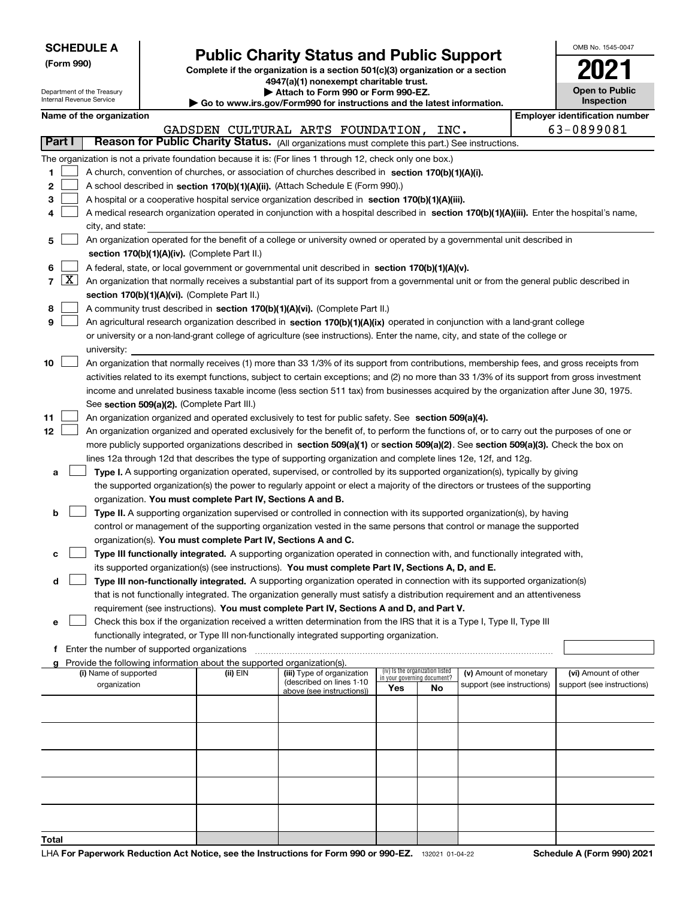**SCHEDULE A**
**(Form 990)**

Department of the Treasury
Internal Revenue Service

# Public Charity Status and Public Support

**Complete if the organization is a section 501(c)(3) organization or a section 4947(a)(1) nonexempt charitable trust.**
**▶ Attach to Form 990 or Form 990-EZ.**
**▶ Go to www.irs.gov/Form990 for instructions and the latest information.**

OMB No. 1545-0047

**2021**

**Open to Public Inspection**

**Name of the organization**
GADSDEN CULTURAL ARTS FOUNDATION, INC.

**Employer identification number**
63-0899081

**Part I** **Reason for Public Charity Status.** (All organizations must complete this part.) See instructions.

The organization is not a private foundation because it is: (For lines 1 through 12, check only one box.)

1. [ ] A church, convention of churches, or association of churches described in **section 170(b)(1)(A)(i).**
2. [ ] A school described in **section 170(b)(1)(A)(ii).** (Attach Schedule E (Form 990).)
3. [ ] A hospital or a cooperative hospital service organization described in **section 170(b)(1)(A)(iii).**
4. [ ] A medical research organization operated in conjunction with a hospital described in **section 170(b)(1)(A)(iii).** Enter the hospital's name, city, and state:
5. [ ] An organization operated for the benefit of a college or university owned or operated by a governmental unit described in **section 170(b)(1)(A)(iv).** (Complete Part II.)
6. [ ] A federal, state, or local government or governmental unit described in **section 170(b)(1)(A)(v).**
7. [X] An organization that normally receives a substantial part of its support from a governmental unit or from the general public described in **section 170(b)(1)(A)(vi).** (Complete Part II.)
8. [ ] A community trust described in **section 170(b)(1)(A)(vi).** (Complete Part II.)
9. [ ] An agricultural research organization described in **section 170(b)(1)(A)(ix)** operated in conjunction with a land-grant college or university or a non-land-grant college of agriculture (see instructions). Enter the name, city, and state of the college or university:
10. [ ] An organization that normally receives (1) more than 33 1/3% of its support from contributions, membership fees, and gross receipts from activities related to its exempt functions, subject to certain exceptions; and (2) no more than 33 1/3% of its support from gross investment income and unrelated business taxable income (less section 511 tax) from businesses acquired by the organization after June 30, 1975. See **section 509(a)(2).** (Complete Part III.)
11. [ ] An organization organized and operated exclusively to test for public safety. See **section 509(a)(4).**
12. [ ] An organization organized and operated exclusively for the benefit of, to perform the functions of, or to carry out the purposes of one or more publicly supported organizations described in **section 509(a)(1)** or **section 509(a)(2)**. See **section 509(a)(3).** Check the box on lines 12a through 12d that describes the type of supporting organization and complete lines 12e, 12f, and 12g.
   - **a** [ ] **Type I.** A supporting organization operated, supervised, or controlled by its supported organization(s), typically by giving the supported organization(s) the power to regularly appoint or elect a majority of the directors or trustees of the supporting organization. **You must complete Part IV, Sections A and B.**
   - **b** [ ] **Type II.** A supporting organization supervised or controlled in connection with its supported organization(s), by having control or management of the supporting organization vested in the same persons that control or manage the supported organization(s). **You must complete Part IV, Sections A and C.**
   - **c** [ ] **Type III functionally integrated.** A supporting organization operated in connection with, and functionally integrated with, its supported organization(s) (see instructions). **You must complete Part IV, Sections A, D, and E.**
   - **d** [ ] **Type III non-functionally integrated.** A supporting organization operated in connection with its supported organization(s) that is not functionally integrated. The organization generally must satisfy a distribution requirement and an attentiveness requirement (see instructions). **You must complete Part IV, Sections A and D, and Part V.**
   - **e** [ ] Check this box if the organization received a written determination from the IRS that it is a Type I, Type II, Type III functionally integrated, or Type III non-functionally integrated supporting organization.
   - **f** Enter the number of supported organizations
   - **g** Provide the following information about the supported organization(s).

| (i) Name of supported organization | (ii) EIN | (iii) Type of organization (described on lines 1-10 above (see instructions)) | (iv) Is the organization listed in your governing document? Yes | No | (v) Amount of monetary support (see instructions) | (vi) Amount of other support (see instructions) |
|---|---|---|---|---|---|---|
| | | | | | | |
| | | | | | | |
| | | | | | | |
| | | | | | | |
| | | | | | | |
| **Total** | | | | | | |

LHA **For Paperwork Reduction Act Notice, see the Instructions for Form 990 or 990-EZ.** 132021 01-04-22 **Schedule A (Form 990) 2021**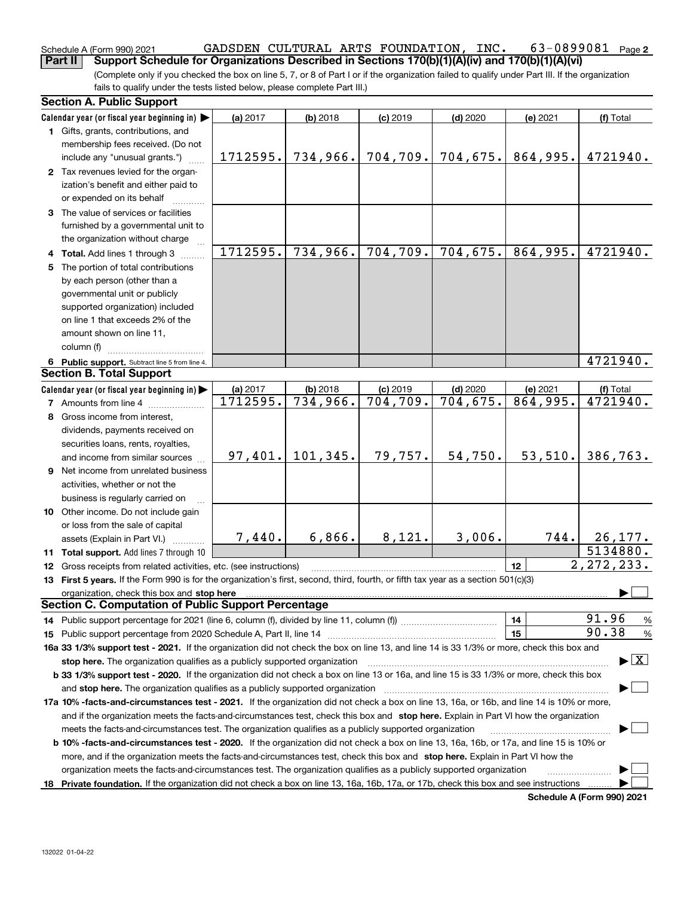Schedule A (Form 990) 2021 GADSDEN CULTURAL ARTS FOUNDATION, INC. 63-0899081 Page 2

**Part II Support Schedule for Organizations Described in Sections 170(b)(1)(A)(iv) and 170(b)(1)(A)(vi)**

(Complete only if you checked the box on line 5, 7, or 8 of Part I or if the organization failed to qualify under Part III. If the organization fails to qualify under the tests listed below, please complete Part III.)

**Section A. Public Support**

| Calendar year (or fiscal year beginning in) | (a) 2017 | (b) 2018 | (c) 2019 | (d) 2020 | (e) 2021 | (f) Total |
|---|---|---|---|---|---|---|
| 1 Gifts, grants, contributions, and membership fees received. (Do not include any "unusual grants.") | 1712595. | 734,966. | 704,709. | 704,675. | 864,995. | 4721940. |
| 2 Tax revenues levied for the organization's benefit and either paid to or expended on its behalf | | | | | | |
| 3 The value of services or facilities furnished by a governmental unit to the organization without charge | | | | | | |
| 4 **Total.** Add lines 1 through 3 | 1712595. | 734,966. | 704,709. | 704,675. | 864,995. | 4721940. |
| 5 The portion of total contributions by each person (other than a governmental unit or publicly supported organization) included on line 1 that exceeds 2% of the amount shown on line 11, column (f) | | | | | | |
| 6 **Public support.** Subtract line 5 from line 4. | | | | | | 4721940. |

**Section B. Total Support**

| Calendar year (or fiscal year beginning in) | (a) 2017 | (b) 2018 | (c) 2019 | (d) 2020 | (e) 2021 | (f) Total |
|---|---|---|---|---|---|---|
| 7 Amounts from line 4 | 1712595. | 734,966. | 704,709. | 704,675. | 864,995. | 4721940. |
| 8 Gross income from interest, dividends, payments received on securities loans, rents, royalties, and income from similar sources | 97,401. | 101,345. | 79,757. | 54,750. | 53,510. | 386,763. |
| 9 Net income from unrelated business activities, whether or not the business is regularly carried on | | | | | | |
| 10 Other income. Do not include gain or loss from the sale of capital assets (Explain in Part VI.) | 7,440. | 6,866. | 8,121. | 3,006. | 744. | 26,177. |
| 11 **Total support.** Add lines 7 through 10 | | | | | | 5134880. |

12 Gross receipts from related activities, etc. (see instructions) | 12 | 2,272,233.

13 **First 5 years.** If the Form 990 is for the organization's first, second, third, fourth, or fifth tax year as a section 501(c)(3) organization, check this box and **stop here** ☐

**Section C. Computation of Public Support Percentage**

14 Public support percentage for 2021 (line 6, column (f), divided by line 11, column (f)) | 14 | 91.96 %

15 Public support percentage from 2020 Schedule A, Part II, line 14 | 15 | 90.38 %

**16a 33 1/3% support test - 2021.** If the organization did not check the box on line 13, and line 14 is 33 1/3% or more, check this box and **stop here.** The organization qualifies as a publicly supported organization ☒

**b 33 1/3% support test - 2020.** If the organization did not check a box on line 13 or 16a, and line 15 is 33 1/3% or more, check this box and **stop here.** The organization qualifies as a publicly supported organization ☐

**17a 10% -facts-and-circumstances test - 2021.** If the organization did not check a box on line 13, 16a, or 16b, and line 14 is 10% or more, and if the organization meets the facts-and-circumstances test, check this box and **stop here.** Explain in Part VI how the organization meets the facts-and-circumstances test. The organization qualifies as a publicly supported organization ☐

**b 10% -facts-and-circumstances test - 2020.** If the organization did not check a box on line 13, 16a, 16b, or 17a, and line 15 is 10% or more, and if the organization meets the facts-and-circumstances test, check this box and **stop here.** Explain in Part VI how the organization meets the facts-and-circumstances test. The organization qualifies as a publicly supported organization ☐

**18 Private foundation.** If the organization did not check a box on line 13, 16a, 16b, 17a, or 17b, check this box and see instructions ☐

**Schedule A (Form 990) 2021**

132022 01-04-22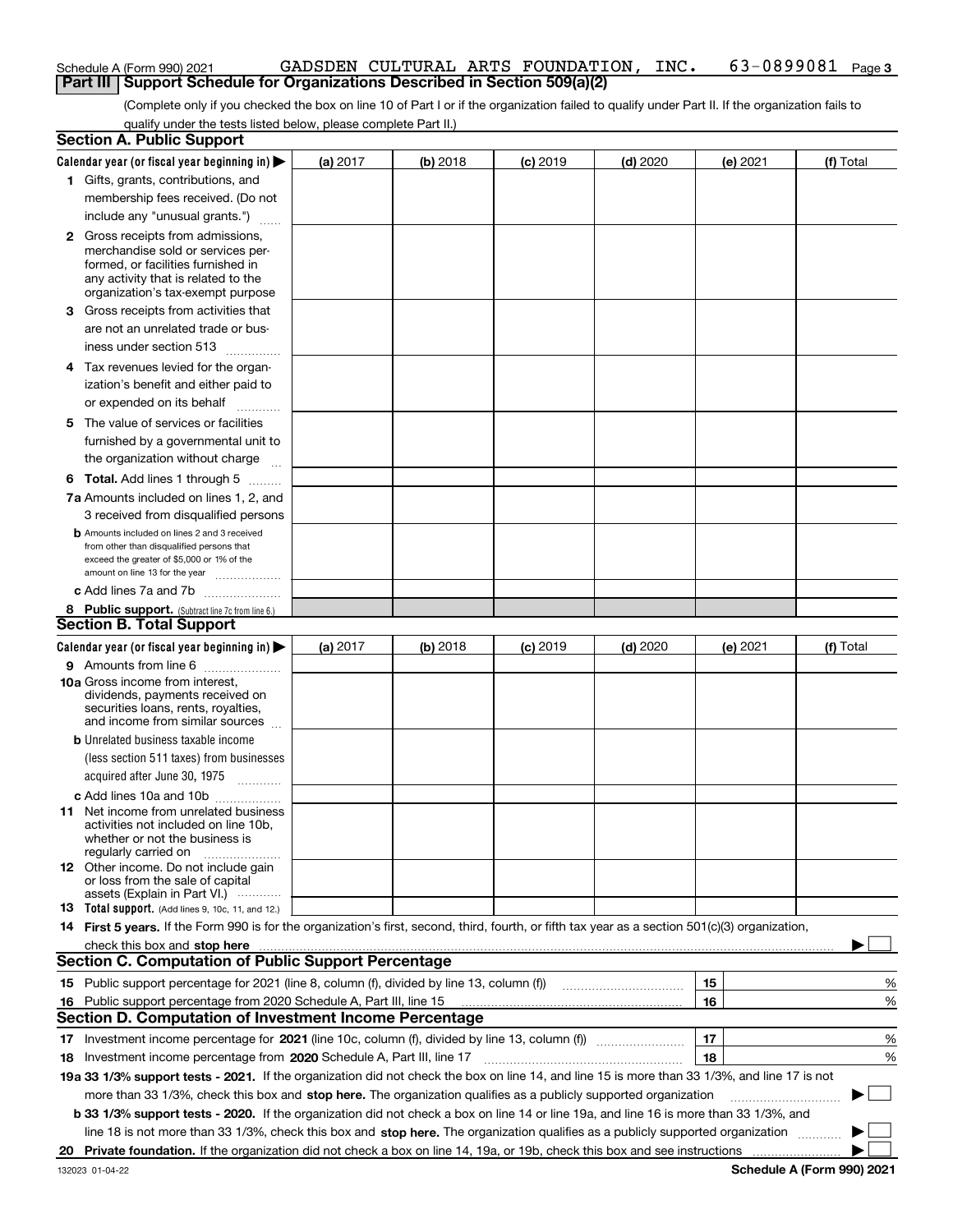Schedule A (Form 990) 2021 GADSDEN CULTURAL ARTS FOUNDATION, INC. 63-0899081 Page 3

## Part III Support Schedule for Organizations Described in Section 509(a)(2)

(Complete only if you checked the box on line 10 of Part I or if the organization failed to qualify under Part II. If the organization fails to qualify under the tests listed below, please complete Part II.)

### Section A. Public Support

| Calendar year (or fiscal year beginning in) ▶ | (a) 2017 | (b) 2018 | (c) 2019 | (d) 2020 | (e) 2021 | (f) Total |
|---|---|---|---|---|---|---|
| **1** Gifts, grants, contributions, and membership fees received. (Do not include any "unusual grants.") | | | | | | |
| **2** Gross receipts from admissions, merchandise sold or services performed, or facilities furnished in any activity that is related to the organization's tax-exempt purpose | | | | | | |
| **3** Gross receipts from activities that are not an unrelated trade or business under section 513 | | | | | | |
| **4** Tax revenues levied for the organization's benefit and either paid to or expended on its behalf | | | | | | |
| **5** The value of services or facilities furnished by a governmental unit to the organization without charge | | | | | | |
| **6 Total.** Add lines 1 through 5 | | | | | | |
| **7a** Amounts included on lines 1, 2, and 3 received from disqualified persons | | | | | | |
| **b** Amounts included on lines 2 and 3 received from other than disqualified persons that exceed the greater of $5,000 or 1% of the amount on line 13 for the year | | | | | | |
| **c** Add lines 7a and 7b | | | | | | |
| **8 Public support.** (Subtract line 7c from line 6.) | | | | | | |

### Section B. Total Support

| Calendar year (or fiscal year beginning in) ▶ | (a) 2017 | (b) 2018 | (c) 2019 | (d) 2020 | (e) 2021 | (f) Total |
|---|---|---|---|---|---|---|
| **9** Amounts from line 6 | | | | | | |
| **10a** Gross income from interest, dividends, payments received on securities loans, rents, royalties, and income from similar sources | | | | | | |
| **b** Unrelated business taxable income (less section 511 taxes) from businesses acquired after June 30, 1975 | | | | | | |
| **c** Add lines 10a and 10b | | | | | | |
| **11** Net income from unrelated business activities not included on line 10b, whether or not the business is regularly carried on | | | | | | |
| **12** Other income. Do not include gain or loss from the sale of capital assets (Explain in Part VI.) | | | | | | |
| **13 Total support.** (Add lines 9, 10c, 11, and 12.) | | | | | | |

**14 First 5 years.** If the Form 990 is for the organization's first, second, third, fourth, or fifth tax year as a section 501(c)(3) organization, check this box and **stop here** ▶ ☐

### Section C. Computation of Public Support Percentage

| | | | |
|---|---|---|---|
| **15** Public support percentage for 2021 (line 8, column (f), divided by line 13, column (f)) | 15 | | % |
| **16** Public support percentage from 2020 Schedule A, Part III, line 15 | 16 | | % |

### Section D. Computation of Investment Income Percentage

| | | | |
|---|---|---|---|
| **17** Investment income percentage for **2021** (line 10c, column (f), divided by line 13, column (f)) | 17 | | % |
| **18** Investment income percentage from **2020** Schedule A, Part III, line 17 | 18 | | % |

**19a 33 1/3% support tests - 2021.** If the organization did not check the box on line 14, and line 15 is more than 33 1/3%, and line 17 is not more than 33 1/3%, check this box and **stop here.** The organization qualifies as a publicly supported organization ▶ ☐

**b 33 1/3% support tests - 2020.** If the organization did not check a box on line 14 or line 19a, and line 16 is more than 33 1/3%, and line 18 is not more than 33 1/3%, check this box and **stop here.** The organization qualifies as a publicly supported organization ▶ ☐

**20 Private foundation.** If the organization did not check a box on line 14, 19a, or 19b, check this box and see instructions ▶ ☐

132023 01-04-22 **Schedule A (Form 990) 2021**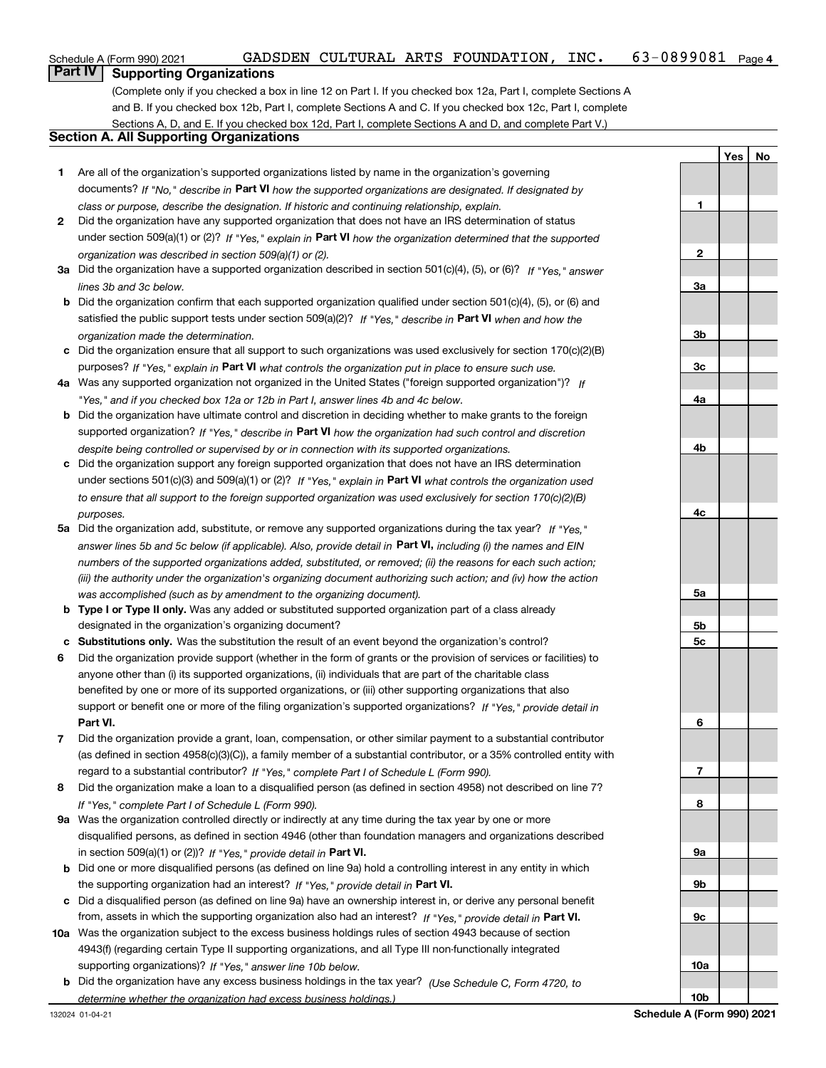Schedule A (Form 990) 2021 GADSDEN CULTURAL ARTS FOUNDATION, INC. 63-0899081 Page 4

## Part IV Supporting Organizations

(Complete only if you checked a box in line 12 on Part I. If you checked box 12a, Part I, complete Sections A and B. If you checked box 12b, Part I, complete Sections A and C. If you checked box 12c, Part I, complete Sections A, D, and E. If you checked box 12d, Part I, complete Sections A and D, and complete Part V.)

### Section A. All Supporting Organizations

| | | | Yes | No |
|---|---|---|---|---|
| **1** | Are all of the organization's supported organizations listed by name in the organization's governing documents? *If "No," describe in* **Part VI** *how the supported organizations are designated. If designated by class or purpose, describe the designation. If historic and continuing relationship, explain.* | **1** | | |
| **2** | Did the organization have any supported organization that does not have an IRS determination of status under section 509(a)(1) or (2)? *If "Yes," explain in* **Part VI** *how the organization determined that the supported organization was described in section 509(a)(1) or (2).* | **2** | | |
| **3a** | Did the organization have a supported organization described in section 501(c)(4), (5), or (6)? *If "Yes," answer lines 3b and 3c below.* | **3a** | | |
| **b** | Did the organization confirm that each supported organization qualified under section 501(c)(4), (5), or (6) and satisfied the public support tests under section 509(a)(2)? *If "Yes," describe in* **Part VI** *when and how the organization made the determination.* | **3b** | | |
| **c** | Did the organization ensure that all support to such organizations was used exclusively for section 170(c)(2)(B) purposes? *If "Yes," explain in* **Part VI** *what controls the organization put in place to ensure such use.* | **3c** | | |
| **4a** | Was any supported organization not organized in the United States ("foreign supported organization")? *If "Yes," and if you checked box 12a or 12b in Part I, answer lines 4b and 4c below.* | **4a** | | |
| **b** | Did the organization have ultimate control and discretion in deciding whether to make grants to the foreign supported organization? *If "Yes," describe in* **Part VI** *how the organization had such control and discretion despite being controlled or supervised by or in connection with its supported organizations.* | **4b** | | |
| **c** | Did the organization support any foreign supported organization that does not have an IRS determination under sections 501(c)(3) and 509(a)(1) or (2)? *If "Yes," explain in* **Part VI** *what controls the organization used to ensure that all support to the foreign supported organization was used exclusively for section 170(c)(2)(B) purposes.* | **4c** | | |
| **5a** | Did the organization add, substitute, or remove any supported organizations during the tax year? *If "Yes," answer lines 5b and 5c below (if applicable). Also, provide detail in* **Part VI,** *including (i) the names and EIN numbers of the supported organizations added, substituted, or removed; (ii) the reasons for each such action; (iii) the authority under the organization's organizing document authorizing such action; and (iv) how the action was accomplished (such as by amendment to the organizing document).* | **5a** | | |
| **b** | **Type I or Type II only.** Was any added or substituted supported organization part of a class already designated in the organization's organizing document? | **5b** | | |
| **c** | **Substitutions only.** Was the substitution the result of an event beyond the organization's control? | **5c** | | |
| **6** | Did the organization provide support (whether in the form of grants or the provision of services or facilities) to anyone other than (i) its supported organizations, (ii) individuals that are part of the charitable class benefited by one or more of its supported organizations, or (iii) other supporting organizations that also support or benefit one or more of the filing organization's supported organizations? *If "Yes," provide detail in* **Part VI.** | **6** | | |
| **7** | Did the organization provide a grant, loan, compensation, or other similar payment to a substantial contributor (as defined in section 4958(c)(3)(C)), a family member of a substantial contributor, or a 35% controlled entity with regard to a substantial contributor? *If "Yes," complete Part I of Schedule L (Form 990).* | **7** | | |
| **8** | Did the organization make a loan to a disqualified person (as defined in section 4958) not described on line 7? *If "Yes," complete Part I of Schedule L (Form 990).* | **8** | | |
| **9a** | Was the organization controlled directly or indirectly at any time during the tax year by one or more disqualified persons, as defined in section 4946 (other than foundation managers and organizations described in section 509(a)(1) or (2))? *If "Yes," provide detail in* **Part VI.** | **9a** | | |
| **b** | Did one or more disqualified persons (as defined on line 9a) hold a controlling interest in any entity in which the supporting organization had an interest? *If "Yes," provide detail in* **Part VI.** | **9b** | | |
| **c** | Did a disqualified person (as defined on line 9a) have an ownership interest in, or derive any personal benefit from, assets in which the supporting organization also had an interest? *If "Yes," provide detail in* **Part VI.** | **9c** | | |
| **10a** | Was the organization subject to the excess business holdings rules of section 4943 because of section 4943(f) (regarding certain Type II supporting organizations, and all Type III non-functionally integrated supporting organizations)? *If "Yes," answer line 10b below.* | **10a** | | |
| **b** | Did the organization have any excess business holdings in the tax year? *(Use Schedule C, Form 4720, to determine whether the organization had excess business holdings.)* | **10b** | | |

132024 01-04-21 **Schedule A (Form 990) 2021**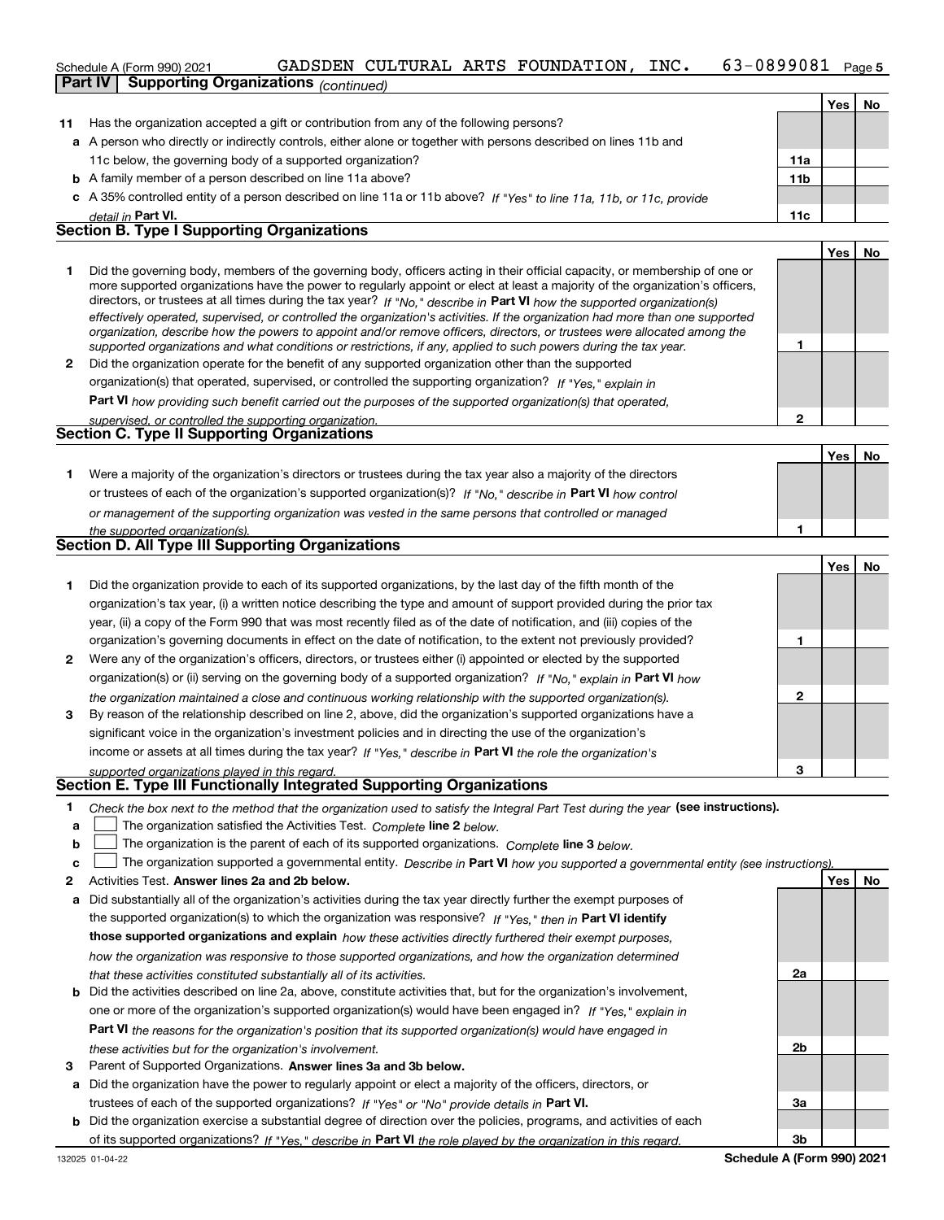Schedule A (Form 990) 2021 GADSDEN CULTURAL ARTS FOUNDATION, INC. 63-0899081

**Part IV Supporting Organizations** *(continued)*

| | | | Yes | No |
|---|---|---|---|---|
| **11** | Has the organization accepted a gift or contribution from any of the following persons? | | | |
| **a** | A person who directly or indirectly controls, either alone or together with persons described on lines 11b and 11c below, the governing body of a supported organization? | **11a** | | |
| **b** | A family member of a person described on line 11a above? | **11b** | | |
| **c** | A 35% controlled entity of a person described on line 11a or 11b above? *If "Yes" to line 11a, 11b, or 11c, provide detail in* **Part VI.** | **11c** | | |

## Section B. Type I Supporting Organizations

| | | | Yes | No |
|---|---|---|---|---|
| **1** | Did the governing body, members of the governing body, officers acting in their official capacity, or membership of one or more supported organizations have the power to regularly appoint or elect at least a majority of the organization's officers, directors, or trustees at all times during the tax year? *If "No," describe in* **Part VI** *how the supported organization(s) effectively operated, supervised, or controlled the organization's activities. If the organization had more than one supported organization, describe how the powers to appoint and/or remove officers, directors, or trustees were allocated among the supported organizations and what conditions or restrictions, if any, applied to such powers during the tax year.* | **1** | | |
| **2** | Did the organization operate for the benefit of any supported organization other than the supported organization(s) that operated, supervised, or controlled the supporting organization? *If "Yes," explain in* **Part VI** *how providing such benefit carried out the purposes of the supported organization(s) that operated, supervised, or controlled the supporting organization.* | **2** | | |

## Section C. Type II Supporting Organizations

| | | | Yes | No |
|---|---|---|---|---|
| **1** | Were a majority of the organization's directors or trustees during the tax year also a majority of the directors or trustees of each of the organization's supported organization(s)? *If "No," describe in* **Part VI** *how control or management of the supporting organization was vested in the same persons that controlled or managed the supported organization(s).* | **1** | | |

## Section D. All Type III Supporting Organizations

| | | | Yes | No |
|---|---|---|---|---|
| **1** | Did the organization provide to each of its supported organizations, by the last day of the fifth month of the organization's tax year, (i) a written notice describing the type and amount of support provided during the prior tax year, (ii) a copy of the Form 990 that was most recently filed as of the date of notification, and (iii) copies of the organization's governing documents in effect on the date of notification, to the extent not previously provided? | **1** | | |
| **2** | Were any of the organization's officers, directors, or trustees either (i) appointed or elected by the supported organization(s) or (ii) serving on the governing body of a supported organization? *If "No," explain in* **Part VI** *how the organization maintained a close and continuous working relationship with the supported organization(s).* | **2** | | |
| **3** | By reason of the relationship described on line 2, above, did the organization's supported organizations have a significant voice in the organization's investment policies and in directing the use of the organization's income or assets at all times during the tax year? *If "Yes," describe in* **Part VI** *the role the organization's supported organizations played in this regard.* | **3** | | |

## Section E. Type III Functionally Integrated Supporting Organizations

**1** *Check the box next to the method that the organization used to satisfy the Integral Part Test during the year* **(see instructions).**

- **a** ☐ The organization satisfied the Activities Test. *Complete* **line 2** *below.*
- **b** ☐ The organization is the parent of each of its supported organizations. *Complete* **line 3** *below.*
- **c** ☐ The organization supported a governmental entity. *Describe in* **Part VI** *how you supported a governmental entity (see instructions).*

| | | | Yes | No |
|---|---|---|---|---|
| **2** | Activities Test. **Answer lines 2a and 2b below.** | | | |
| **a** | Did substantially all of the organization's activities during the tax year directly further the exempt purposes of the supported organization(s) to which the organization was responsive? *If "Yes," then in* **Part VI identify those supported organizations and explain** *how these activities directly furthered their exempt purposes, how the organization was responsive to those supported organizations, and how the organization determined that these activities constituted substantially all of its activities.* | **2a** | | |
| **b** | Did the activities described on line 2a, above, constitute activities that, but for the organization's involvement, one or more of the organization's supported organization(s) would have been engaged in? *If "Yes," explain in* **Part VI** *the reasons for the organization's position that its supported organization(s) would have engaged in these activities but for the organization's involvement.* | **2b** | | |
| **3** | Parent of Supported Organizations. **Answer lines 3a and 3b below.** | | | |
| **a** | Did the organization have the power to regularly appoint or elect a majority of the officers, directors, or trustees of each of the supported organizations? *If "Yes" or "No" provide details in* **Part VI.** | **3a** | | |
| **b** | Did the organization exercise a substantial degree of direction over the policies, programs, and activities of each of its supported organizations? *If "Yes," describe in* **Part VI** *the role played by the organization in this regard.* | **3b** | | |

132025 01-04-22 **Schedule A (Form 990) 2021**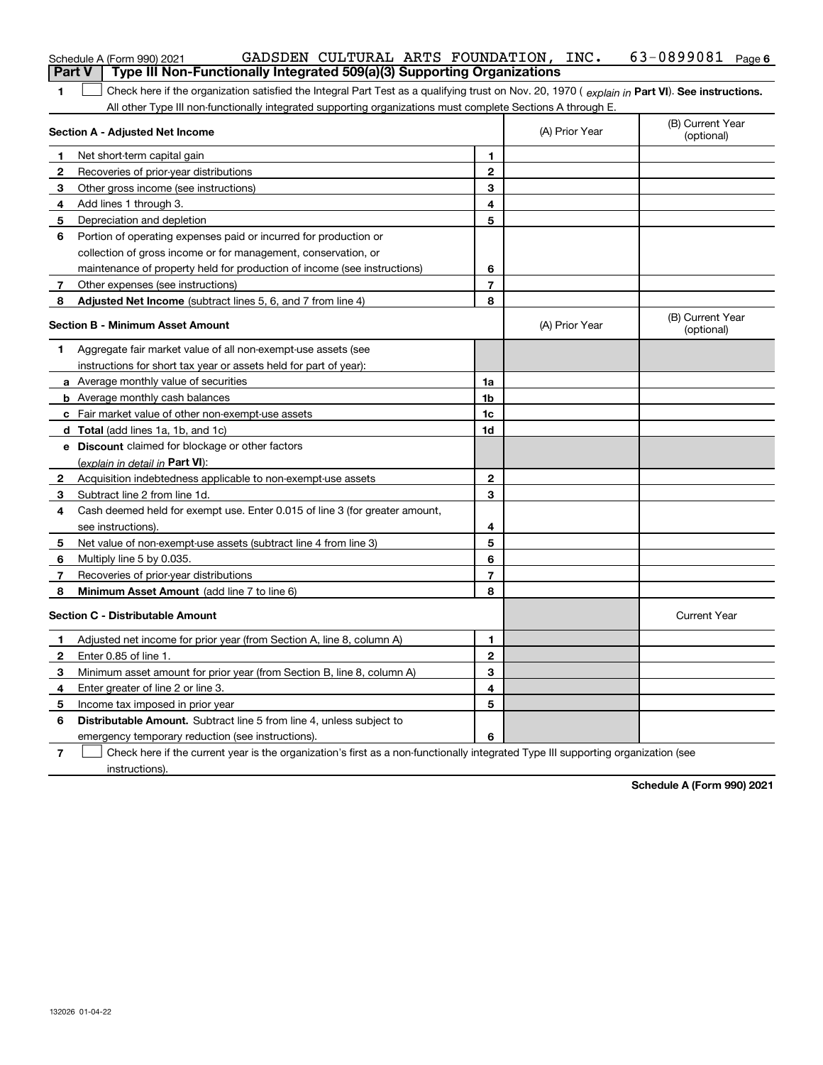Schedule A (Form 990) 2021 GADSDEN CULTURAL ARTS FOUNDATION, INC. 63-0899081 Page 6

## Part V Type III Non-Functionally Integrated 509(a)(3) Supporting Organizations

**1** ☐ Check here if the organization satisfied the Integral Part Test as a qualifying trust on Nov. 20, 1970 ( *explain in* **Part VI**). **See instructions.** All other Type III non-functionally integrated supporting organizations must complete Sections A through E.

| **Section A - Adjusted Net Income** | | | (A) Prior Year | (B) Current Year (optional) |
|---|---|---|---|---|
| **1** | Net short-term capital gain | **1** | | |
| **2** | Recoveries of prior-year distributions | **2** | | |
| **3** | Other gross income (see instructions) | **3** | | |
| **4** | Add lines 1 through 3. | **4** | | |
| **5** | Depreciation and depletion | **5** | | |
| **6** | Portion of operating expenses paid or incurred for production or collection of gross income or for management, conservation, or maintenance of property held for production of income (see instructions) | **6** | | |
| **7** | Other expenses (see instructions) | **7** | | |
| **8** | **Adjusted Net Income** (subtract lines 5, 6, and 7 from line 4) | **8** | | |

| **Section B - Minimum Asset Amount** | | | (A) Prior Year | (B) Current Year (optional) |
|---|---|---|---|---|
| **1** | Aggregate fair market value of all non-exempt-use assets (see instructions for short tax year or assets held for part of year): | | | |
| **a** | Average monthly value of securities | **1a** | | |
| **b** | Average monthly cash balances | **1b** | | |
| **c** | Fair market value of other non-exempt-use assets | **1c** | | |
| **d** | **Total** (add lines 1a, 1b, and 1c) | **1d** | | |
| **e** | **Discount** claimed for blockage or other factors (*explain in detail in* **Part VI**): | | | |
| **2** | Acquisition indebtedness applicable to non-exempt-use assets | **2** | | |
| **3** | Subtract line 2 from line 1d. | **3** | | |
| **4** | Cash deemed held for exempt use. Enter 0.015 of line 3 (for greater amount, see instructions). | **4** | | |
| **5** | Net value of non-exempt-use assets (subtract line 4 from line 3) | **5** | | |
| **6** | Multiply line 5 by 0.035. | **6** | | |
| **7** | Recoveries of prior-year distributions | **7** | | |
| **8** | **Minimum Asset Amount** (add line 7 to line 6) | **8** | | |

| **Section C - Distributable Amount** | | | | Current Year |
|---|---|---|---|---|
| **1** | Adjusted net income for prior year (from Section A, line 8, column A) | **1** | | |
| **2** | Enter 0.85 of line 1. | **2** | | |
| **3** | Minimum asset amount for prior year (from Section B, line 8, column A) | **3** | | |
| **4** | Enter greater of line 2 or line 3. | **4** | | |
| **5** | Income tax imposed in prior year | **5** | | |
| **6** | **Distributable Amount.** Subtract line 5 from line 4, unless subject to emergency temporary reduction (see instructions). | **6** | | |

**7** ☐ Check here if the current year is the organization's first as a non-functionally integrated Type III supporting organization (see instructions).

**Schedule A (Form 990) 2021**

132026 01-04-22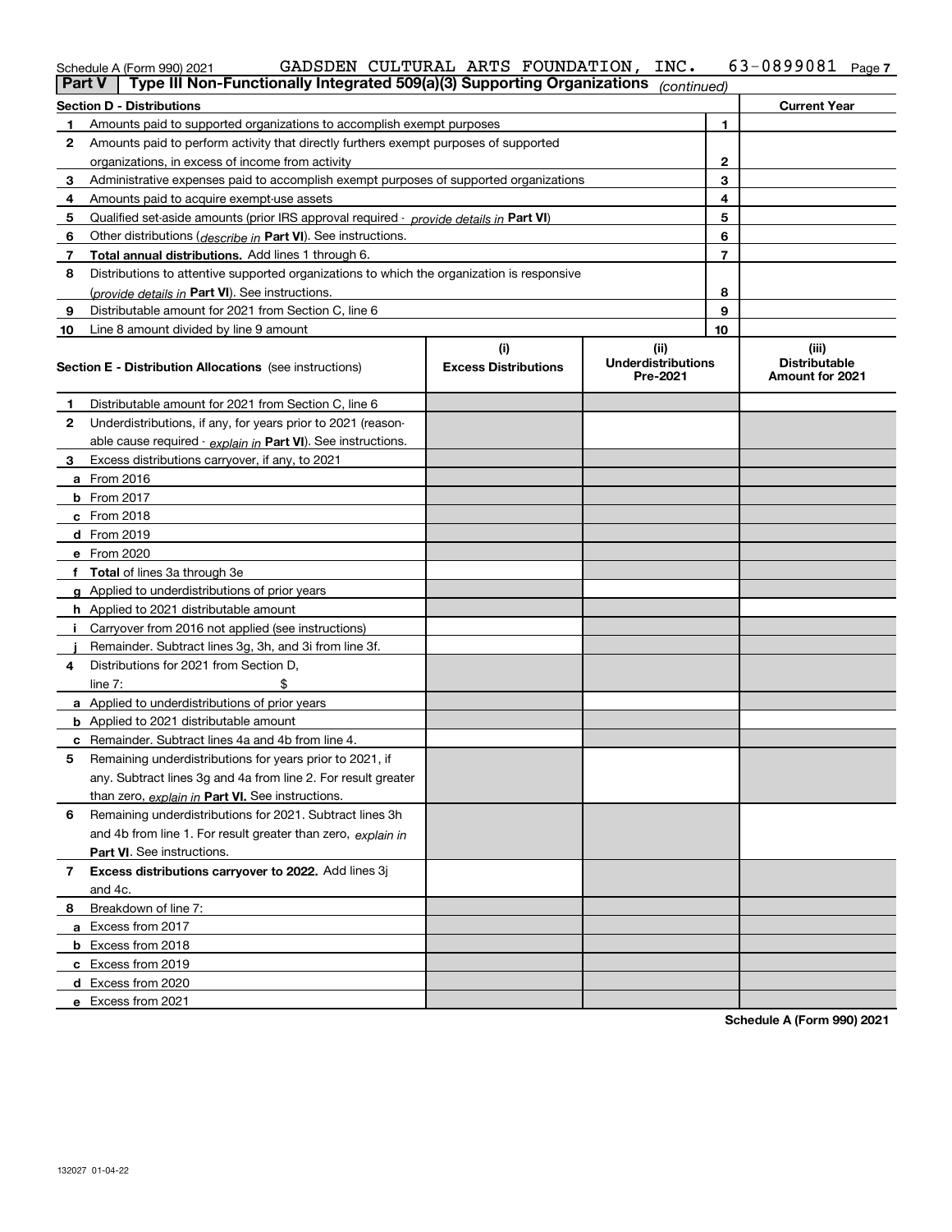Schedule A (Form 990) 2021 GADSDEN CULTURAL ARTS FOUNDATION, INC. 63-0899081 Page 7

**Part V | Type III Non-Functionally Integrated 509(a)(3) Supporting Organizations** *(continued)*

| **Section D - Distributions** | | | **Current Year** |
|---|---|---|---|
| 1 | Amounts paid to supported organizations to accomplish exempt purposes | 1 | |
| 2 | Amounts paid to perform activity that directly furthers exempt purposes of supported organizations, in excess of income from activity | 2 | |
| 3 | Administrative expenses paid to accomplish exempt purposes of supported organizations | 3 | |
| 4 | Amounts paid to acquire exempt-use assets | 4 | |
| 5 | Qualified set-aside amounts (prior IRS approval required - *provide details in* **Part VI**) | 5 | |
| 6 | Other distributions (*describe in* **Part VI**). See instructions. | 6 | |
| 7 | **Total annual distributions.** Add lines 1 through 6. | 7 | |
| 8 | Distributions to attentive supported organizations to which the organization is responsive (*provide details in* **Part VI**). See instructions. | 8 | |
| 9 | Distributable amount for 2021 from Section C, line 6 | 9 | |
| 10 | Line 8 amount divided by line 9 amount | 10 | |

| | **Section E - Distribution Allocations** (see instructions) | **(i) Excess Distributions** | **(ii) Underdistributions Pre-2021** | **(iii) Distributable Amount for 2021** |
|---|---|---|---|---|
| 1 | Distributable amount for 2021 from Section C, line 6 | | | |
| 2 | Underdistributions, if any, for years prior to 2021 (reasonable cause required - *explain in* **Part VI**). See instructions. | | | |
| 3 | Excess distributions carryover, if any, to 2021 | | | |
| a | From 2016 | | | |
| b | From 2017 | | | |
| c | From 2018 | | | |
| d | From 2019 | | | |
| e | From 2020 | | | |
| f | **Total** of lines 3a through 3e | | | |
| g | Applied to underdistributions of prior years | | | |
| h | Applied to 2021 distributable amount | | | |
| i | Carryover from 2016 not applied (see instructions) | | | |
| j | Remainder. Subtract lines 3g, 3h, and 3i from line 3f. | | | |
| 4 | Distributions for 2021 from Section D, line 7: $ | | | |
| a | Applied to underdistributions of prior years | | | |
| b | Applied to 2021 distributable amount | | | |
| c | Remainder. Subtract lines 4a and 4b from line 4. | | | |
| 5 | Remaining underdistributions for years prior to 2021, if any. Subtract lines 3g and 4a from line 2. For result greater than zero, *explain in* **Part VI.** See instructions. | | | |
| 6 | Remaining underdistributions for 2021. Subtract lines 3h and 4b from line 1. For result greater than zero, *explain in* **Part VI**. See instructions. | | | |
| 7 | **Excess distributions carryover to 2022.** Add lines 3j and 4c. | | | |
| 8 | Breakdown of line 7: | | | |
| a | Excess from 2017 | | | |
| b | Excess from 2018 | | | |
| c | Excess from 2019 | | | |
| d | Excess from 2020 | | | |
| e | Excess from 2021 | | | |

**Schedule A (Form 990) 2021**

132027 01-04-22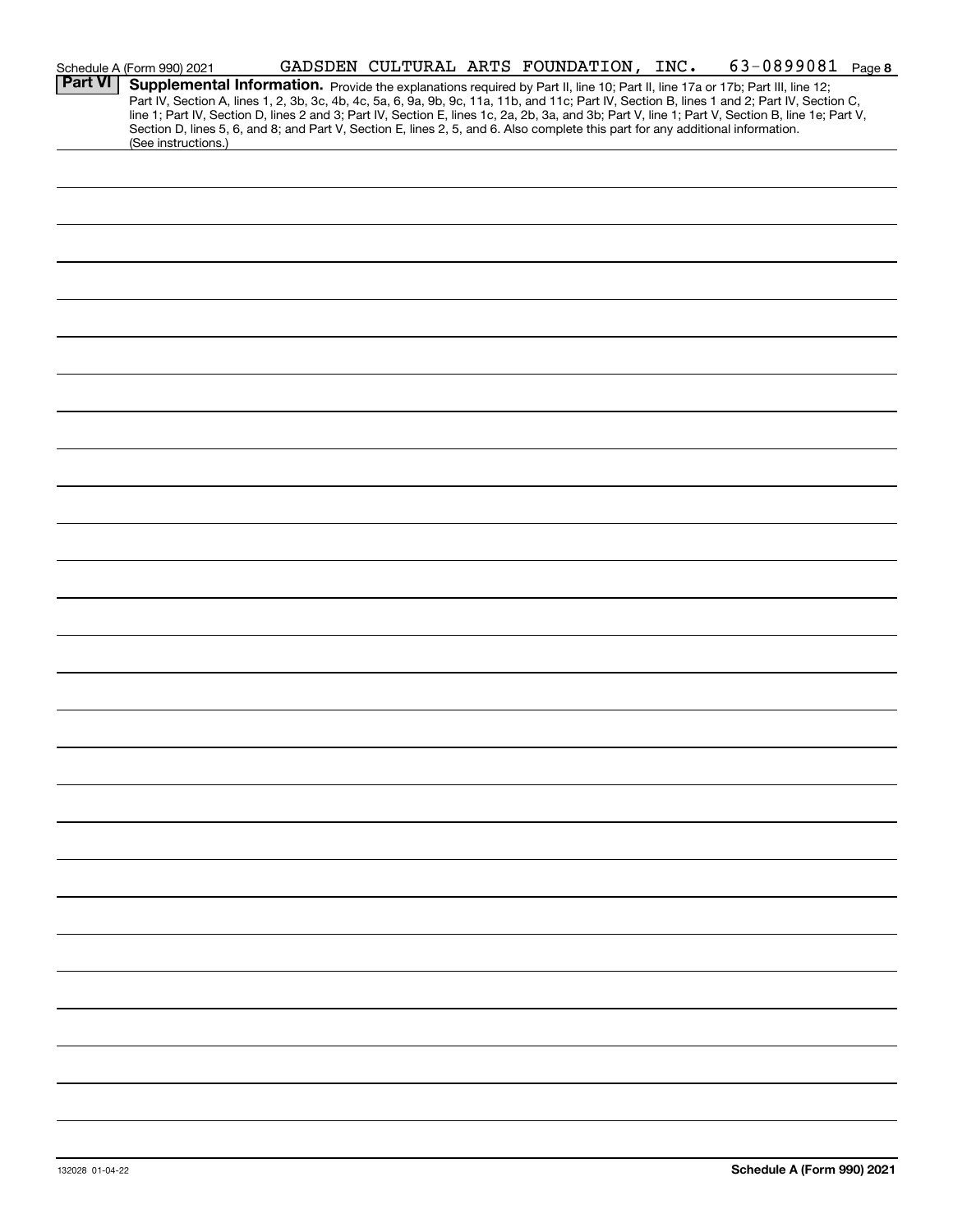Schedule A (Form 990) 2021 GADSDEN CULTURAL ARTS FOUNDATION, INC. 63-0899081 Page 8

**Part VI** **Supplemental Information.** Provide the explanations required by Part II, line 10; Part II, line 17a or 17b; Part III, line 12; Part IV, Section A, lines 1, 2, 3b, 3c, 4b, 4c, 5a, 6, 9a, 9b, 9c, 11a, 11b, and 11c; Part IV, Section B, lines 1 and 2; Part IV, Section C, line 1; Part IV, Section D, lines 2 and 3; Part IV, Section E, lines 1c, 2a, 2b, 3a, and 3b; Part V, line 1; Part V, Section B, line 1e; Part V, Section D, lines 5, 6, and 8; and Part V, Section E, lines 2, 5, and 6. Also complete this part for any additional information. (See instructions.)

132028 01-04-22 **Schedule A (Form 990) 2021**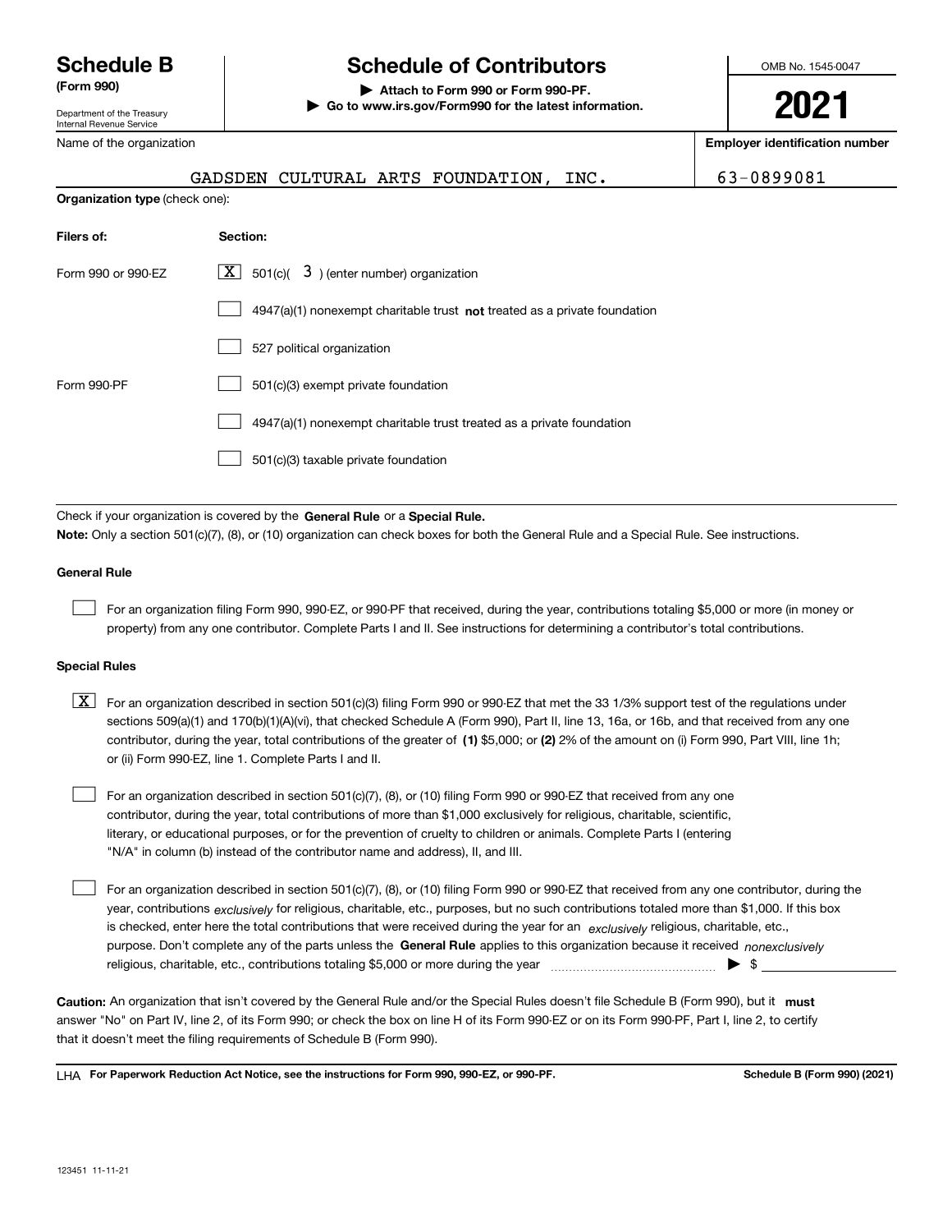# Schedule B (Form 990)

Department of the Treasury
Internal Revenue Service

## Schedule of Contributors

▶ Attach to Form 990 or Form 990-PF.
▶ Go to www.irs.gov/Form990 for the latest information.

OMB No. 1545-0047

**2021**

Name of the organization: GADSDEN CULTURAL ARTS FOUNDATION, INC.

**Employer identification number**: 63-0899081

**Organization type** (check one):

| Filers of: | Section: |
|---|---|
| Form 990 or 990-EZ | [X] 501(c)( 3 ) (enter number) organization |
| | [ ] 4947(a)(1) nonexempt charitable trust **not** treated as a private foundation |
| | [ ] 527 political organization |
| Form 990-PF | [ ] 501(c)(3) exempt private foundation |
| | [ ] 4947(a)(1) nonexempt charitable trust treated as a private foundation |
| | [ ] 501(c)(3) taxable private foundation |

Check if your organization is covered by the **General Rule** or a **Special Rule.**

**Note:** Only a section 501(c)(7), (8), or (10) organization can check boxes for both the General Rule and a Special Rule. See instructions.

### General Rule

[ ] For an organization filing Form 990, 990-EZ, or 990-PF that received, during the year, contributions totaling $5,000 or more (in money or property) from any one contributor. Complete Parts I and II. See instructions for determining a contributor's total contributions.

### Special Rules

[X] For an organization described in section 501(c)(3) filing Form 990 or 990-EZ that met the 33 1/3% support test of the regulations under sections 509(a)(1) and 170(b)(1)(A)(vi), that checked Schedule A (Form 990), Part II, line 13, 16a, or 16b, and that received from any one contributor, during the year, total contributions of the greater of **(1)** $5,000; or **(2)** 2% of the amount on (i) Form 990, Part VIII, line 1h; or (ii) Form 990-EZ, line 1. Complete Parts I and II.

[ ] For an organization described in section 501(c)(7), (8), or (10) filing Form 990 or 990-EZ that received from any one contributor, during the year, total contributions of more than $1,000 exclusively for religious, charitable, scientific, literary, or educational purposes, or for the prevention of cruelty to children or animals. Complete Parts I (entering "N/A" in column (b) instead of the contributor name and address), II, and III.

[ ] For an organization described in section 501(c)(7), (8), or (10) filing Form 990 or 990-EZ that received from any one contributor, during the year, contributions *exclusively* for religious, charitable, etc., purposes, but no such contributions totaled more than $1,000. If this box is checked, enter here the total contributions that were received during the year for an *exclusively* religious, charitable, etc., purpose. Don't complete any of the parts unless the **General Rule** applies to this organization because it received *nonexclusively* religious, charitable, etc., contributions totaling $5,000 or more during the year ▶ $

**Caution:** An organization that isn't covered by the General Rule and/or the Special Rules doesn't file Schedule B (Form 990), but it **must** answer "No" on Part IV, line 2, of its Form 990; or check the box on line H of its Form 990-EZ or on its Form 990-PF, Part I, line 2, to certify that it doesn't meet the filing requirements of Schedule B (Form 990).

LHA **For Paperwork Reduction Act Notice, see the instructions for Form 990, 990-EZ, or 990-PF.** **Schedule B (Form 990) (2021)**

123451 11-11-21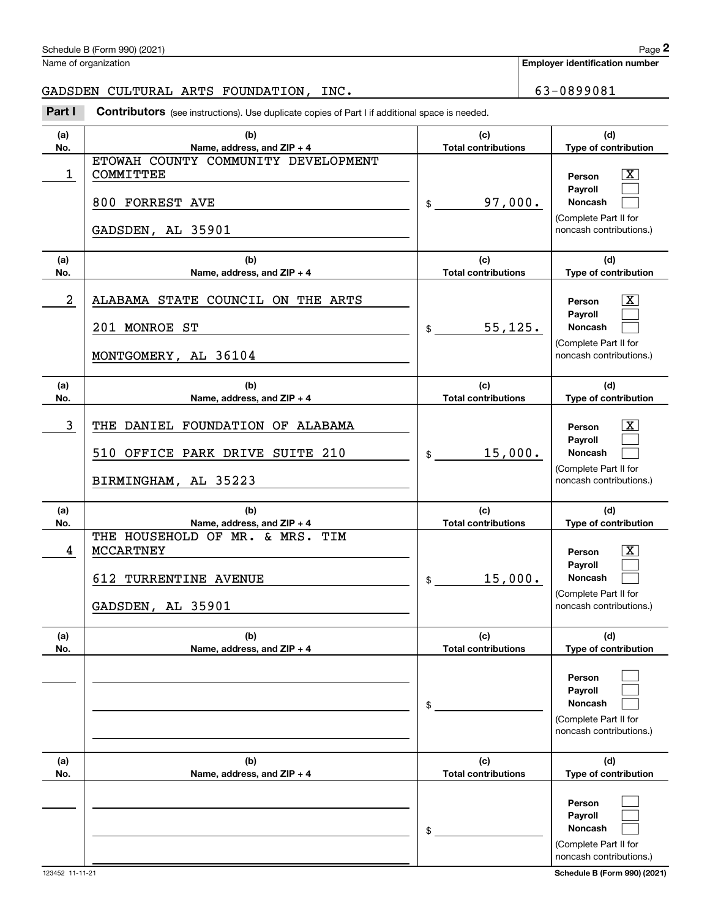Schedule B (Form 990) (2021)

Name of organization: GADSDEN CULTURAL ARTS FOUNDATION, INC.

Employer identification number: 63-0899081

**Part I Contributors** (see instructions). Use duplicate copies of Part I if additional space is needed.

| (a) No. | (b) Name, address, and ZIP + 4 | (c) Total contributions | (d) Type of contribution |
|---|---|---|---|
| 1 | ETOWAH COUNTY COMMUNITY DEVELOPMENT COMMITTEE<br>800 FORREST AVE<br>GADSDEN, AL 35901 | $ 97,000. | Person [X]<br>Payroll [ ]<br>Noncash [ ]<br>(Complete Part II for noncash contributions.) |
| 2 | ALABAMA STATE COUNCIL ON THE ARTS<br>201 MONROE ST<br>MONTGOMERY, AL 36104 | $ 55,125. | Person [X]<br>Payroll [ ]<br>Noncash [ ]<br>(Complete Part II for noncash contributions.) |
| 3 | THE DANIEL FOUNDATION OF ALABAMA<br>510 OFFICE PARK DRIVE SUITE 210<br>BIRMINGHAM, AL 35223 | $ 15,000. | Person [X]<br>Payroll [ ]<br>Noncash [ ]<br>(Complete Part II for noncash contributions.) |
| 4 | THE HOUSEHOLD OF MR. & MRS. TIM MCCARTNEY<br>612 TURRENTINE AVENUE<br>GADSDEN, AL 35901 | $ 15,000. | Person [X]<br>Payroll [ ]<br>Noncash [ ]<br>(Complete Part II for noncash contributions.) |
| | | $ | Person [ ]<br>Payroll [ ]<br>Noncash [ ]<br>(Complete Part II for noncash contributions.) |
| | | $ | Person [ ]<br>Payroll [ ]<br>Noncash [ ]<br>(Complete Part II for noncash contributions.) |

123452 11-11-21

Schedule B (Form 990) (2021)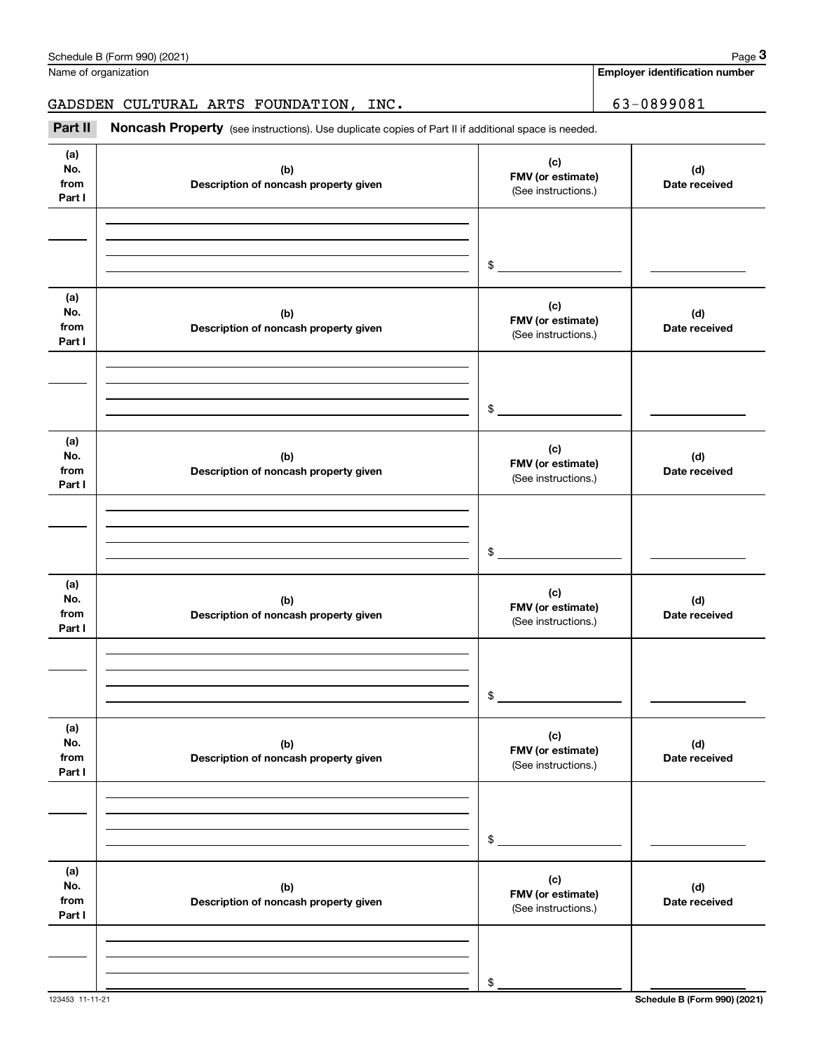Name of organization

**Employer identification number**

GADSDEN CULTURAL ARTS FOUNDATION, INC.

63-0899081

**Part II** **Noncash Property** (see instructions). Use duplicate copies of Part II if additional space is needed.

| (a) No. from Part I | (b) Description of noncash property given | (c) FMV (or estimate) (See instructions.) | (d) Date received |
|---|---|---|---|
| | | $ | |

| (a) No. from Part I | (b) Description of noncash property given | (c) FMV (or estimate) (See instructions.) | (d) Date received |
|---|---|---|---|
| | | $ | |

| (a) No. from Part I | (b) Description of noncash property given | (c) FMV (or estimate) (See instructions.) | (d) Date received |
|---|---|---|---|
| | | $ | |

| (a) No. from Part I | (b) Description of noncash property given | (c) FMV (or estimate) (See instructions.) | (d) Date received |
|---|---|---|---|
| | | $ | |

| (a) No. from Part I | (b) Description of noncash property given | (c) FMV (or estimate) (See instructions.) | (d) Date received |
|---|---|---|---|
| | | $ | |

| (a) No. from Part I | (b) Description of noncash property given | (c) FMV (or estimate) (See instructions.) | (d) Date received |
|---|---|---|---|
| | | $ | |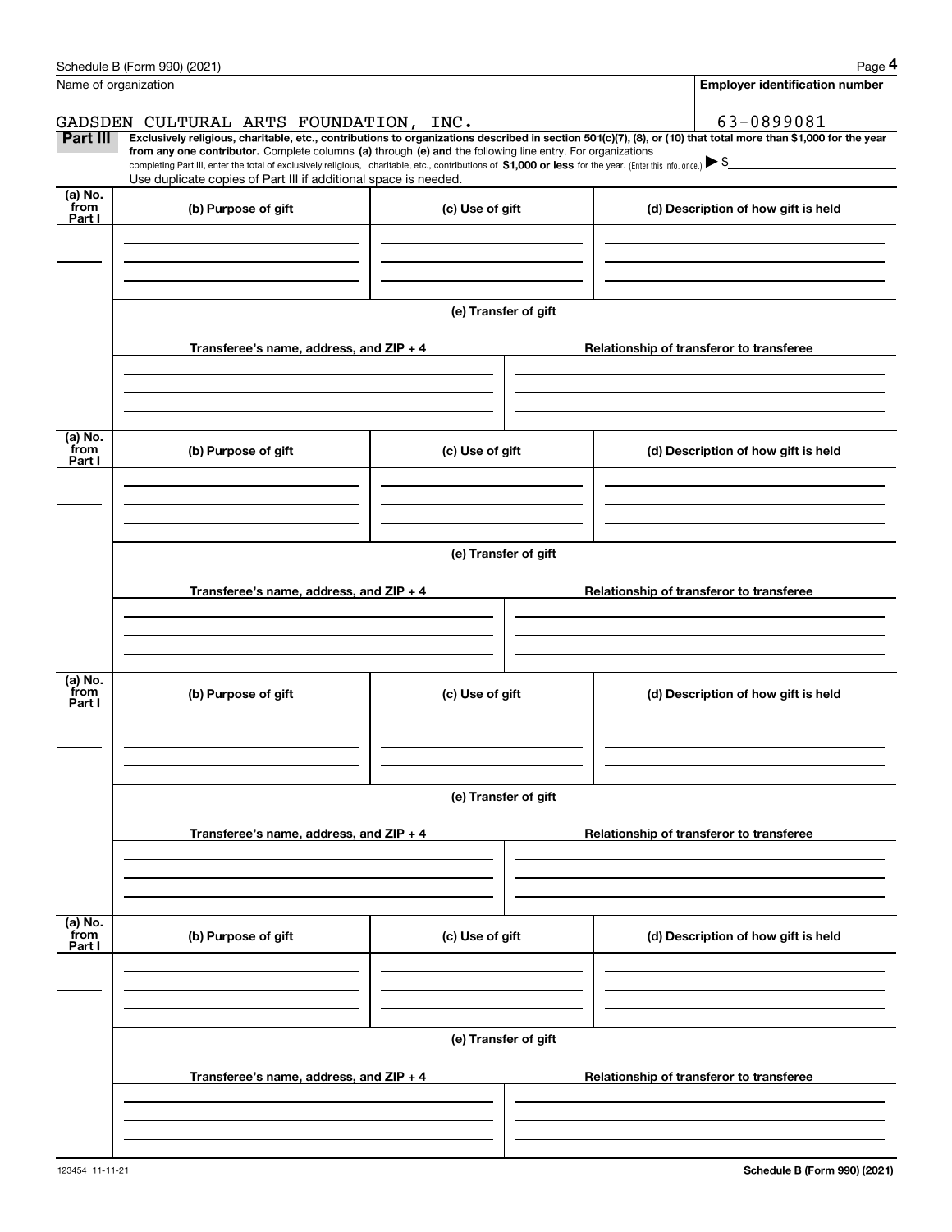Schedule B (Form 990) (2021)

Name of organization: GADSDEN CULTURAL ARTS FOUNDATION, INC.

Employer identification number: 63-0899081

**Part III** **Exclusively religious, charitable, etc., contributions to organizations described in section 501(c)(7), (8), or (10) that total more than $1,000 for the year from any one contributor.** Complete columns **(a)** through **(e) and** the following line entry. For organizations completing Part III, enter the total of exclusively religious, charitable, etc., contributions of **$1,000 or less** for the year. (Enter this info. once.) ▶ $

Use duplicate copies of Part III if additional space is needed.

| (a) No. from Part I | (b) Purpose of gift | (c) Use of gift | (d) Description of how gift is held |
|---|---|---|---|
| | | | |

(e) Transfer of gift

| Transferee's name, address, and ZIP + 4 | Relationship of transferor to transferee |
|---|---|
| | |

| (a) No. from Part I | (b) Purpose of gift | (c) Use of gift | (d) Description of how gift is held |
|---|---|---|---|
| | | | |

(e) Transfer of gift

| Transferee's name, address, and ZIP + 4 | Relationship of transferor to transferee |
|---|---|
| | |

| (a) No. from Part I | (b) Purpose of gift | (c) Use of gift | (d) Description of how gift is held |
|---|---|---|---|
| | | | |

(e) Transfer of gift

| Transferee's name, address, and ZIP + 4 | Relationship of transferor to transferee |
|---|---|
| | |

| (a) No. from Part I | (b) Purpose of gift | (c) Use of gift | (d) Description of how gift is held |
|---|---|---|---|
| | | | |

(e) Transfer of gift

| Transferee's name, address, and ZIP + 4 | Relationship of transferor to transferee |
|---|---|
| | |

123454 11-11-21

Schedule B (Form 990) (2021)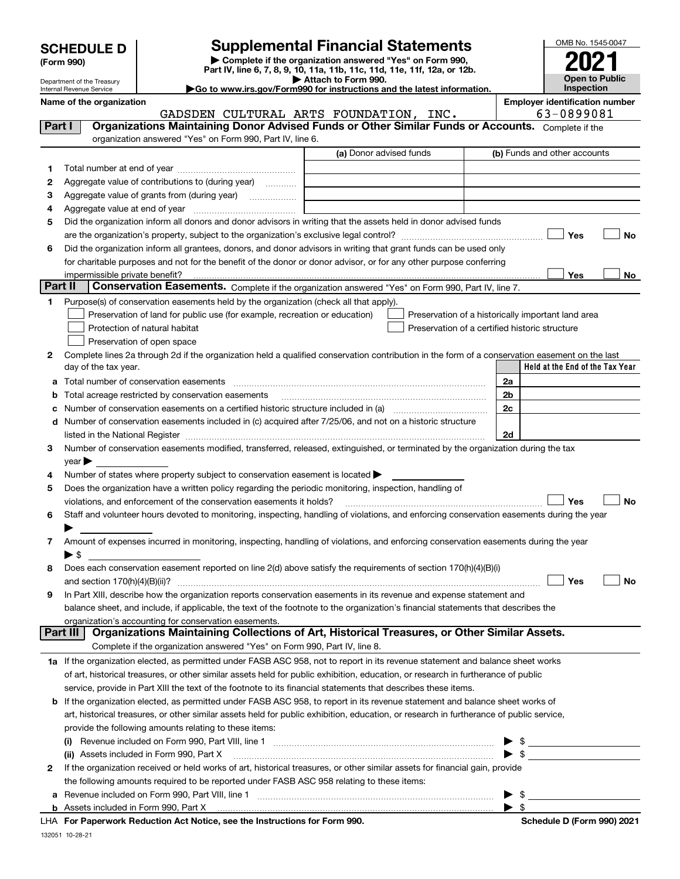# SCHEDULE D (Form 990)

Department of the Treasury
Internal Revenue Service

## Supplemental Financial Statements

▶ Complete if the organization answered "Yes" on Form 990, Part IV, line 6, 7, 8, 9, 10, 11a, 11b, 11c, 11d, 11e, 11f, 12a, or 12b.
▶ Attach to Form 990.
▶ Go to www.irs.gov/Form990 for instructions and the latest information.

OMB No. 1545-0047
**2021**
**Open to Public Inspection**

**Name of the organization**
GADSDEN CULTURAL ARTS FOUNDATION, INC.

**Employer identification number**
63-0899081

## Part I Organizations Maintaining Donor Advised Funds or Other Similar Funds or Accounts. Complete if the organization answered "Yes" on Form 990, Part IV, line 6.

| | | (a) Donor advised funds | (b) Funds and other accounts |
|---|---|---|---|
| 1 | Total number at end of year | | |
| 2 | Aggregate value of contributions to (during year) | | |
| 3 | Aggregate value of grants from (during year) | | |
| 4 | Aggregate value at end of year | | |

5 Did the organization inform all donors and donor advisors in writing that the assets held in donor advised funds are the organization's property, subject to the organization's exclusive legal control? ☐ Yes ☐ No

6 Did the organization inform all grantees, donors, and donor advisors in writing that grant funds can be used only for charitable purposes and not for the benefit of the donor or donor advisor, or for any other purpose conferring impermissible private benefit? ☐ Yes ☐ No

## Part II Conservation Easements. Complete if the organization answered "Yes" on Form 990, Part IV, line 7.

1 Purpose(s) of conservation easements held by the organization (check all that apply).

☐ Preservation of land for public use (for example, recreation or education)
☐ Protection of natural habitat
☐ Preservation of open space
☐ Preservation of a historically important land area
☐ Preservation of a certified historic structure

2 Complete lines 2a through 2d if the organization held a qualified conservation contribution in the form of a conservation easement on the last day of the tax year.

| | | | Held at the End of the Tax Year |
|---|---|---|---|
| a | Total number of conservation easements | 2a | |
| b | Total acreage restricted by conservation easements | 2b | |
| c | Number of conservation easements on a certified historic structure included in (a) | 2c | |
| d | Number of conservation easements included in (c) acquired after 7/25/06, and not on a historic structure listed in the National Register | 2d | |

3 Number of conservation easements modified, transferred, released, extinguished, or terminated by the organization during the tax year ▶

4 Number of states where property subject to conservation easement is located ▶

5 Does the organization have a written policy regarding the periodic monitoring, inspection, handling of violations, and enforcement of the conservation easements it holds? ☐ Yes ☐ No

6 Staff and volunteer hours devoted to monitoring, inspecting, handling of violations, and enforcing conservation easements during the year ▶

7 Amount of expenses incurred in monitoring, inspecting, handling of violations, and enforcing conservation easements during the year ▶ $

8 Does each conservation easement reported on line 2(d) above satisfy the requirements of section 170(h)(4)(B)(i) and section 170(h)(4)(B)(ii)? ☐ Yes ☐ No

9 In Part XIII, describe how the organization reports conservation easements in its revenue and expense statement and balance sheet, and include, if applicable, the text of the footnote to the organization's financial statements that describes the organization's accounting for conservation easements.

## Part III Organizations Maintaining Collections of Art, Historical Treasures, or Other Similar Assets. Complete if the organization answered "Yes" on Form 990, Part IV, line 8.

1a If the organization elected, as permitted under FASB ASC 958, not to report in its revenue statement and balance sheet works of art, historical treasures, or other similar assets held for public exhibition, education, or research in furtherance of public service, provide in Part XIII the text of the footnote to its financial statements that describes these items.

b If the organization elected, as permitted under FASB ASC 958, to report in its revenue statement and balance sheet works of art, historical treasures, or other similar assets held for public exhibition, education, or research in furtherance of public service, provide the following amounts relating to these items:

(i) Revenue included on Form 990, Part VIII, line 1 ▶ $

(ii) Assets included in Form 990, Part X ▶ $

2 If the organization received or held works of art, historical treasures, or other similar assets for financial gain, provide the following amounts required to be reported under FASB ASC 958 relating to these items:

a Revenue included on Form 990, Part VIII, line 1 ▶ $

b Assets included in Form 990, Part X ▶ $

LHA **For Paperwork Reduction Act Notice, see the Instructions for Form 990.** **Schedule D (Form 990) 2021**

132051 10-28-21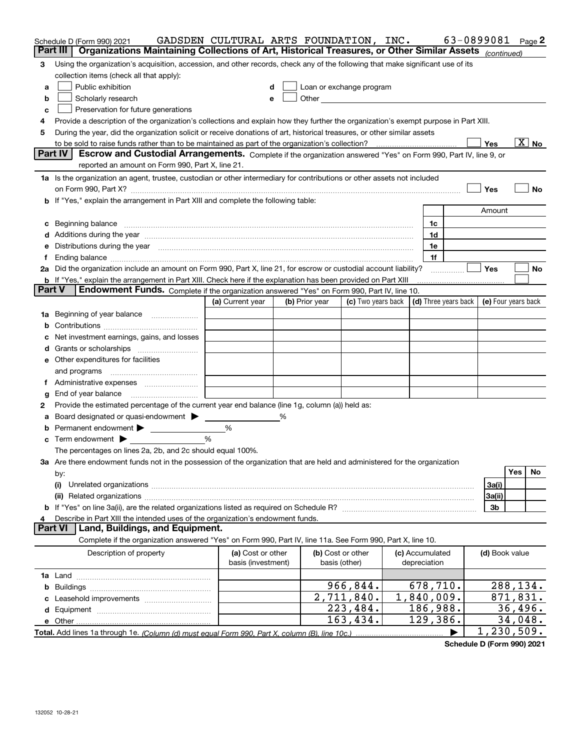Schedule D (Form 990) 2021 GADSDEN CULTURAL ARTS FOUNDATION, INC. 63-0899081 Page 2

## Part III Organizations Maintaining Collections of Art, Historical Treasures, or Other Similar Assets *(continued)*

3 Using the organization's acquisition, accession, and other records, check any of the following that make significant use of its collection items (check all that apply):

- a ☐ Public exhibition
- b ☐ Scholarly research
- c ☐ Preservation for future generations
- d ☐ Loan or exchange program
- e ☐ Other

4 Provide a description of the organization's collections and explain how they further the organization's exempt purpose in Part XIII.

5 During the year, did the organization solicit or receive donations of art, historical treasures, or other similar assets to be sold to raise funds rather than to be maintained as part of the organization's collection? ☐ Yes ☒ No

## Part IV Escrow and Custodial Arrangements.

Complete if the organization answered "Yes" on Form 990, Part IV, line 9, or reported an amount on Form 990, Part X, line 21.

1a Is the organization an agent, trustee, custodian or other intermediary for contributions or other assets not included on Form 990, Part X? ☐ Yes ☐ No

b If "Yes," explain the arrangement in Part XIII and complete the following table:

| | | Amount |
|---|---|---|
| c Beginning balance | 1c | |
| d Additions during the year | 1d | |
| e Distributions during the year | 1e | |
| f Ending balance | 1f | |

2a Did the organization include an amount on Form 990, Part X, line 21, for escrow or custodial account liability? ☐ Yes ☐ No

b If "Yes," explain the arrangement in Part XIII. Check here if the explanation has been provided on Part XIII ☐

## Part V Endowment Funds.

Complete if the organization answered "Yes" on Form 990, Part IV, line 10.

| | (a) Current year | (b) Prior year | (c) Two years back | (d) Three years back | (e) Four years back |
|---|---|---|---|---|---|
| 1a Beginning of year balance | | | | | |
| b Contributions | | | | | |
| c Net investment earnings, gains, and losses | | | | | |
| d Grants or scholarships | | | | | |
| e Other expenditures for facilities and programs | | | | | |
| f Administrative expenses | | | | | |
| g End of year balance | | | | | |

2 Provide the estimated percentage of the current year end balance (line 1g, column (a)) held as:

a Board designated or quasi-endowment ▶ ______ %

b Permanent endowment ▶ ______ %

c Term endowment ▶ ______ %

The percentages on lines 2a, 2b, and 2c should equal 100%.

3a Are there endowment funds not in the possession of the organization that are held and administered for the organization by:

| | | Yes | No |
|---|---|---|---|
| (i) Unrelated organizations | 3a(i) | | |
| (ii) Related organizations | 3a(ii) | | |
| b If "Yes" on line 3a(ii), are the related organizations listed as required on Schedule R? | 3b | | |

4 Describe in Part XIII the intended uses of the organization's endowment funds.

## Part VI Land, Buildings, and Equipment.

Complete if the organization answered "Yes" on Form 990, Part IV, line 11a. See Form 990, Part X, line 10.

| Description of property | (a) Cost or other basis (investment) | (b) Cost or other basis (other) | (c) Accumulated depreciation | (d) Book value |
|---|---|---|---|---|
| 1a Land | | | | |
| b Buildings | | 966,844. | 678,710. | 288,134. |
| c Leasehold improvements | | 2,711,840. | 1,840,009. | 871,831. |
| d Equipment | | 223,484. | 186,988. | 36,496. |
| e Other | | 163,434. | 129,386. | 34,048. |
| **Total.** Add lines 1a through 1e. *(Column (d) must equal Form 990, Part X, column (B), line 10c.)* ▶ | | | | 1,230,509. |

**Schedule D (Form 990) 2021**

132052 10-28-21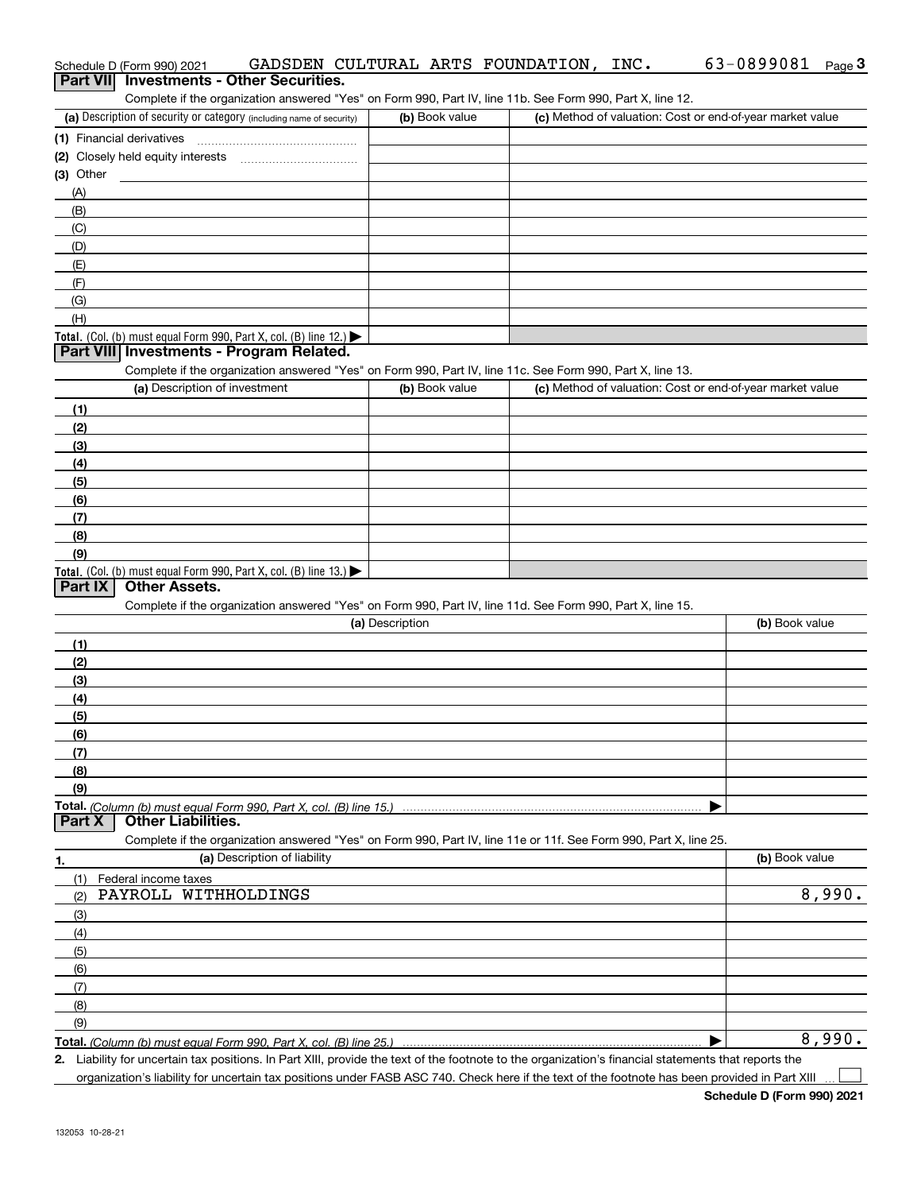Schedule D (Form 990) 2021 GADSDEN CULTURAL ARTS FOUNDATION, INC. 63-0899081 Page 3

## Part VII Investments - Other Securities.

Complete if the organization answered "Yes" on Form 990, Part IV, line 11b. See Form 990, Part X, line 12.

| (a) Description of security or category (including name of security) | (b) Book value | (c) Method of valuation: Cost or end-of-year market value |
|---|---|---|
| (1) Financial derivatives | | |
| (2) Closely held equity interests | | |
| (3) Other | | |
| (A) | | |
| (B) | | |
| (C) | | |
| (D) | | |
| (E) | | |
| (F) | | |
| (G) | | |
| (H) | | |
| **Total.** (Col. (b) must equal Form 990, Part X, col. (B) line 12.) ▶ | | |

## Part VIII Investments - Program Related.

Complete if the organization answered "Yes" on Form 990, Part IV, line 11c. See Form 990, Part X, line 13.

| (a) Description of investment | (b) Book value | (c) Method of valuation: Cost or end-of-year market value |
|---|---|---|
| (1) | | |
| (2) | | |
| (3) | | |
| (4) | | |
| (5) | | |
| (6) | | |
| (7) | | |
| (8) | | |
| (9) | | |
| **Total.** (Col. (b) must equal Form 990, Part X, col. (B) line 13.) ▶ | | |

## Part IX Other Assets.

Complete if the organization answered "Yes" on Form 990, Part IV, line 11d. See Form 990, Part X, line 15.

| (a) Description | (b) Book value |
|---|---|
| (1) | |
| (2) | |
| (3) | |
| (4) | |
| (5) | |
| (6) | |
| (7) | |
| (8) | |
| (9) | |
| **Total.** *(Column (b) must equal Form 990, Part X, col. (B) line 15.)* ▶ | |

## Part X Other Liabilities.

Complete if the organization answered "Yes" on Form 990, Part IV, line 11e or 11f. See Form 990, Part X, line 25.

| 1. (a) Description of liability | (b) Book value |
|---|---|
| (1) Federal income taxes | |
| (2) PAYROLL WITHHOLDINGS | 8,990. |
| (3) | |
| (4) | |
| (5) | |
| (6) | |
| (7) | |
| (8) | |
| (9) | |
| **Total.** *(Column (b) must equal Form 990, Part X, col. (B) line 25.)* ▶ | 8,990. |

2. Liability for uncertain tax positions. In Part XIII, provide the text of the footnote to the organization's financial statements that reports the organization's liability for uncertain tax positions under FASB ASC 740. Check here if the text of the footnote has been provided in Part XIII ☐

**Schedule D (Form 990) 2021**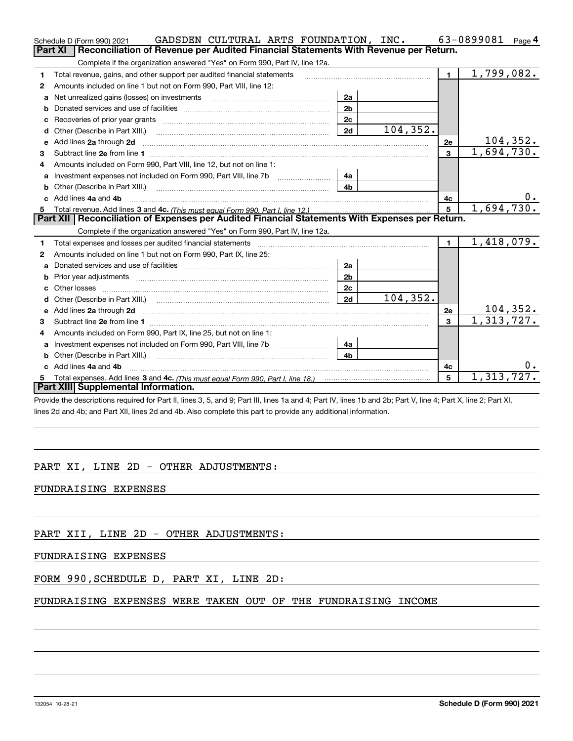Schedule D (Form 990) 2021 GADSDEN CULTURAL ARTS FOUNDATION, INC. 63-0899081 Page 4

## Part XI | Reconciliation of Revenue per Audited Financial Statements With Revenue per Return.

Complete if the organization answered "Yes" on Form 990, Part IV, line 12a.

| | | | | | |
|---|---|---|---|---|---|
| 1 | Total revenue, gains, and other support per audited financial statements | | | 1 | 1,799,082. |
| 2 | Amounts included on line 1 but not on Form 990, Part VIII, line 12: | | | | |
| a | Net unrealized gains (losses) on investments | 2a | | | |
| b | Donated services and use of facilities | 2b | | | |
| c | Recoveries of prior year grants | 2c | | | |
| d | Other (Describe in Part XIII.) | 2d | 104,352. | | |
| e | Add lines 2a through 2d | | | 2e | 104,352. |
| 3 | Subtract line 2e from line 1 | | | 3 | 1,694,730. |
| 4 | Amounts included on Form 990, Part VIII, line 12, but not on line 1: | | | | |
| a | Investment expenses not included on Form 990, Part VIII, line 7b | 4a | | | |
| b | Other (Describe in Part XIII.) | 4b | | | |
| c | Add lines 4a and 4b | | | 4c | 0. |
| 5 | Total revenue. Add lines 3 and 4c. *(This must equal Form 990, Part I, line 12.)* | | | 5 | 1,694,730. |

## Part XII | Reconciliation of Expenses per Audited Financial Statements With Expenses per Return.

Complete if the organization answered "Yes" on Form 990, Part IV, line 12a.

| | | | | | |
|---|---|---|---|---|---|
| 1 | Total expenses and losses per audited financial statements | | | 1 | 1,418,079. |
| 2 | Amounts included on line 1 but not on Form 990, Part IX, line 25: | | | | |
| a | Donated services and use of facilities | 2a | | | |
| b | Prior year adjustments | 2b | | | |
| c | Other losses | 2c | | | |
| d | Other (Describe in Part XIII.) | 2d | 104,352. | | |
| e | Add lines 2a through 2d | | | 2e | 104,352. |
| 3 | Subtract line 2e from line 1 | | | 3 | 1,313,727. |
| 4 | Amounts included on Form 990, Part IX, line 25, but not on line 1: | | | | |
| a | Investment expenses not included on Form 990, Part VIII, line 7b | 4a | | | |
| b | Other (Describe in Part XIII.) | 4b | | | |
| c | Add lines 4a and 4b | | | 4c | 0. |
| 5 | Total expenses. Add lines 3 and 4c. *(This must equal Form 990, Part I, line 18.)* | | | 5 | 1,313,727. |

## Part XIII | Supplemental Information.

Provide the descriptions required for Part II, lines 3, 5, and 9; Part III, lines 1a and 4; Part IV, lines 1b and 2b; Part V, line 4; Part X, line 2; Part XI, lines 2d and 4b; and Part XII, lines 2d and 4b. Also complete this part to provide any additional information.

PART XI, LINE 2D - OTHER ADJUSTMENTS:

FUNDRAISING EXPENSES

PART XII, LINE 2D - OTHER ADJUSTMENTS:

FUNDRAISING EXPENSES

FORM 990,SCHEDULE D, PART XI, LINE 2D:

FUNDRAISING EXPENSES WERE TAKEN OUT OF THE FUNDRAISING INCOME

132054 10-28-21 **Schedule D (Form 990) 2021**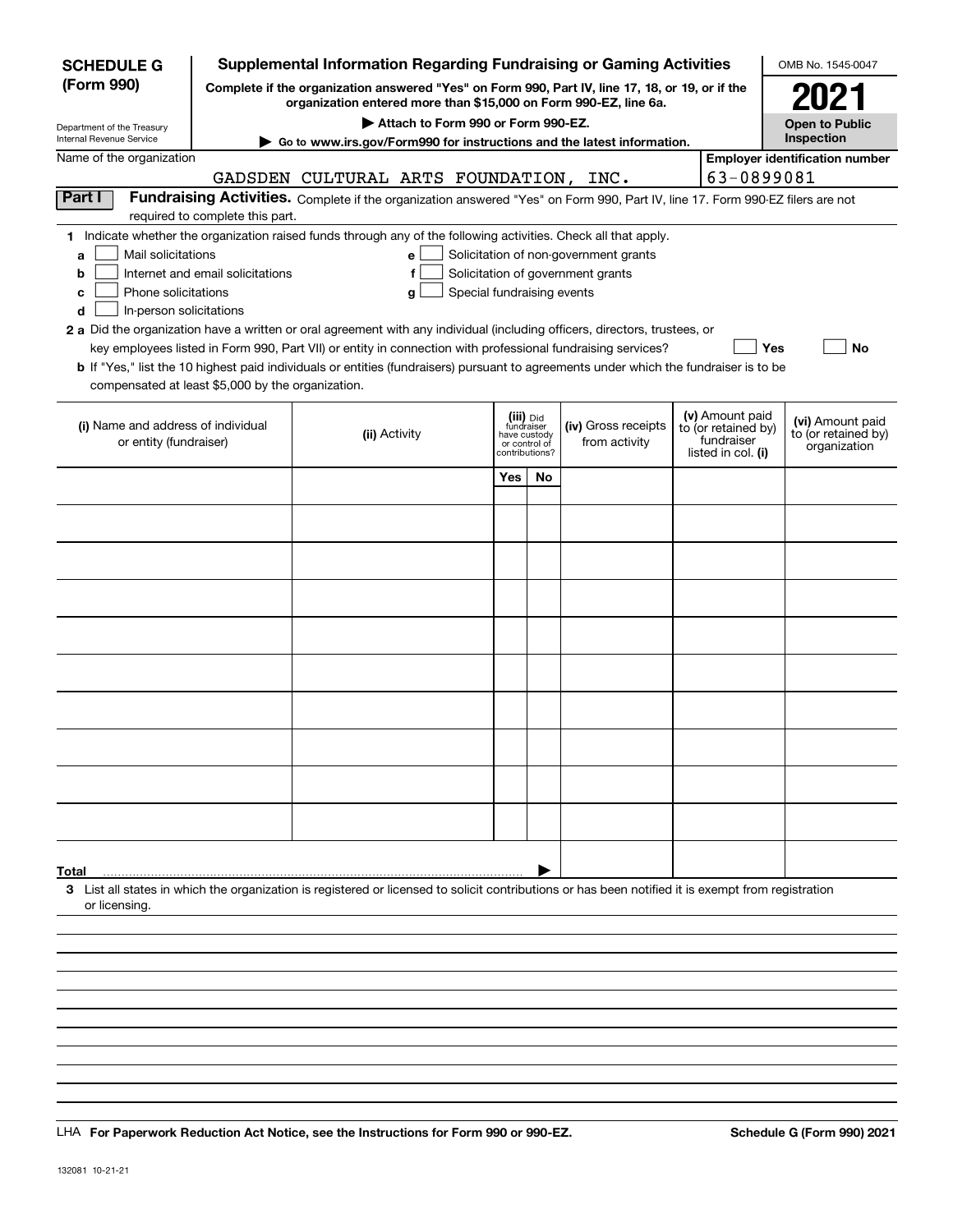**SCHEDULE G (Form 990)**

Department of the Treasury
Internal Revenue Service

# Supplemental Information Regarding Fundraising or Gaming Activities

**Complete if the organization answered "Yes" on Form 990, Part IV, line 17, 18, or 19, or if the organization entered more than $15,000 on Form 990-EZ, line 6a.**

**▶ Attach to Form 990 or Form 990-EZ.**

**▶ Go to www.irs.gov/Form990 for instructions and the latest information.**

OMB No. 1545-0047

**2021**

**Open to Public Inspection**

Name of the organization: GADSDEN CULTURAL ARTS FOUNDATION, INC.

Employer identification number: 63-0899081

## Part I Fundraising Activities.

Complete if the organization answered "Yes" on Form 990, Part IV, line 17. Form 990-EZ filers are not required to complete this part.

**1** Indicate whether the organization raised funds through any of the following activities. Check all that apply.

- **a** ☐ Mail solicitations
- **b** ☐ Internet and email solicitations
- **c** ☐ Phone solicitations
- **d** ☐ In-person solicitations
- **e** ☐ Solicitation of non-government grants
- **f** ☐ Solicitation of government grants
- **g** ☐ Special fundraising events

**2 a** Did the organization have a written or oral agreement with any individual (including officers, directors, trustees, or key employees listed in Form 990, Part VII) or entity in connection with professional fundraising services? ☐ **Yes** ☐ **No**

**b** If "Yes," list the 10 highest paid individuals or entities (fundraisers) pursuant to agreements under which the fundraiser is to be compensated at least $5,000 by the organization.

| (i) Name and address of individual or entity (fundraiser) | (ii) Activity | (iii) Did fundraiser have custody or control of contributions? | | (iv) Gross receipts from activity | (v) Amount paid to (or retained by) fundraiser listed in col. (i) | (vi) Amount paid to (or retained by) organization |
|---|---|---|---|---|---|---|
| | | Yes | No | | | |
| | | | | | | |
| | | | | | | |
| | | | | | | |
| | | | | | | |
| | | | | | | |
| | | | | | | |
| | | | | | | |
| | | | | | | |
| | | | | | | |
| | | | | | | |
| **Total** ▶ | | | | | | |

**3** List all states in which the organization is registered or licensed to solicit contributions or has been notified it is exempt from registration or licensing.

LHA **For Paperwork Reduction Act Notice, see the Instructions for Form 990 or 990-EZ.** **Schedule G (Form 990) 2021**

132081 10-21-21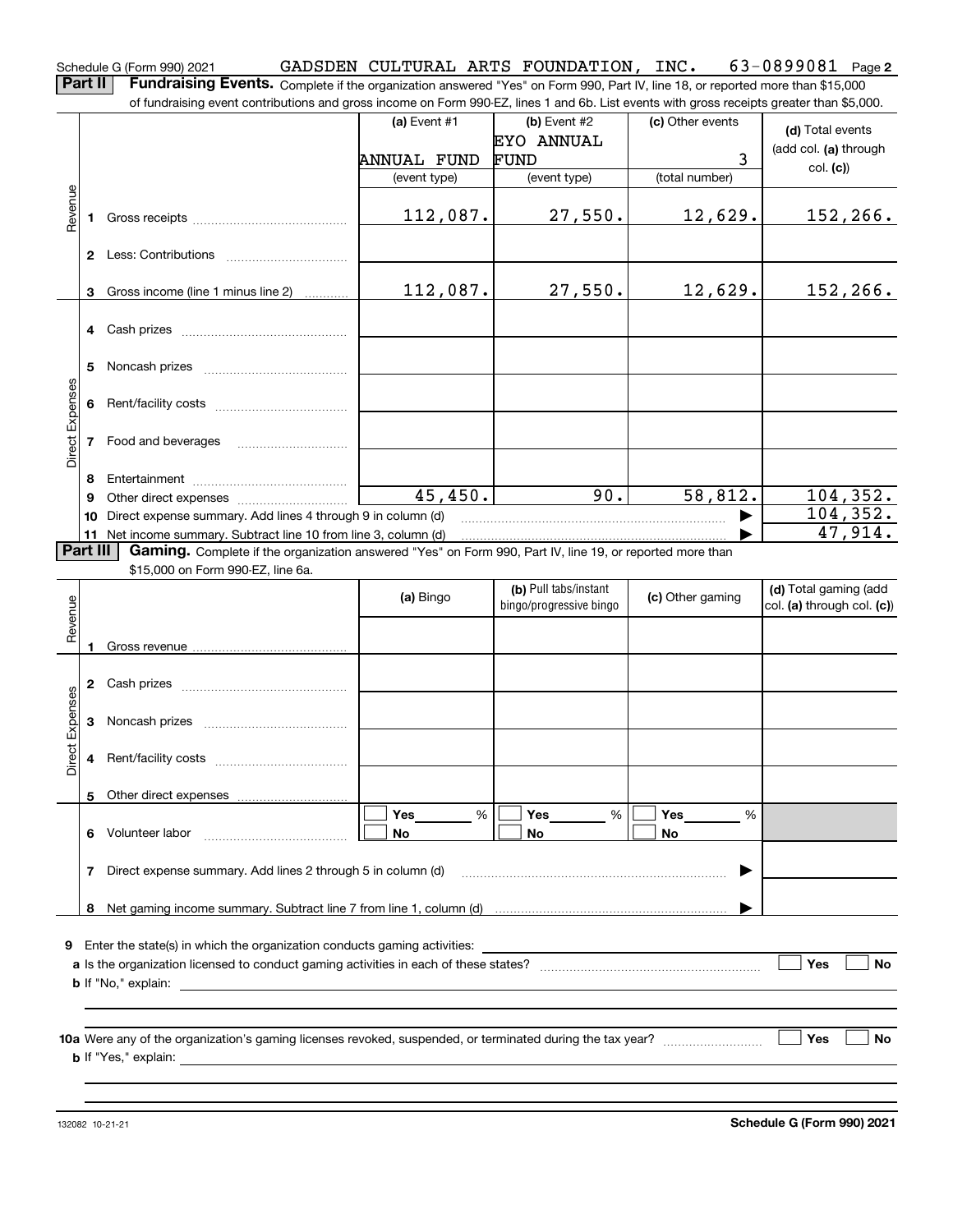Schedule G (Form 990) 2021 GADSDEN CULTURAL ARTS FOUNDATION, INC. 63-0899081 Page 2

**Part II** **Fundraising Events.** Complete if the organization answered "Yes" on Form 990, Part IV, line 18, or reported more than $15,000 of fundraising event contributions and gross income on Form 990-EZ, lines 1 and 6b. List events with gross receipts greater than $5,000.

| | | (a) Event #1<br>ANNUAL FUND<br>(event type) | (b) Event #2<br>EYO ANNUAL FUND<br>(event type) | (c) Other events<br>3<br>(total number) | (d) Total events (add col. (a) through col. (c)) |
|---|---|---|---|---|---|
| Revenue | 1 Gross receipts | 112,087. | 27,550. | 12,629. | 152,266. |
| | 2 Less: Contributions | | | | |
| | 3 Gross income (line 1 minus line 2) | 112,087. | 27,550. | 12,629. | 152,266. |
| Direct Expenses | 4 Cash prizes | | | | |
| | 5 Noncash prizes | | | | |
| | 6 Rent/facility costs | | | | |
| | 7 Food and beverages | | | | |
| | 8 Entertainment | | | | |
| | 9 Other direct expenses | 45,450. | 90. | 58,812. | 104,352. |
| | 10 Direct expense summary. Add lines 4 through 9 in column (d) | | | | 104,352. |
| | 11 Net income summary. Subtract line 10 from line 3, column (d) | | | | 47,914. |

**Part III** **Gaming.** Complete if the organization answered "Yes" on Form 990, Part IV, line 19, or reported more than $15,000 on Form 990-EZ, line 6a.

| | | (a) Bingo | (b) Pull tabs/instant bingo/progressive bingo | (c) Other gaming | (d) Total gaming (add col. (a) through col. (c)) |
|---|---|---|---|---|---|
| Revenue | 1 Gross revenue | | | | |
| Direct Expenses | 2 Cash prizes | | | | |
| | 3 Noncash prizes | | | | |
| | 4 Rent/facility costs | | | | |
| | 5 Other direct expenses | | | | |
| | 6 Volunteer labor | ☐ Yes ___ %<br>☐ No | ☐ Yes ___ %<br>☐ No | ☐ Yes ___ %<br>☐ No | |
| | 7 Direct expense summary. Add lines 2 through 5 in column (d) | | | | |
| | 8 Net gaming income summary. Subtract line 7 from line 1, column (d) | | | | |

9 Enter the state(s) in which the organization conducts gaming activities: ____________

a Is the organization licensed to conduct gaming activities in each of these states? ☐ Yes ☐ No

b If "No," explain: ____________

10a Were any of the organization's gaming licenses revoked, suspended, or terminated during the tax year? ☐ Yes ☐ No

b If "Yes," explain: ____________

132082 10-21-21 **Schedule G (Form 990) 2021**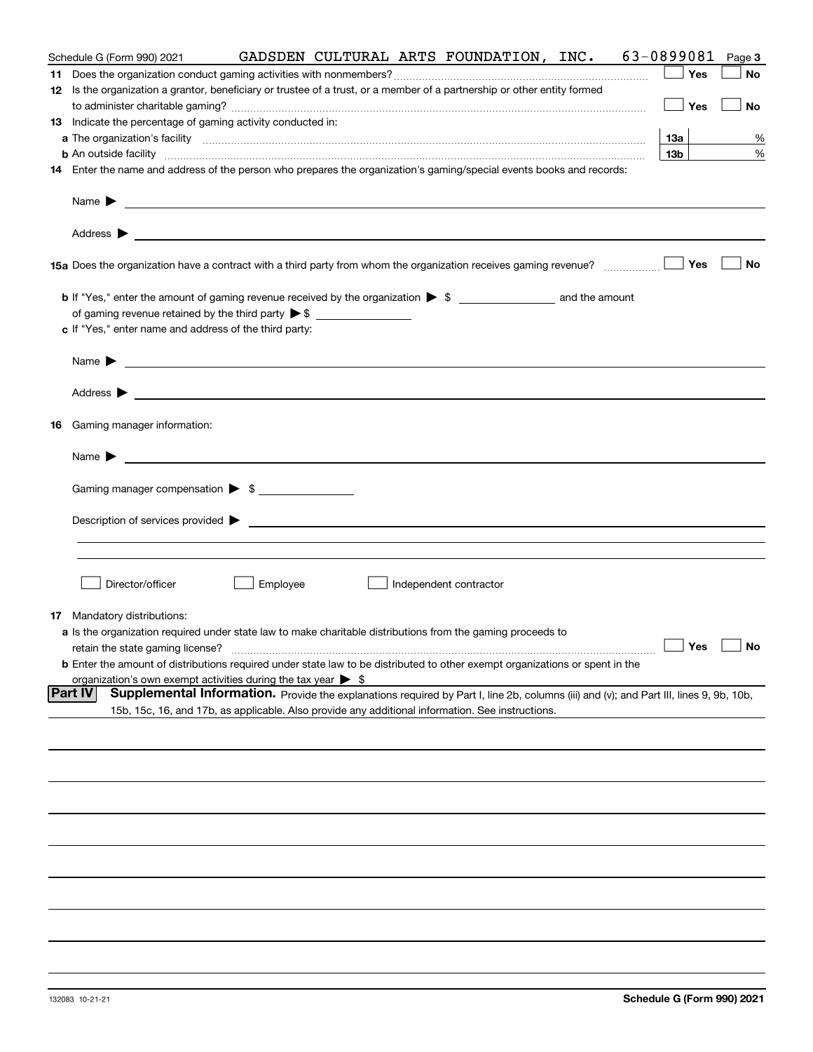Schedule G (Form 990) 2021 GADSDEN CULTURAL ARTS FOUNDATION, INC. 63-0899081 Page 3

11 Does the organization conduct gaming activities with nonmembers? ☐ Yes ☐ No

12 Is the organization a grantor, beneficiary or trustee of a trust, or a member of a partnership or other entity formed to administer charitable gaming? ☐ Yes ☐ No

13 Indicate the percentage of gaming activity conducted in:

a The organization's facility | 13a | %

b An outside facility | 13b | %

14 Enter the name and address of the person who prepares the organization's gaming/special events books and records:

Name ▶

Address ▶

15a Does the organization have a contract with a third party from whom the organization receives gaming revenue? ☐ Yes ☐ No

b If "Yes," enter the amount of gaming revenue received by the organization ▶ $ ________ and the amount of gaming revenue retained by the third party ▶ $ ________

c If "Yes," enter name and address of the third party:

Name ▶

Address ▶

16 Gaming manager information:

Name ▶

Gaming manager compensation ▶ $

Description of services provided ▶

☐ Director/officer ☐ Employee ☐ Independent contractor

17 Mandatory distributions:

a Is the organization required under state law to make charitable distributions from the gaming proceeds to retain the state gaming license? ☐ Yes ☐ No

b Enter the amount of distributions required under state law to be distributed to other exempt organizations or spent in the organization's own exempt activities during the tax year ▶ $

**Part IV Supplemental Information.** Provide the explanations required by Part I, line 2b, columns (iii) and (v); and Part III, lines 9, 9b, 10b, 15b, 15c, 16, and 17b, as applicable. Also provide any additional information. See instructions.

132083 10-21-21

**Schedule G (Form 990) 2021**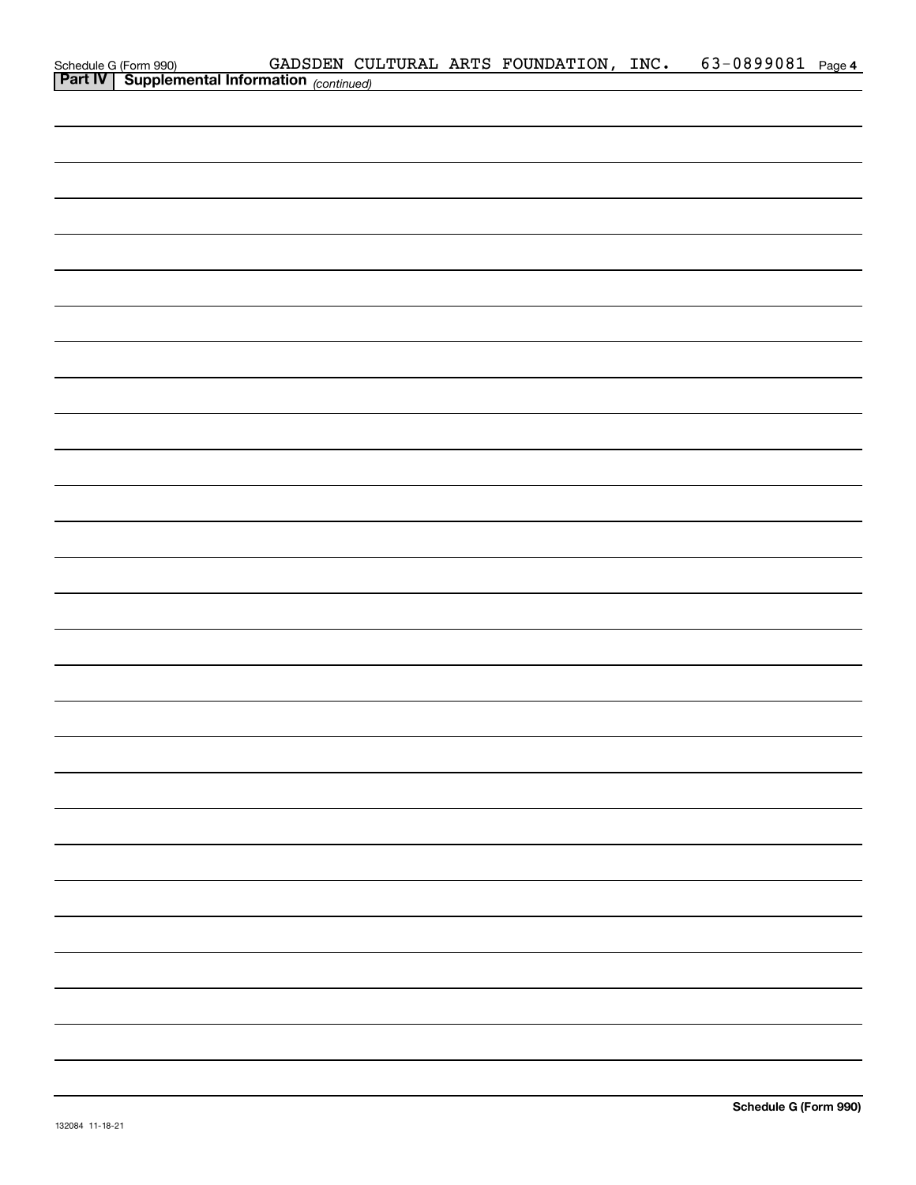Schedule G (Form 990) GADSDEN CULTURAL ARTS FOUNDATION, INC. 63-0899081 Page 4

**Part IV Supplemental Information** *(continued)*

Schedule G (Form 990)

132084 11-18-21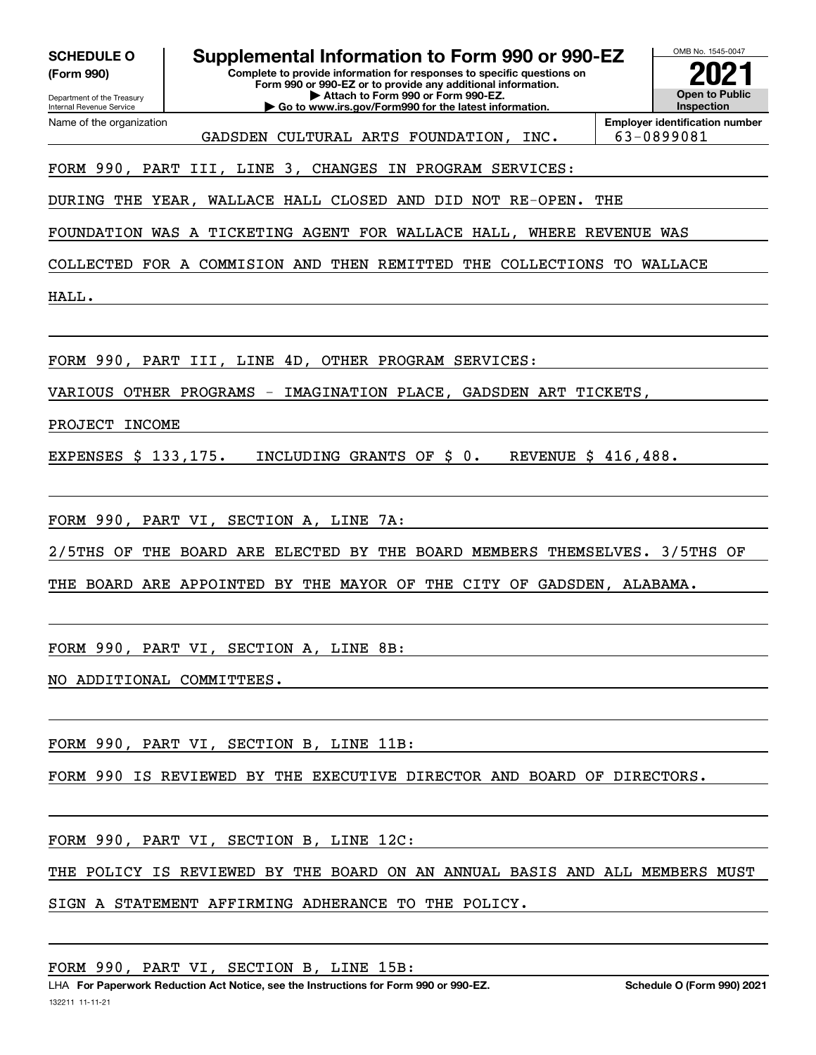**SCHEDULE O**
**(Form 990)**

Department of the Treasury
Internal Revenue Service

# Supplemental Information to Form 990 or 990-EZ

**Complete to provide information for responses to specific questions on Form 990 or 990-EZ or to provide any additional information.**
**▶ Attach to Form 990 or Form 990-EZ.**
**▶ Go to www.irs.gov/Form990 for the latest information.**

OMB No. 1545-0047
**2021**
**Open to Public Inspection**

Name of the organization: GADSDEN CULTURAL ARTS FOUNDATION, INC.
**Employer identification number:** 63-0899081

FORM 990, PART III, LINE 3, CHANGES IN PROGRAM SERVICES:

DURING THE YEAR, WALLACE HALL CLOSED AND DID NOT RE-OPEN. THE FOUNDATION WAS A TICKETING AGENT FOR WALLACE HALL, WHERE REVENUE WAS COLLECTED FOR A COMMISION AND THEN REMITTED THE COLLECTIONS TO WALLACE HALL.

FORM 990, PART III, LINE 4D, OTHER PROGRAM SERVICES:

VARIOUS OTHER PROGRAMS - IMAGINATION PLACE, GADSDEN ART TICKETS, PROJECT INCOME

EXPENSES $ 133,175.   INCLUDING GRANTS OF $ 0.   REVENUE $ 416,488.

FORM 990, PART VI, SECTION A, LINE 7A:

2/5THS OF THE BOARD ARE ELECTED BY THE BOARD MEMBERS THEMSELVES. 3/5THS OF THE BOARD ARE APPOINTED BY THE MAYOR OF THE CITY OF GADSDEN, ALABAMA.

FORM 990, PART VI, SECTION A, LINE 8B:

NO ADDITIONAL COMMITTEES.

FORM 990, PART VI, SECTION B, LINE 11B:

FORM 990 IS REVIEWED BY THE EXECUTIVE DIRECTOR AND BOARD OF DIRECTORS.

FORM 990, PART VI, SECTION B, LINE 12C:

THE POLICY IS REVIEWED BY THE BOARD ON AN ANNUAL BASIS AND ALL MEMBERS MUST SIGN A STATEMENT AFFIRMING ADHERANCE TO THE POLICY.

FORM 990, PART VI, SECTION B, LINE 15B:

LHA **For Paperwork Reduction Act Notice, see the Instructions for Form 990 or 990-EZ.** **Schedule O (Form 990) 2021**
132211 11-11-21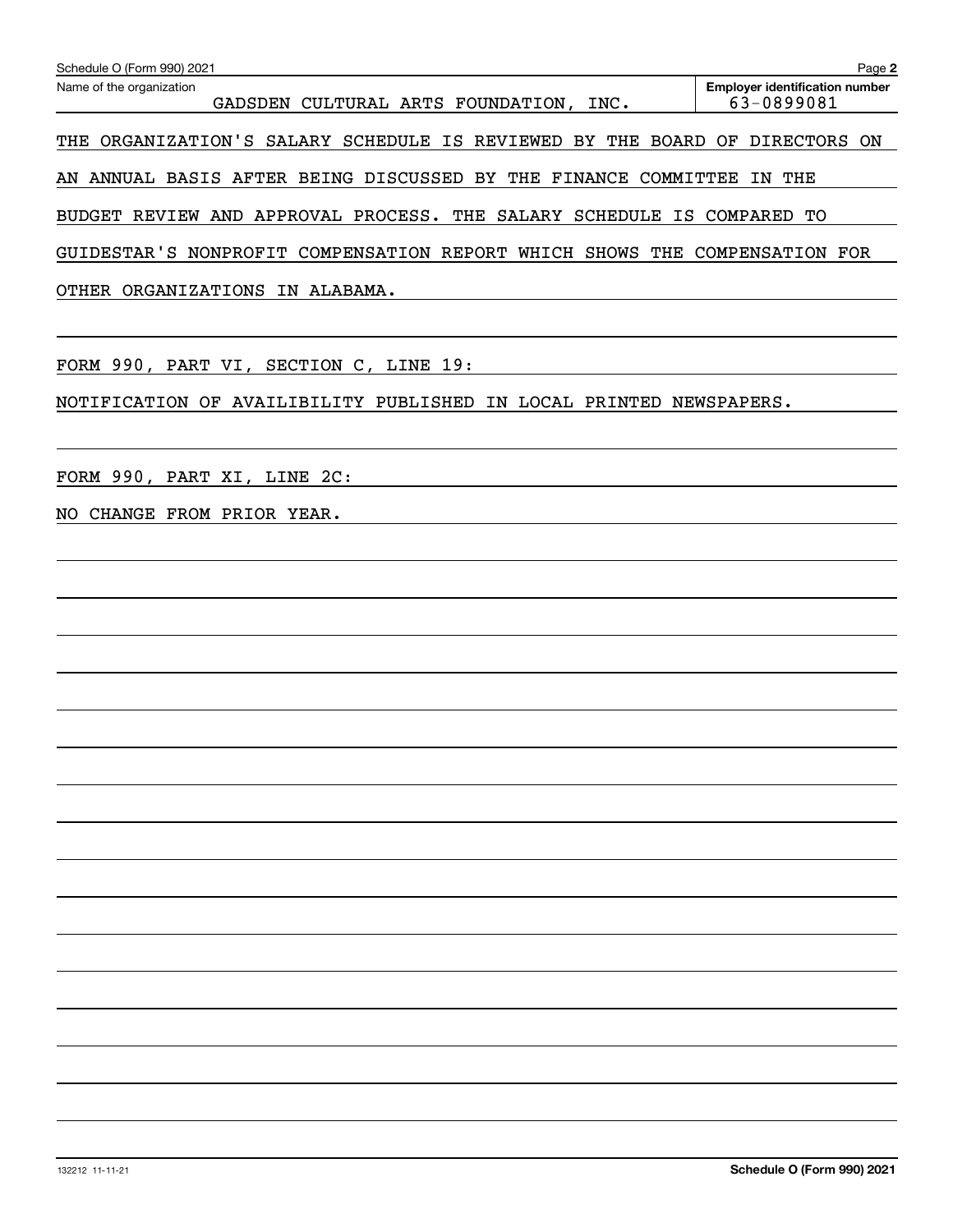Name of the organization: GADSDEN CULTURAL ARTS FOUNDATION, INC.

Employer identification number: 63-0899081

THE ORGANIZATION'S SALARY SCHEDULE IS REVIEWED BY THE BOARD OF DIRECTORS ON AN ANNUAL BASIS AFTER BEING DISCUSSED BY THE FINANCE COMMITTEE IN THE BUDGET REVIEW AND APPROVAL PROCESS. THE SALARY SCHEDULE IS COMPARED TO GUIDESTAR'S NONPROFIT COMPENSATION REPORT WHICH SHOWS THE COMPENSATION FOR OTHER ORGANIZATIONS IN ALABAMA.

FORM 990, PART VI, SECTION C, LINE 19:

NOTIFICATION OF AVAILIBILITY PUBLISHED IN LOCAL PRINTED NEWSPAPERS.

FORM 990, PART XI, LINE 2C:

NO CHANGE FROM PRIOR YEAR.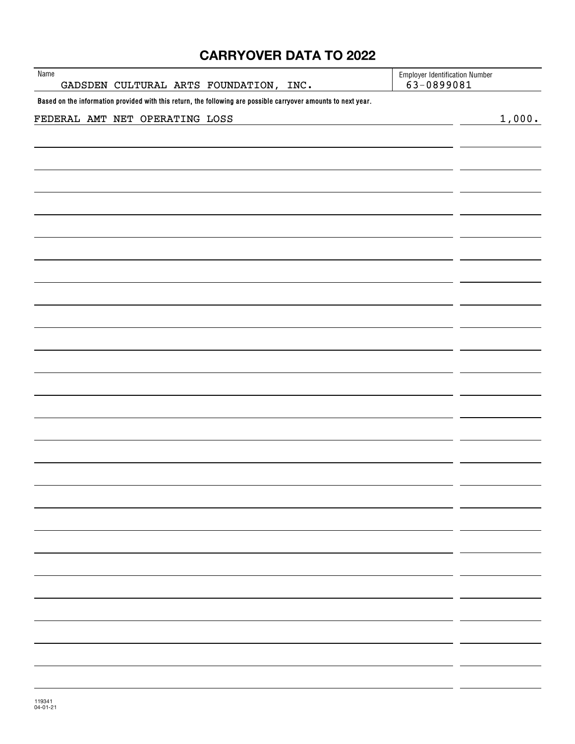# CARRYOVER DATA TO 2022

| Name | Employer Identification Number |
| --- | --- |
| GADSDEN CULTURAL ARTS FOUNDATION, INC. | 63-0899081 |

**Based on the information provided with this return, the following are possible carryover amounts to next year.**

| | |
| --- | --- |
| FEDERAL AMT NET OPERATING LOSS | 1,000. |

119341
04-01-21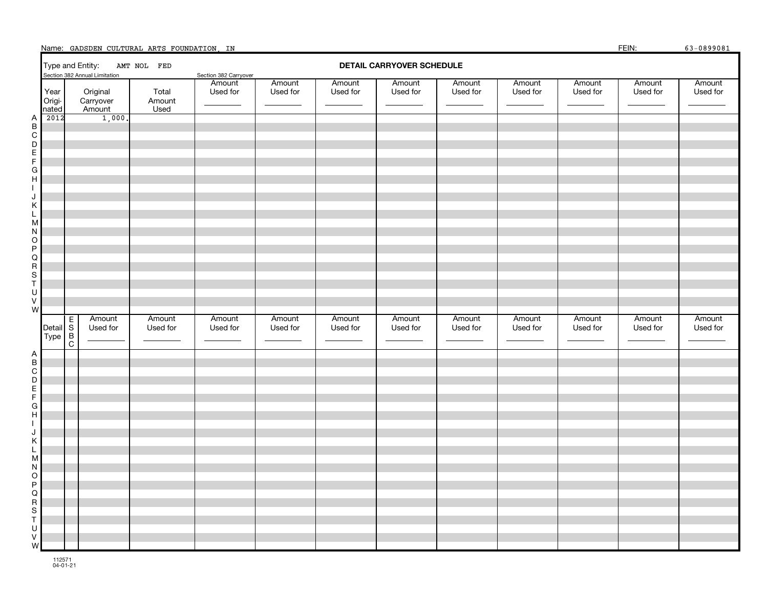Name: GADSDEN CULTURAL ARTS FOUNDATION, IN

FEIN: 63-0899081

Type and Entity: AMT NOL FED

## DETAIL CARRYOVER SCHEDULE

Section 382 Annual Limitation

Section 382 Carryover

| | Year Originated | Original Carryover Amount | Total Amount Used | Amount Used for | Amount Used for | Amount Used for | Amount Used for | Amount Used for | Amount Used for | Amount Used for | Amount Used for | Amount Used for |
|---|---|---|---|---|---|---|---|---|---|---|---|---|
| A | 2012 | 1,000. | | | | | | | | | | |
| B | | | | | | | | | | | | |
| C | | | | | | | | | | | | |
| D | | | | | | | | | | | | |
| E | | | | | | | | | | | | |
| F | | | | | | | | | | | | |
| G | | | | | | | | | | | | |
| H | | | | | | | | | | | | |
| I | | | | | | | | | | | | |
| J | | | | | | | | | | | | |
| K | | | | | | | | | | | | |
| L | | | | | | | | | | | | |
| M | | | | | | | | | | | | |
| N | | | | | | | | | | | | |
| O | | | | | | | | | | | | |
| P | | | | | | | | | | | | |
| Q | | | | | | | | | | | | |
| R | | | | | | | | | | | | |
| S | | | | | | | | | | | | |
| T | | | | | | | | | | | | |
| U | | | | | | | | | | | | |
| V | | | | | | | | | | | | |
| W | | | | | | | | | | | | |

| | Detail Type | E S B C | Amount Used for | Amount Used for | Amount Used for | Amount Used for | Amount Used for | Amount Used for | Amount Used for | Amount Used for | Amount Used for | Amount Used for | Amount Used for |
|---|---|---|---|---|---|---|---|---|---|---|---|---|---|
| A | | | | | | | | | | | | | |
| B | | | | | | | | | | | | | |
| C | | | | | | | | | | | | | |
| D | | | | | | | | | | | | | |
| E | | | | | | | | | | | | | |
| F | | | | | | | | | | | | | |
| G | | | | | | | | | | | | | |
| H | | | | | | | | | | | | | |
| I | | | | | | | | | | | | | |
| J | | | | | | | | | | | | | |
| K | | | | | | | | | | | | | |
| L | | | | | | | | | | | | | |
| M | | | | | | | | | | | | | |
| N | | | | | | | | | | | | | |
| O | | | | | | | | | | | | | |
| P | | | | | | | | | | | | | |
| Q | | | | | | | | | | | | | |
| R | | | | | | | | | | | | | |
| S | | | | | | | | | | | | | |
| T | | | | | | | | | | | | | |
| U | | | | | | | | | | | | | |
| V | | | | | | | | | | | | | |
| W | | | | | | | | | | | | | |

112571
04-01-21